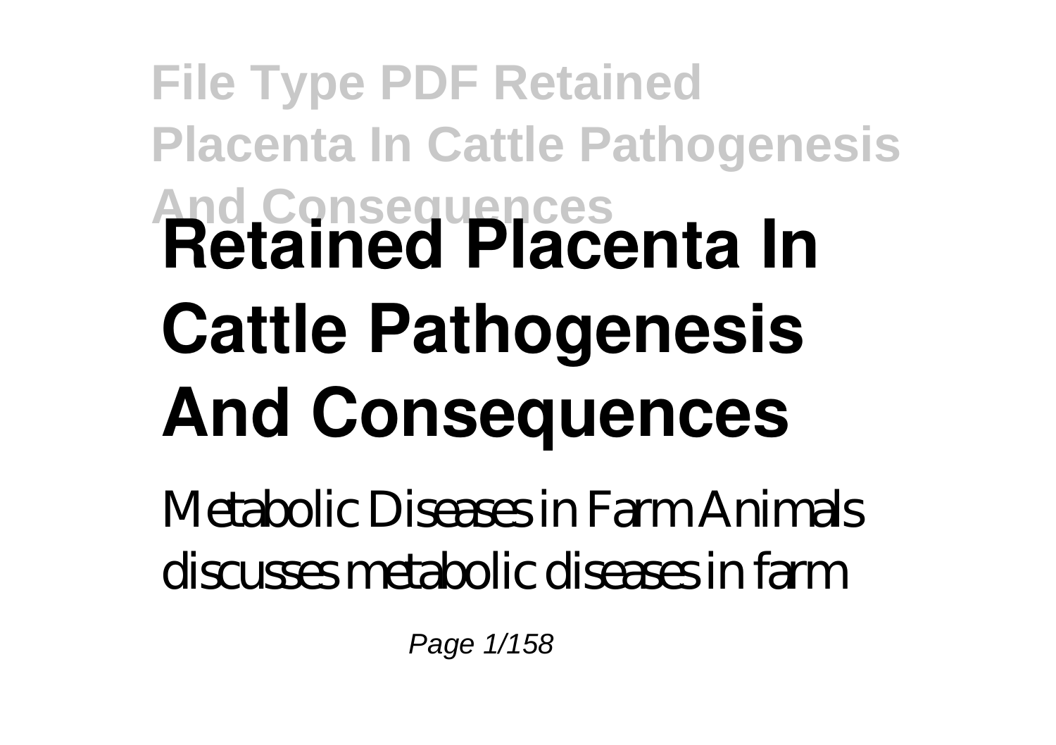# Retained Placenta In Cattle Pathogenesis And Consequences

Metabolic Diseases in Farm Animals discusses metabolic diseases in farm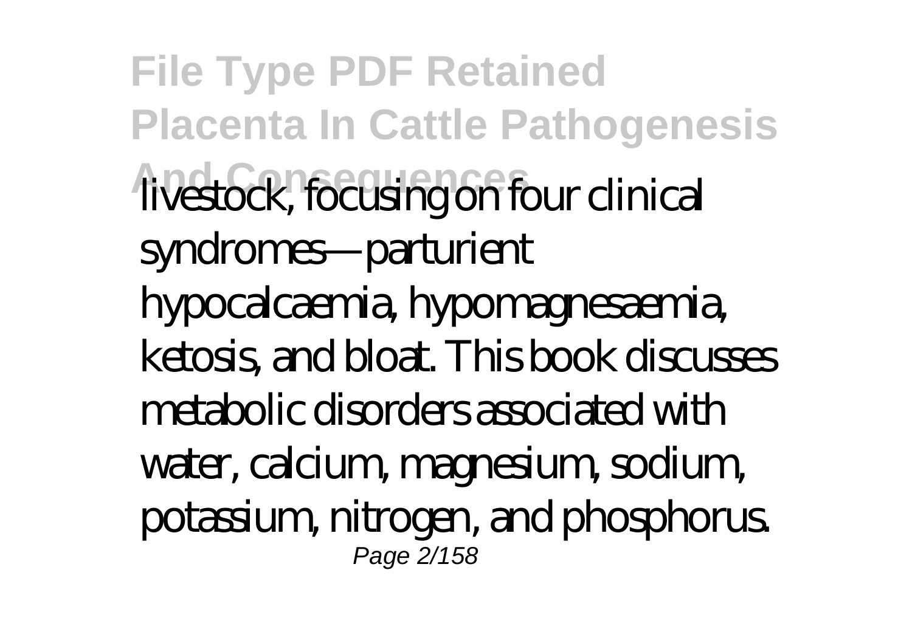livestock, focusing on four clinical syndromes—parturient hypocalcaemia, hypomagnesaemia, ketosis, and bloat. This book discusses metabolic disorders associated with water, calcium, magnesium, sodium, potassium, nitrogen, and phosphorus.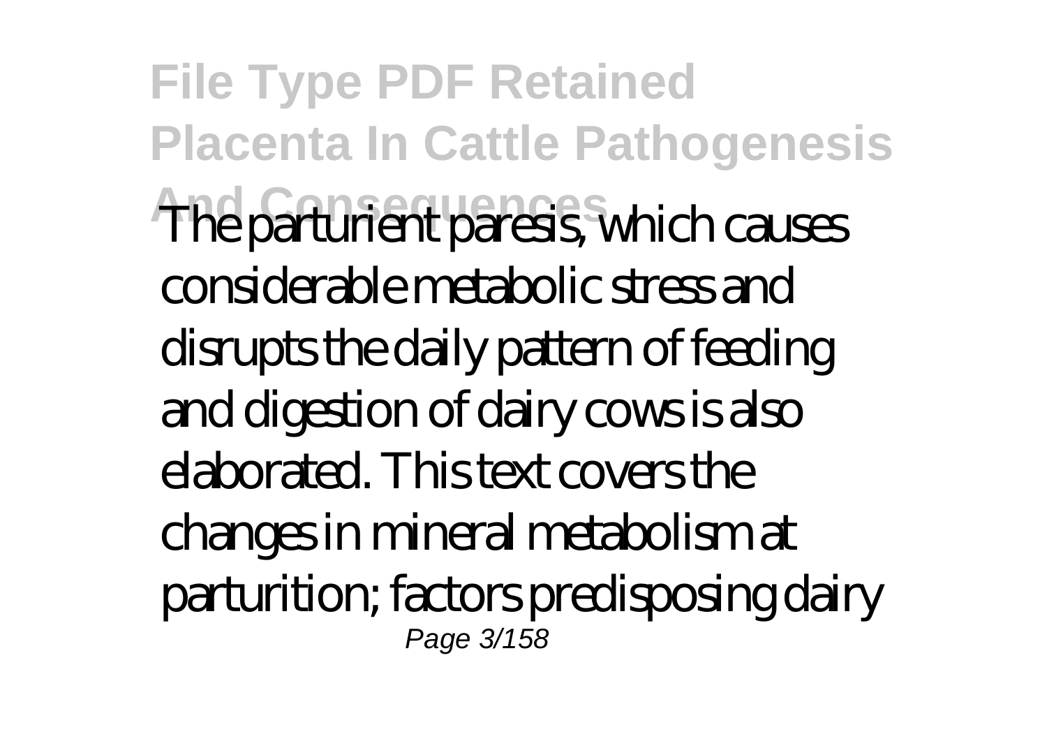The parturient paresis, which causes considerable metabolic stress and disrupts the daily pattern of feeding and digestion of dairy cows is also elaborated. This text covers the changes in mineral metabolism at parturition; factors predisposing dairy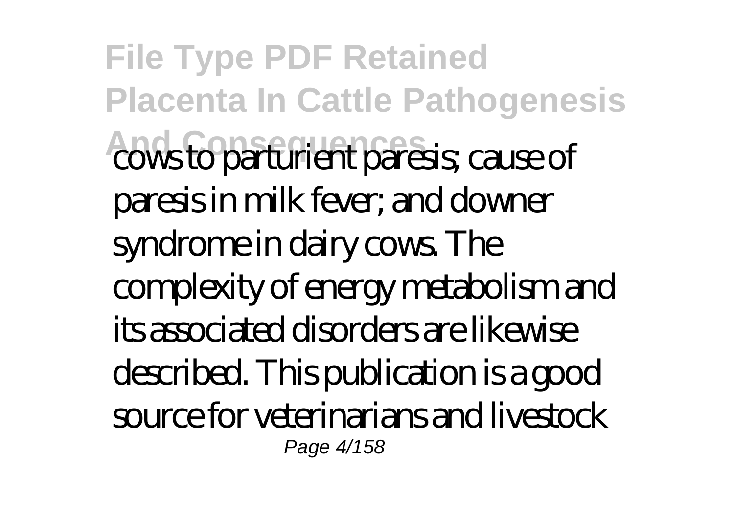cows to parturient paresis; cause of paresis in milk fever; and downer syndrome in dairy cows. The complexity of energy metabolism and its associated disorders are likewise described. This publication is a good source for veterinarians and livestock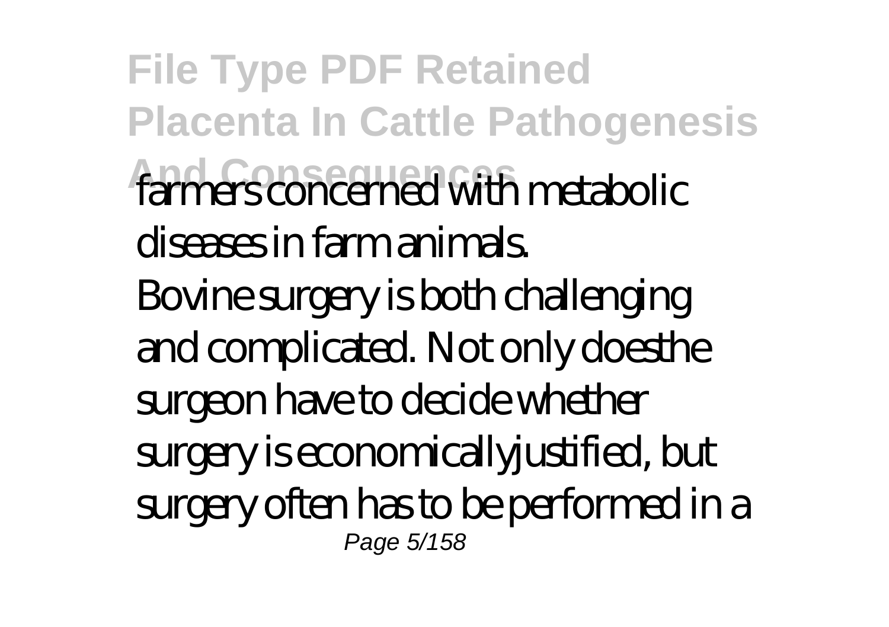farmers concerned with metabolic diseases in farm animals.

Bovine surgery is both challenging and complicated. Not only doesthe surgeon have to decide whether surgery is economicallyjustified, but surgery often has to be performed in a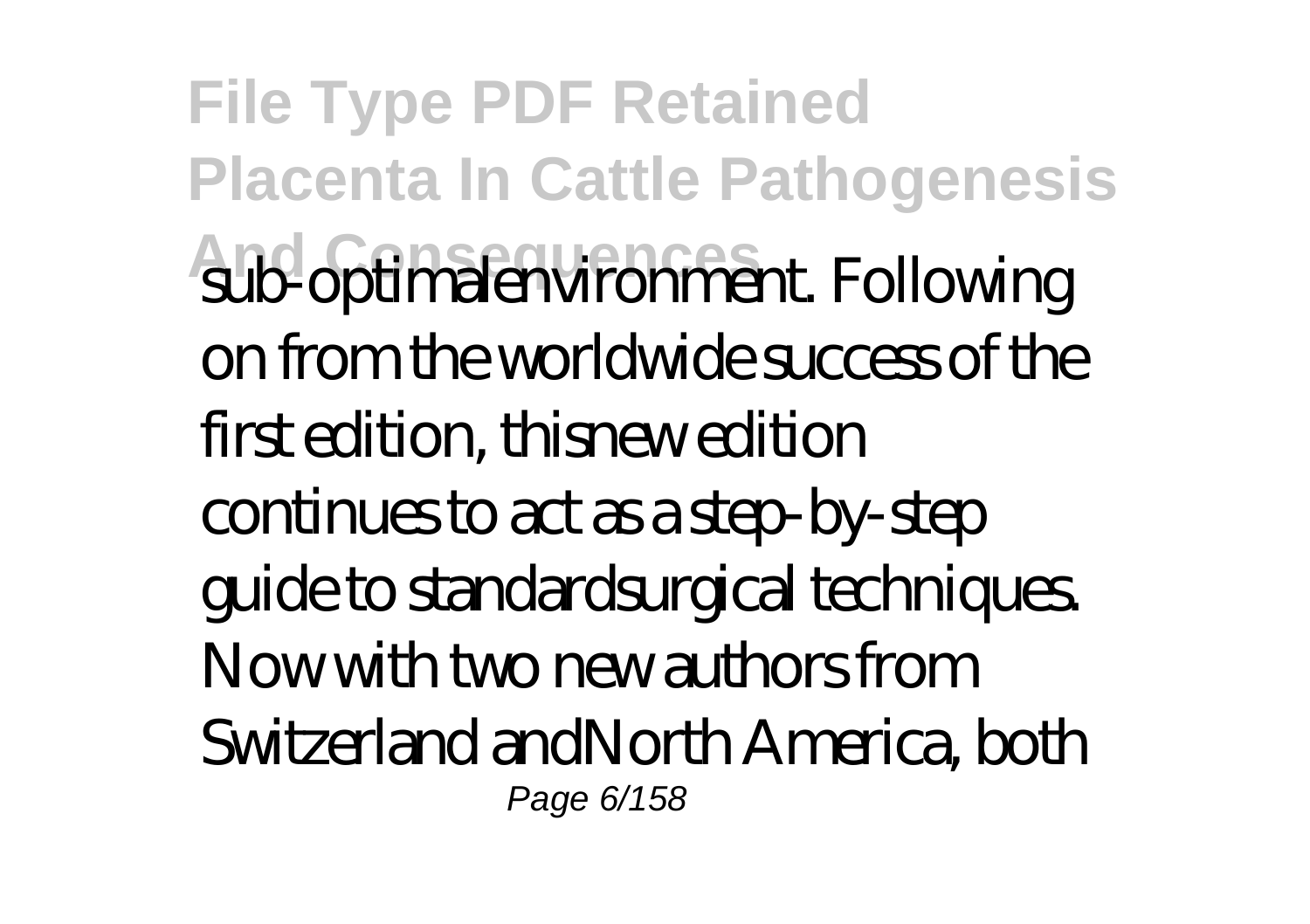sub-optimalenvironment. Following on from the worldwide success of the first edition, thisnew edition continues to act as a step-by-step guide to standardsurgical techniques. Now with two new authors from Switzerland andNorth America, both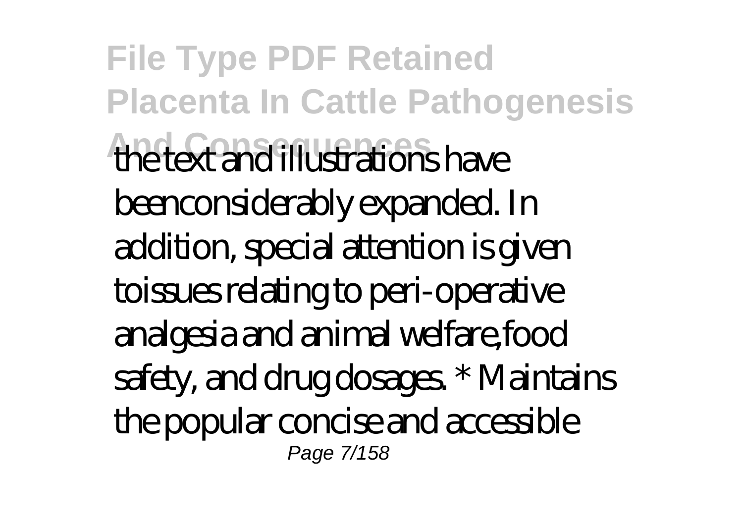the text and illustrations have beenconsiderably expanded. In addition, special attention is given toissues relating to peri-operative analgesia and animal welfare,food safety, and drug dosages. * Maintains the popular concise and accessible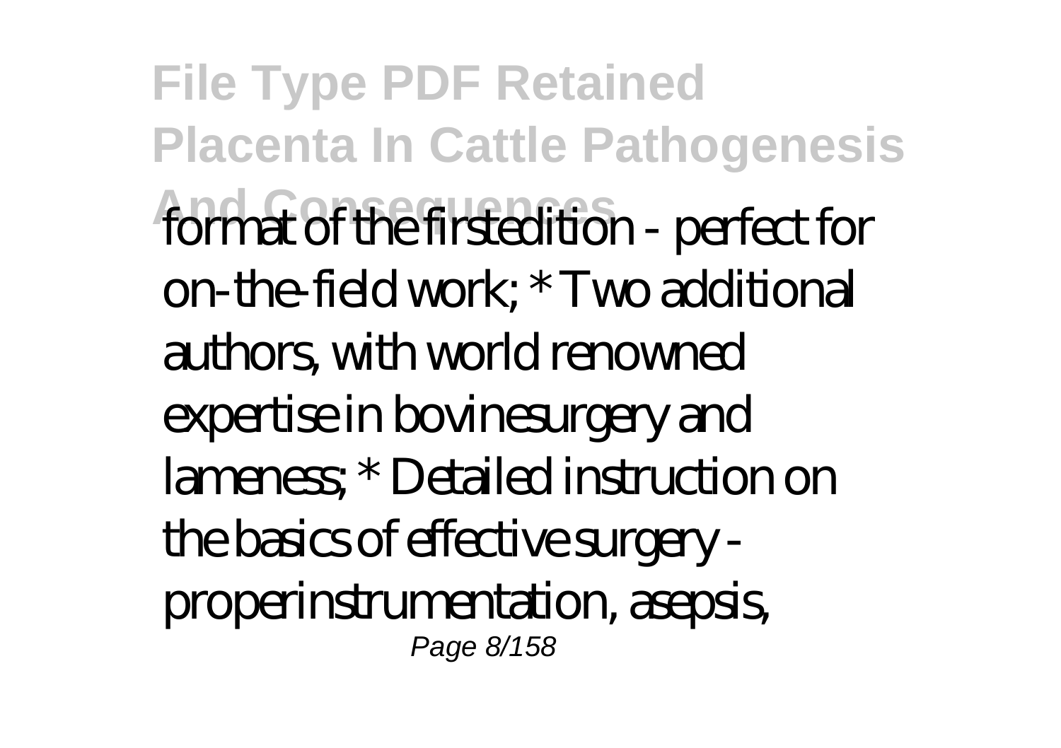format of the firstedition - perfect for on-the-field work; * Two additional authors, with world renowned expertise in bovinesurgery and lameness; * Detailed instruction on the basics of effective surgery - properinstrumentation, asepsis,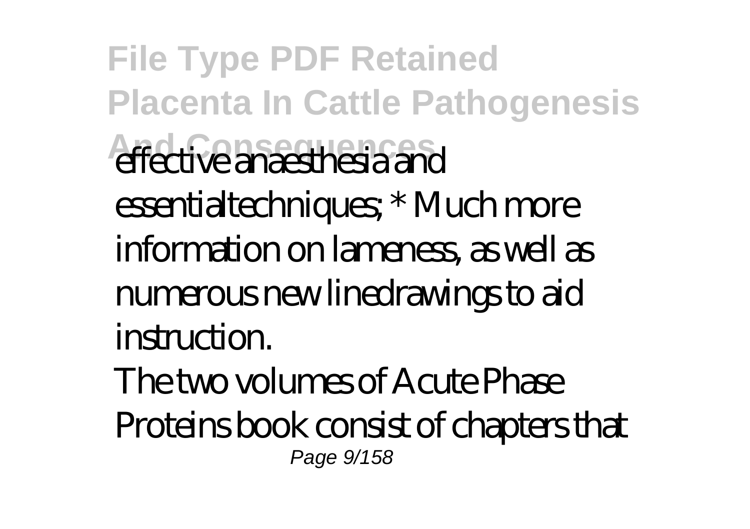effective anaesthesia and essentialtechniques; * Much more information on lameness, as well as numerous new linedrawings to aid instruction.

The two volumes of Acute Phase Proteins book consist of chapters that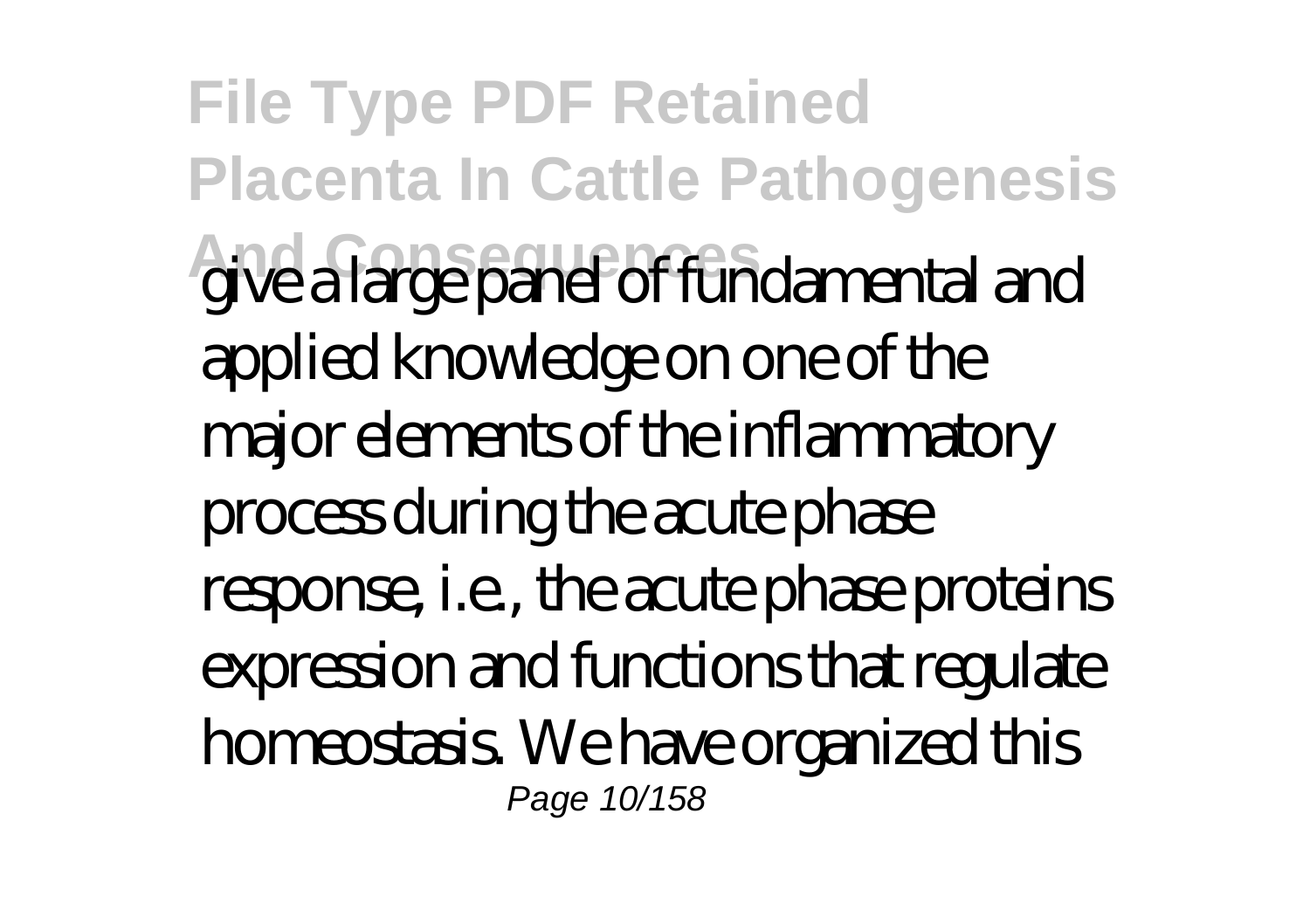give a large panel of fundamental and applied knowledge on one of the major elements of the inflammatory process during the acute phase response, i.e., the acute phase proteins expression and functions that regulate homeostasis. We have organized this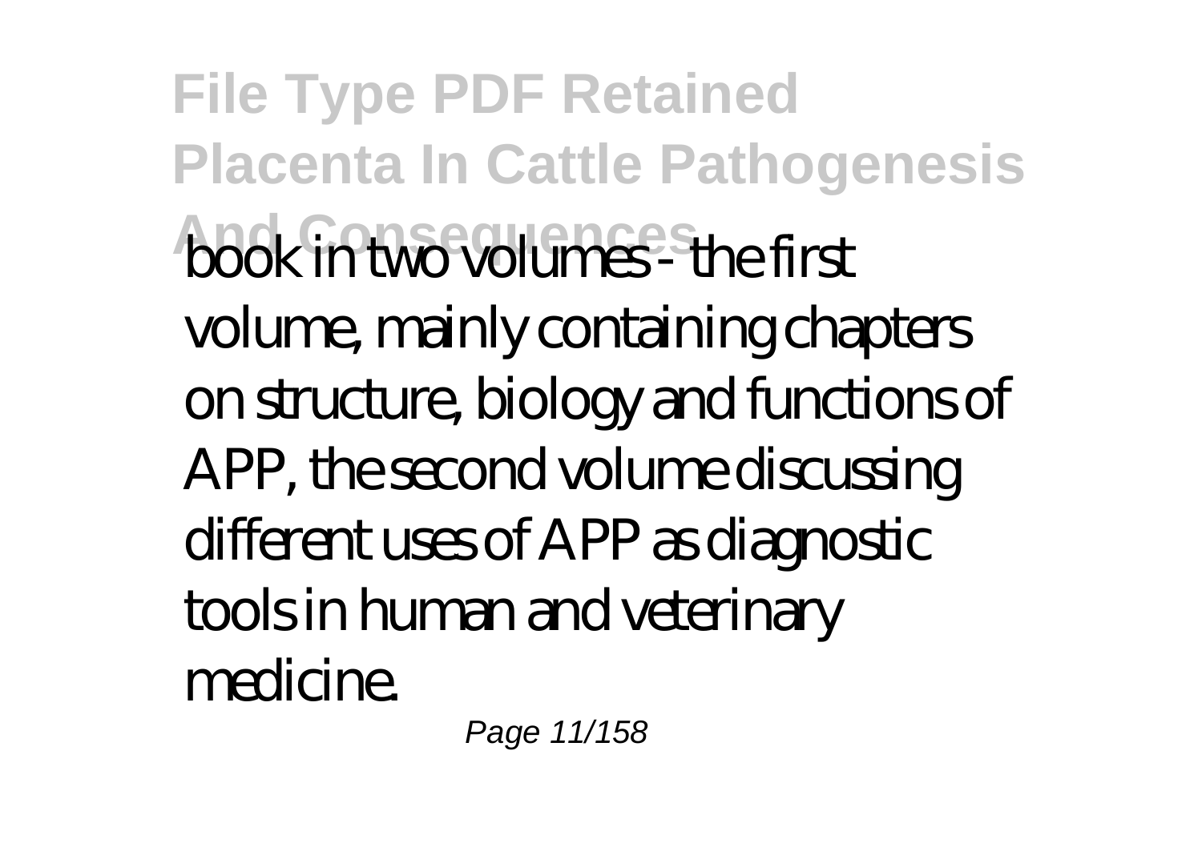book in two volumes - the first volume, mainly containing chapters on structure, biology and functions of APP, the second volume discussing different uses of APP as diagnostic tools in human and veterinary medicine.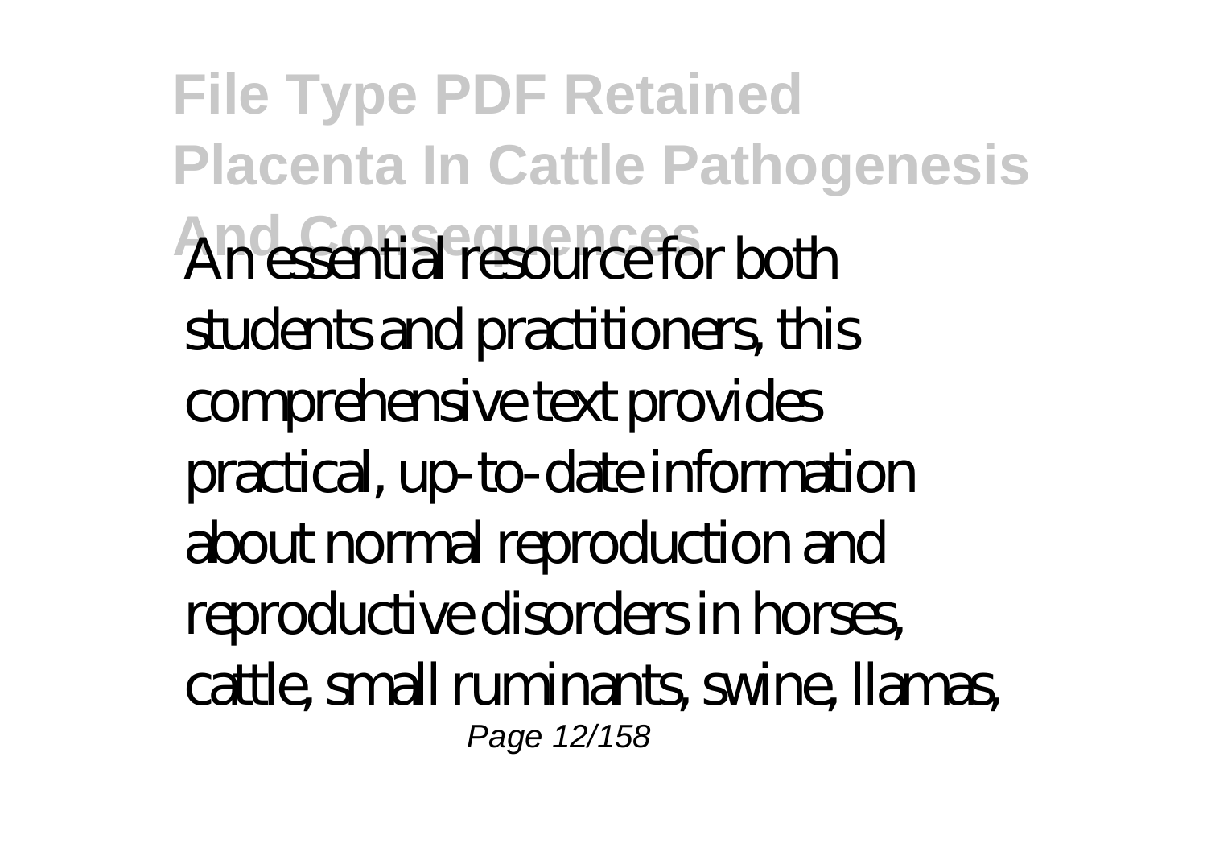An essential resource for both students and practitioners, this comprehensive text provides practical, up-to-date information about normal reproduction and reproductive disorders in horses, cattle, small ruminants, swine, llamas,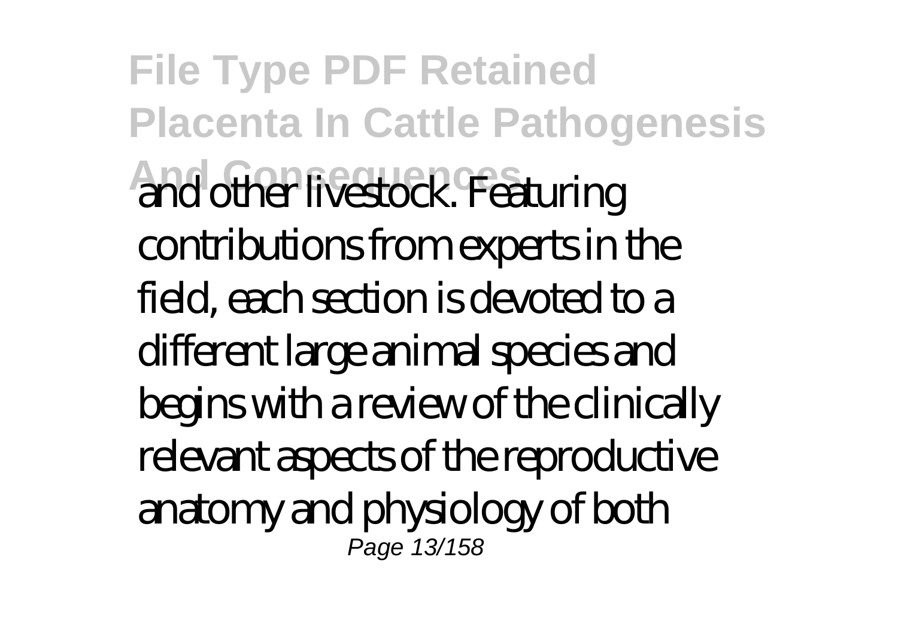and other livestock. Featuring contributions from experts in the field, each section is devoted to a different large animal species and begins with a review of the clinically relevant aspects of the reproductive anatomy and physiology of both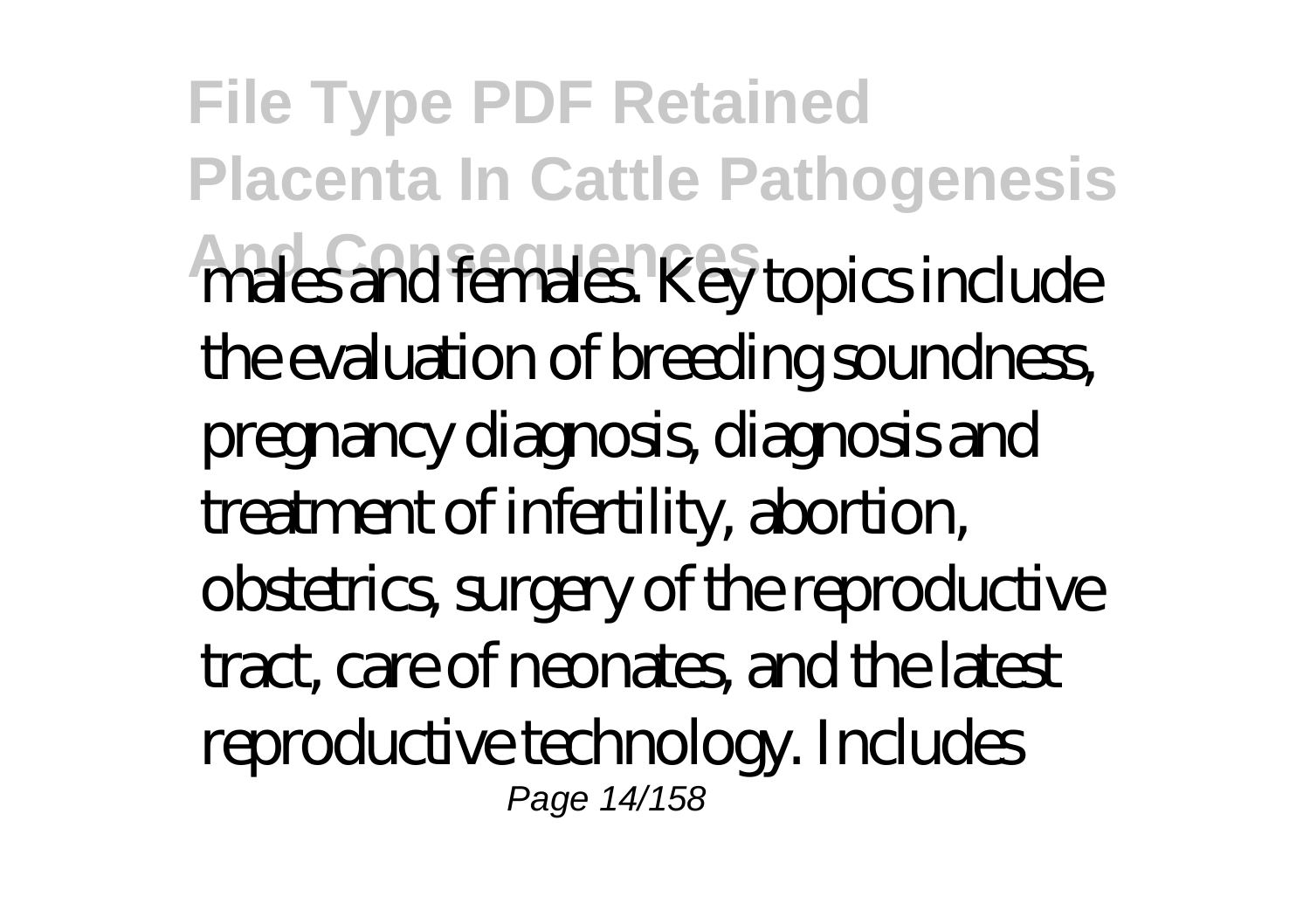males and females. Key topics include the evaluation of breeding soundness, pregnancy diagnosis, diagnosis and treatment of infertility, abortion, obstetrics, surgery of the reproductive tract, care of neonates, and the latest reproductive technology. Includes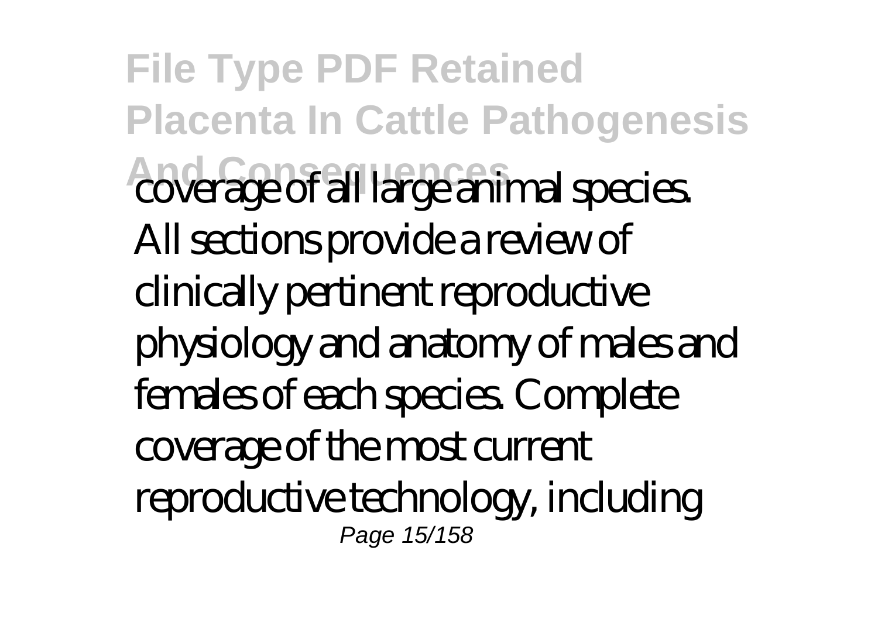coverage of all large animal species. All sections provide a review of clinically pertinent reproductive physiology and anatomy of males and females of each species. Complete coverage of the most current reproductive technology, including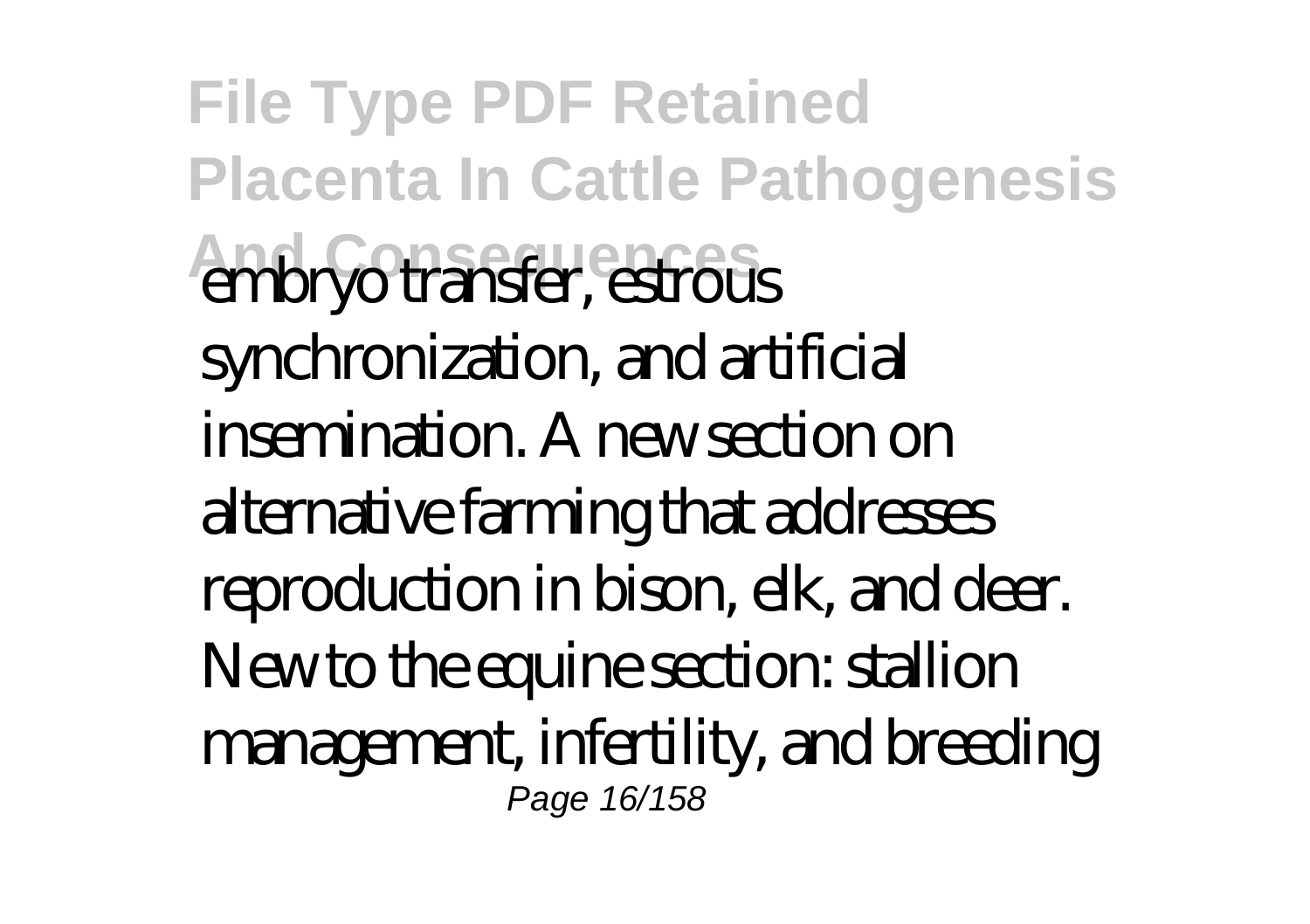embryo transfer, estrous synchronization, and artificial insemination. A new section on alternative farming that addresses reproduction in bison, elk, and deer. New to the equine section: stallion management, infertility, and breeding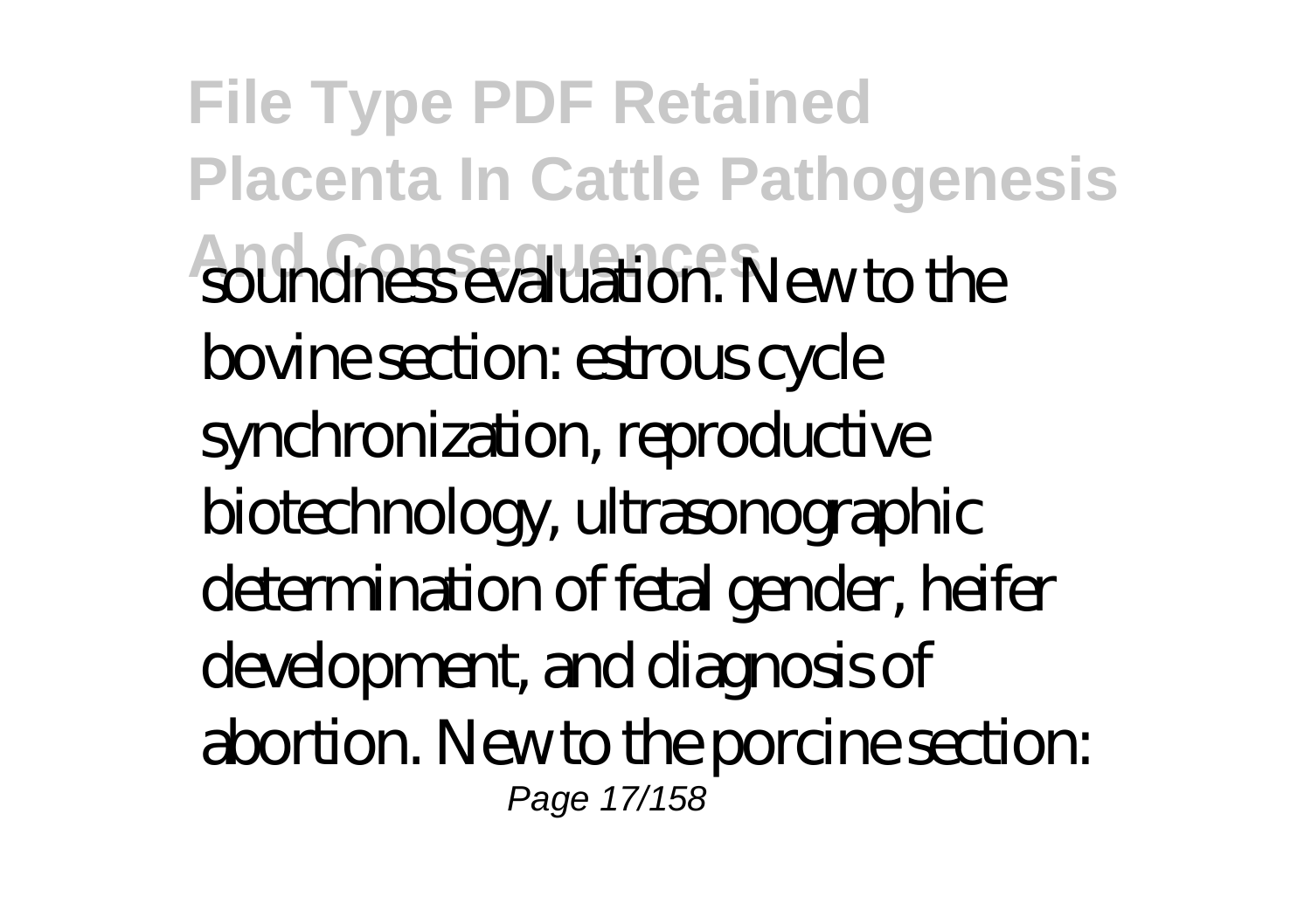soundness evaluation. New to the bovine section: estrous cycle synchronization, reproductive biotechnology, ultrasonographic determination of fetal gender, heifer development, and diagnosis of abortion. New to the porcine section: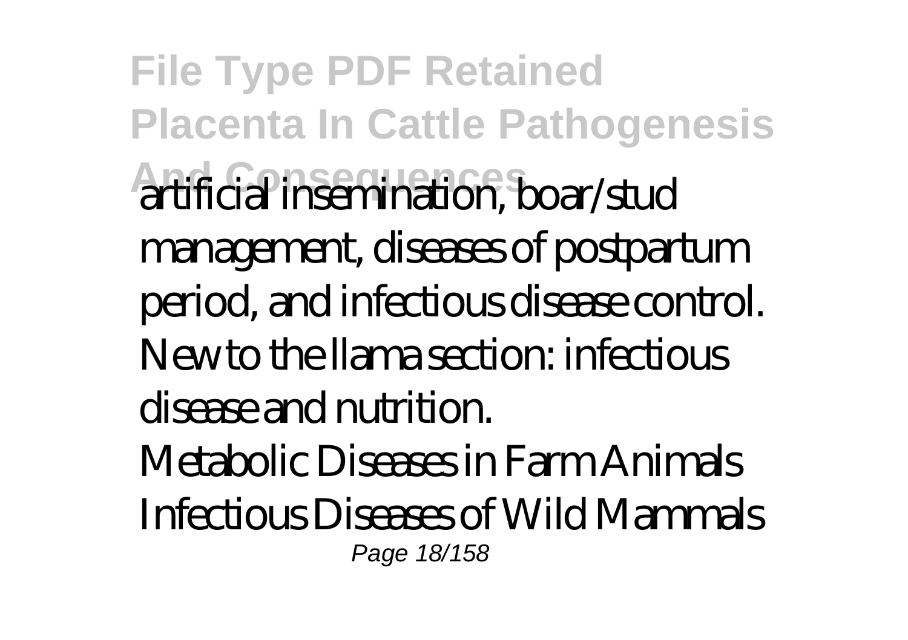artificial insemination, boar/stud management, diseases of postpartum period, and infectious disease control. New to the llama section: infectious disease and nutrition.

Metabolic Diseases in Farm Animals

Infectious Diseases of Wild Mammals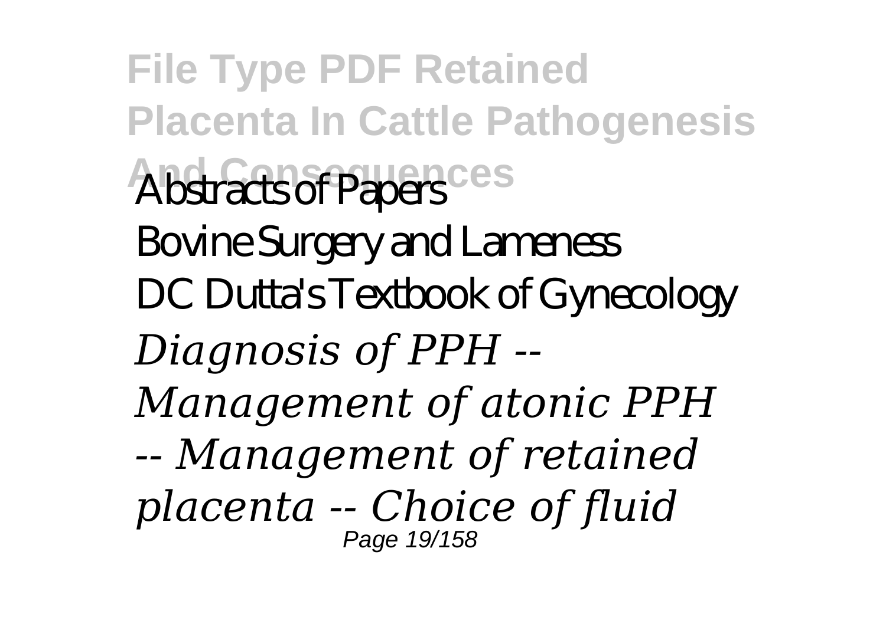Abstracts of Papers

Bovine Surgery and Lameness

DC Dutta's Textbook of Gynecology

*Diagnosis of PPH -- Management of atonic PPH -- Management of retained placenta -- Choice of fluid*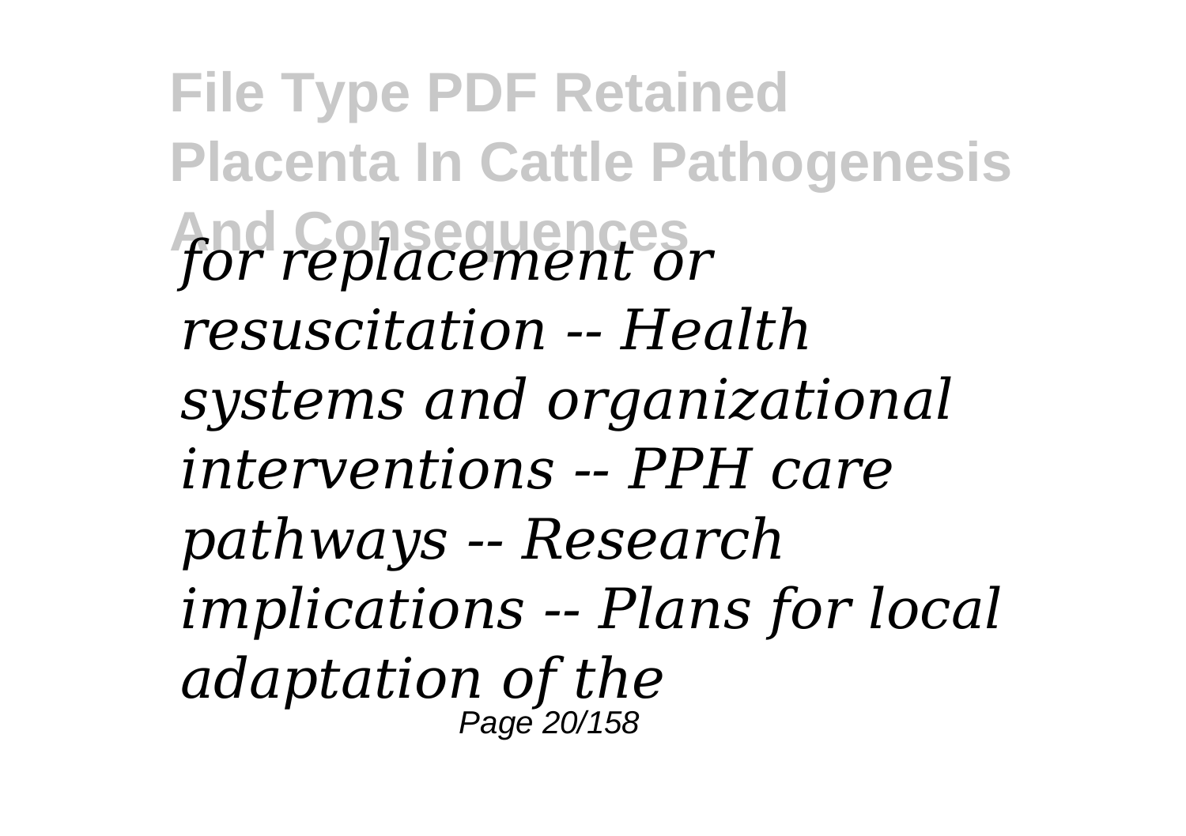*for replacement or resuscitation -- Health systems and organizational interventions -- PPH care pathways -- Research implications -- Plans for local adaptation of the*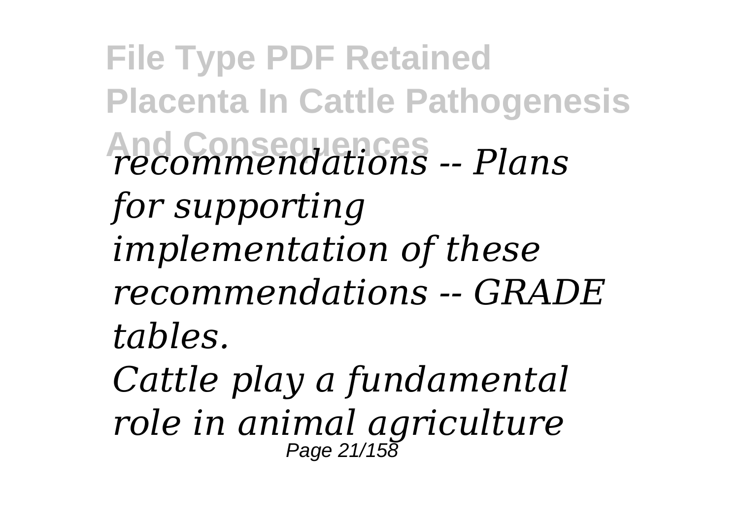*recommendations -- Plans for supporting implementation of these recommendations -- GRADE tables.*

*Cattle play a fundamental role in animal agriculture*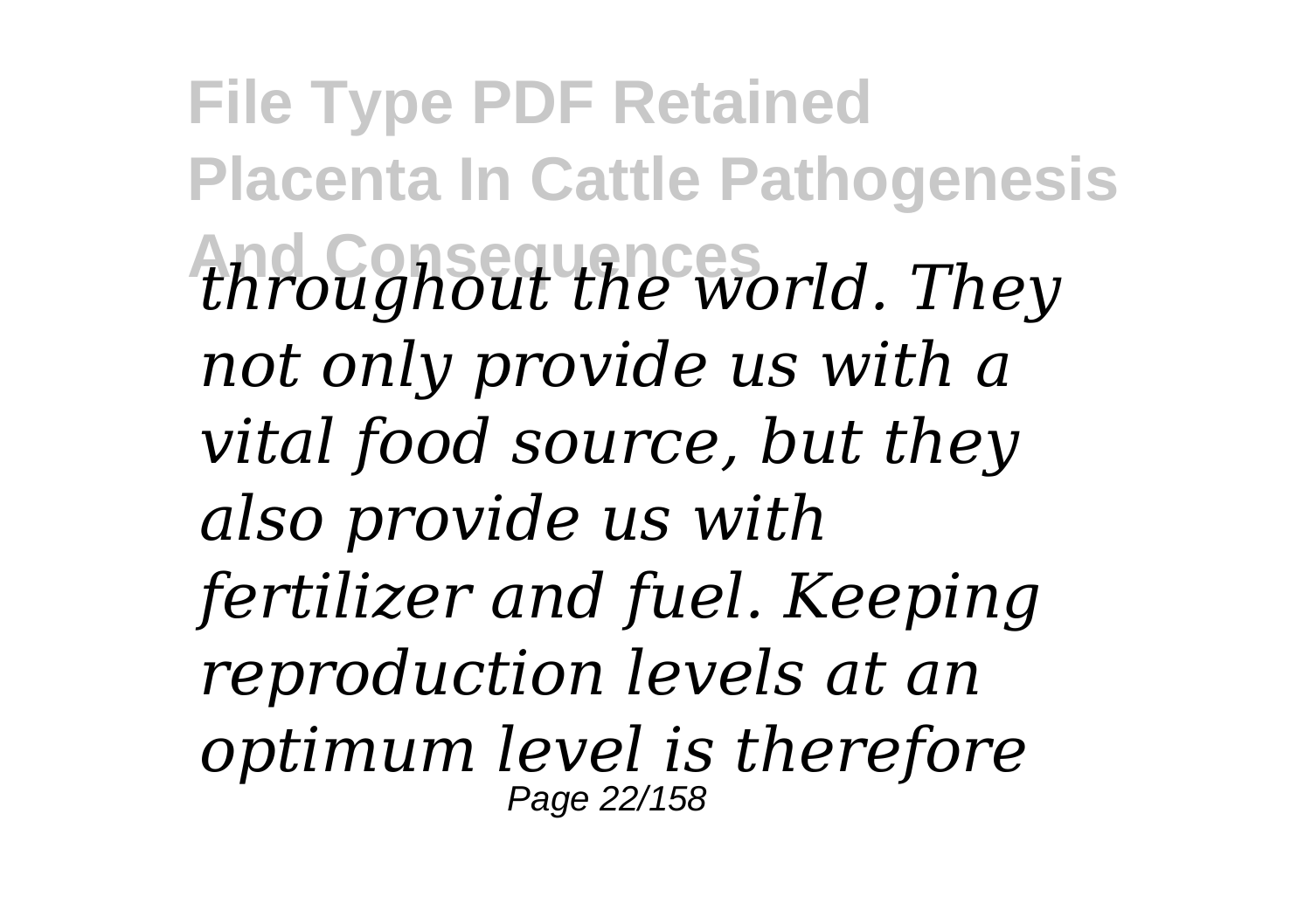*throughout the world. They not only provide us with a vital food source, but they also provide us with fertilizer and fuel. Keeping reproduction levels at an optimum level is therefore*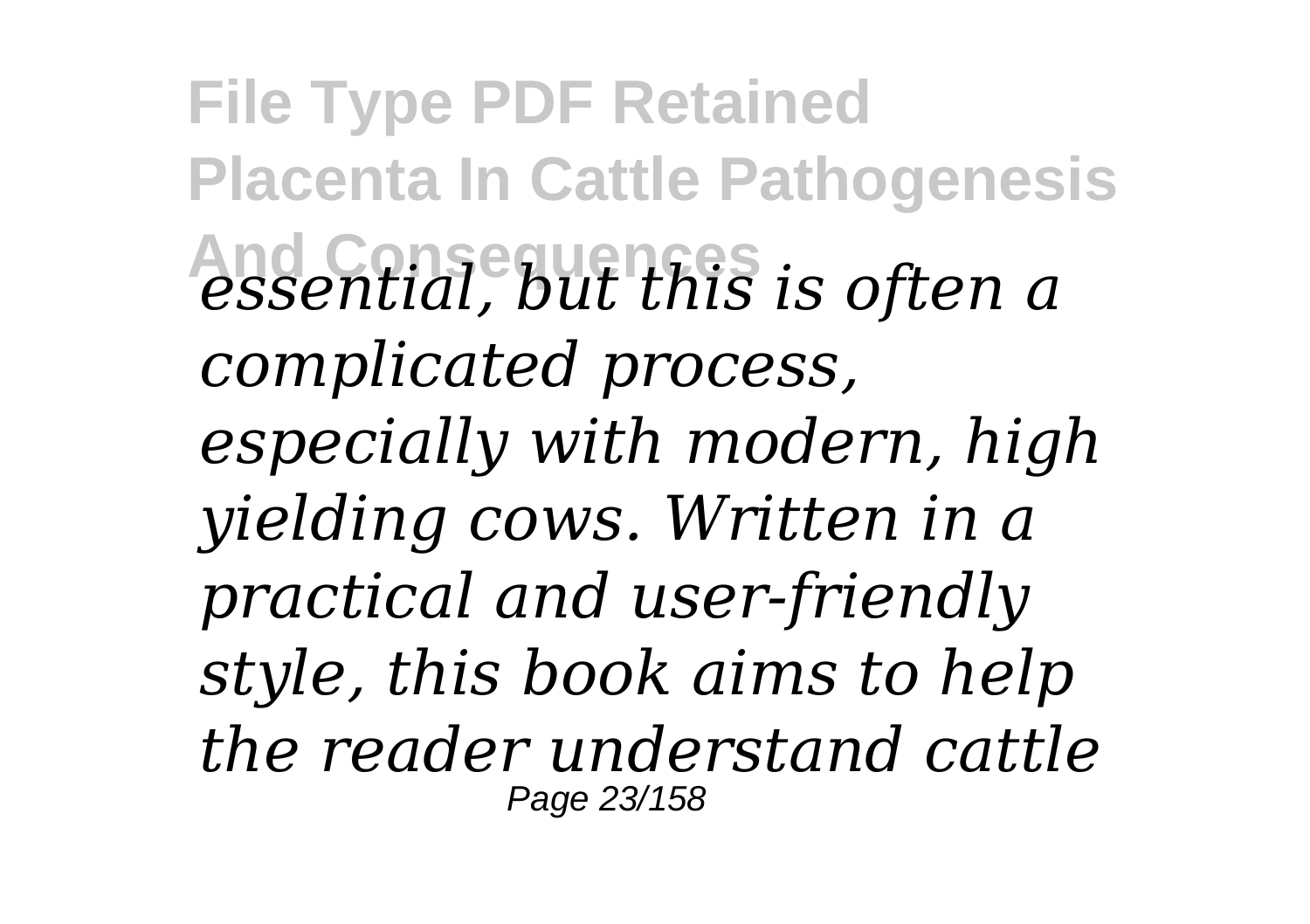*essential, but this is often a complicated process, especially with modern, high yielding cows. Written in a practical and user-friendly style, this book aims to help the reader understand cattle*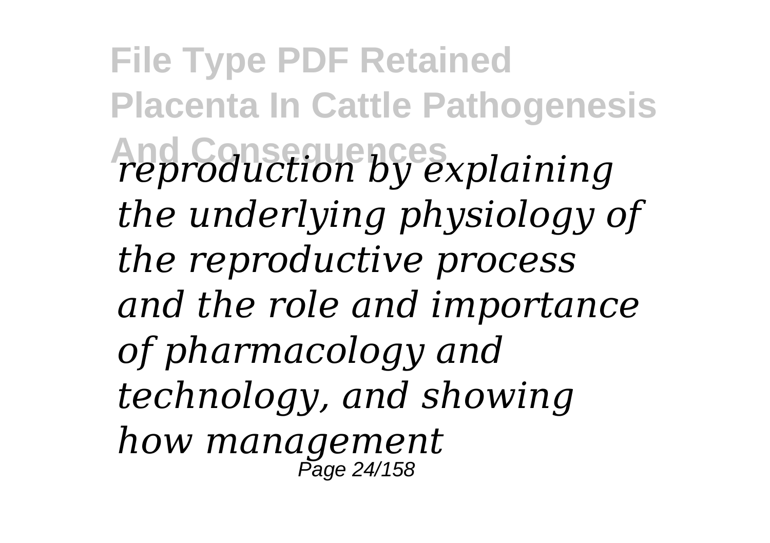*reproduction by explaining the underlying physiology of the reproductive process and the role and importance of pharmacology and technology, and showing how management*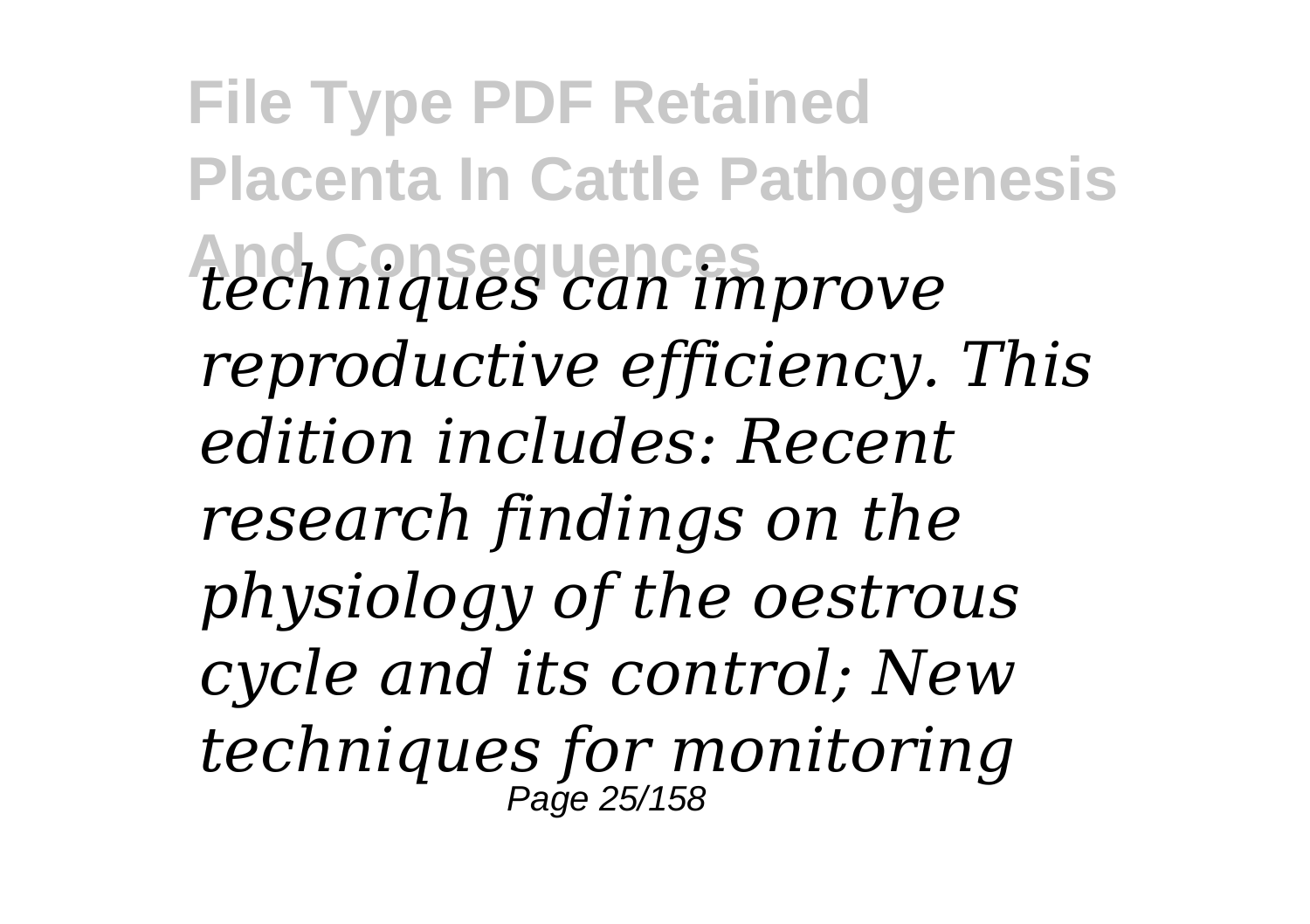*techniques can improve reproductive efficiency. This edition includes: Recent research findings on the physiology of the oestrous cycle and its control; New techniques for monitoring*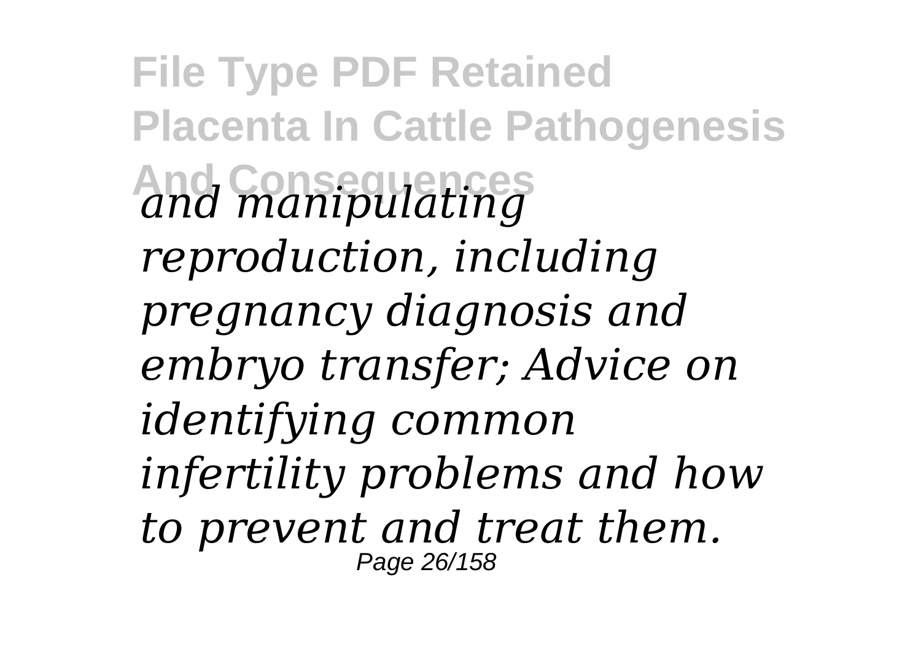*and manipulating reproduction, including pregnancy diagnosis and embryo transfer; Advice on identifying common infertility problems and how to prevent and treat them.*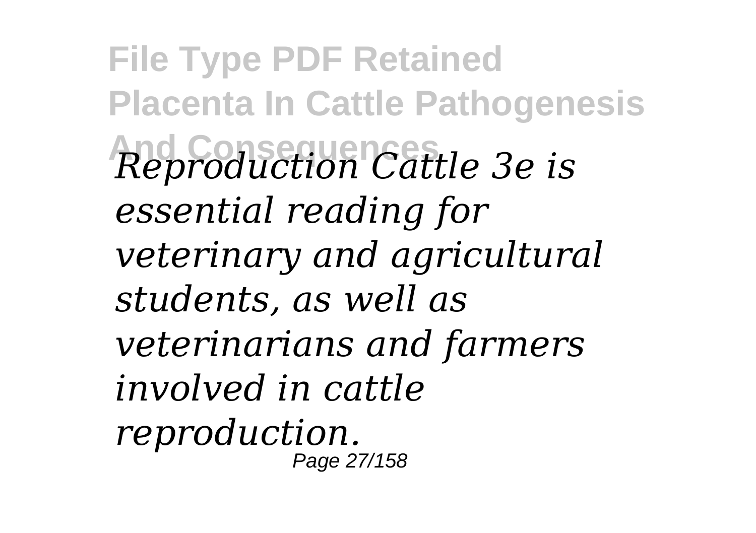*Reproduction Cattle 3e is essential reading for veterinary and agricultural students, as well as veterinarians and farmers involved in cattle reproduction.*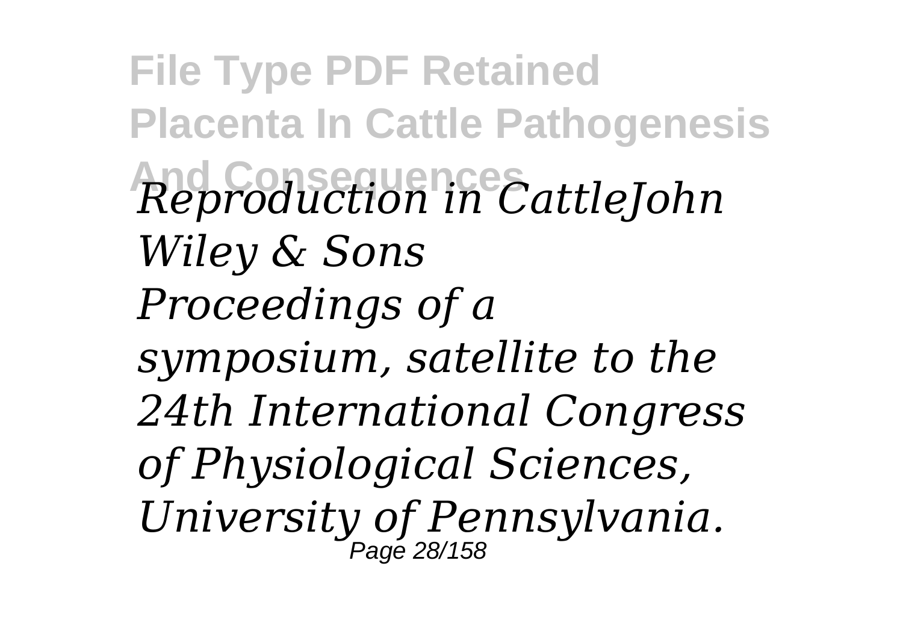*Reproduction in CattleJohn Wiley & Sons*

*Proceedings of a symposium, satellite to the 24th International Congress of Physiological Sciences, University of Pennsylvania.*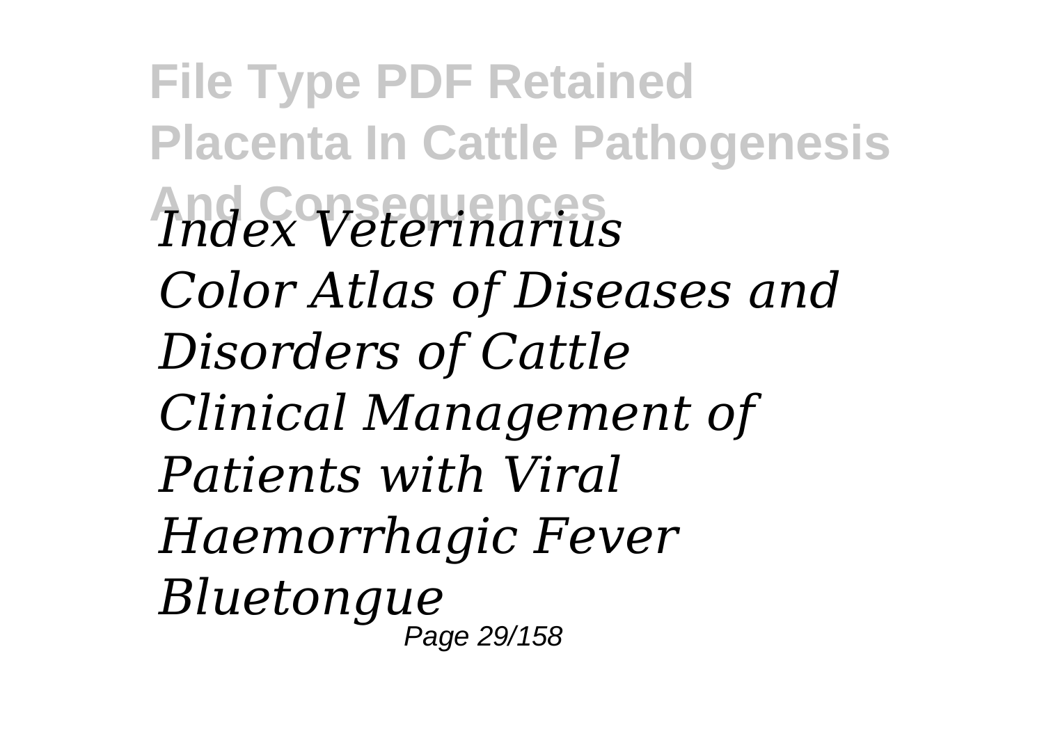*Index Veterinarius*

*Color Atlas of Diseases and Disorders of Cattle*

*Clinical Management of Patients with Viral Haemorrhagic Fever*

*Bluetongue*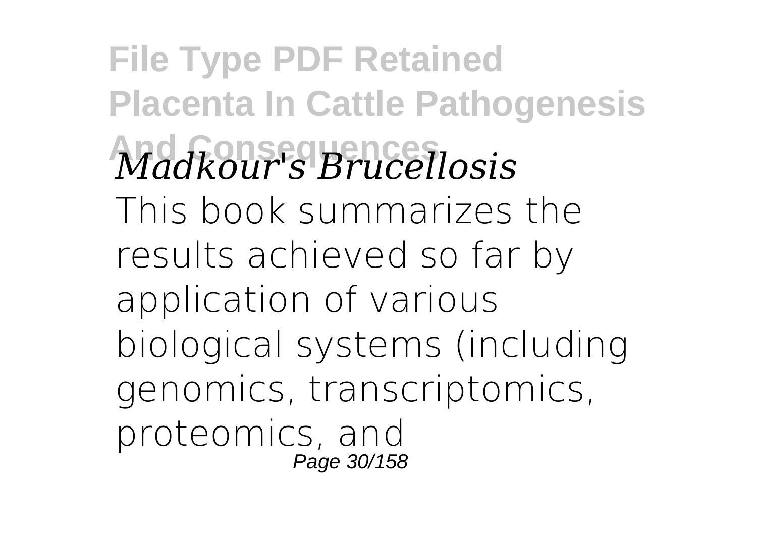*Madkour's Brucellosis*

This book summarizes the results achieved so far by application of various biological systems (including genomics, transcriptomics, proteomics, and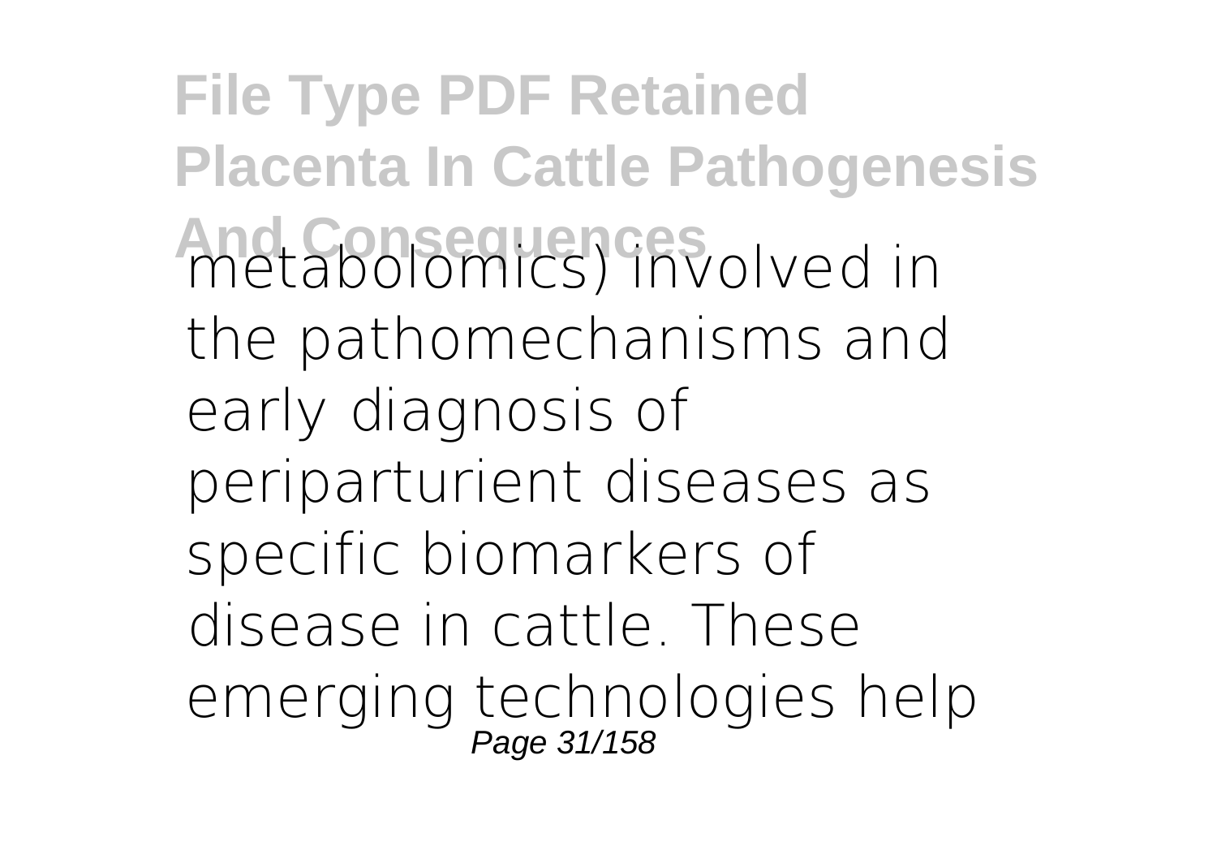metabolomics) involved in the pathomechanisms and early diagnosis of periparturient diseases as specific biomarkers of disease in cattle. These emerging technologies help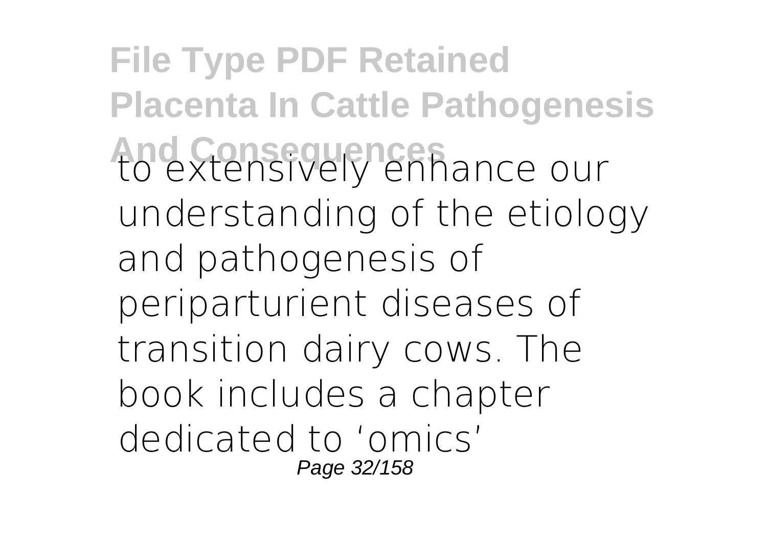to extensively enhance our understanding of the etiology and pathogenesis of periparturient diseases of transition dairy cows. The book includes a chapter dedicated to 'omics'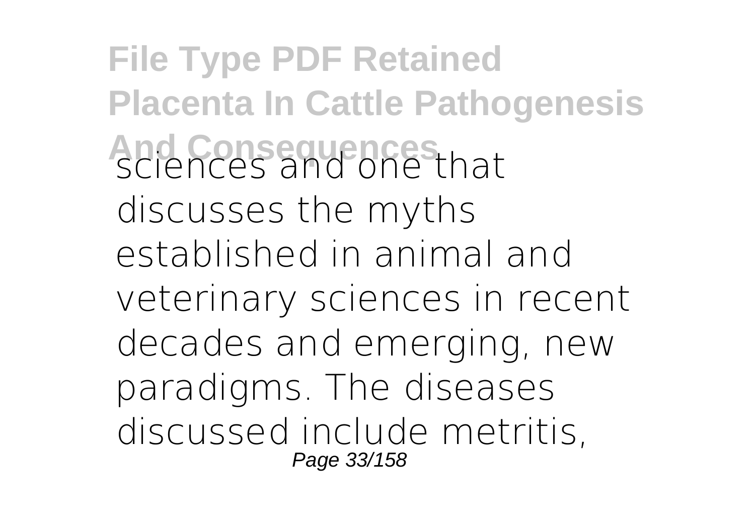sciences and one that discusses the myths established in animal and veterinary sciences in recent decades and emerging, new paradigms. The diseases discussed include metritis,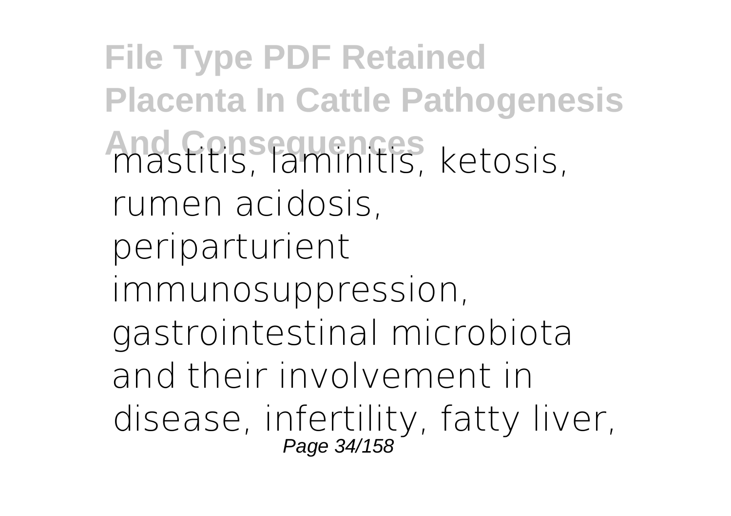mastitis, laminitis, ketosis, rumen acidosis, periparturient immunosuppression, gastrointestinal microbiota and their involvement in disease, infertility, fatty liver,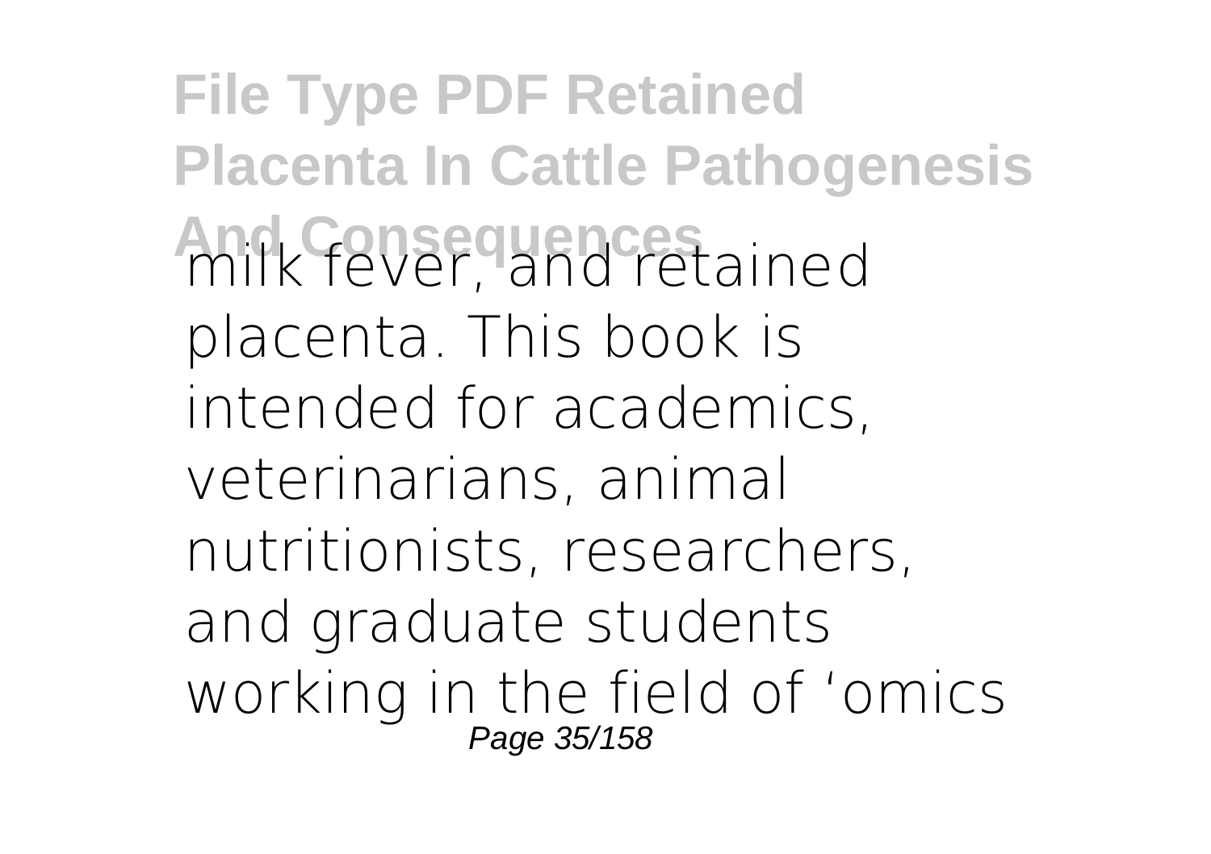milk fever, and retained placenta. This book is intended for academics, veterinarians, animal nutritionists, researchers, and graduate students working in the field of 'omics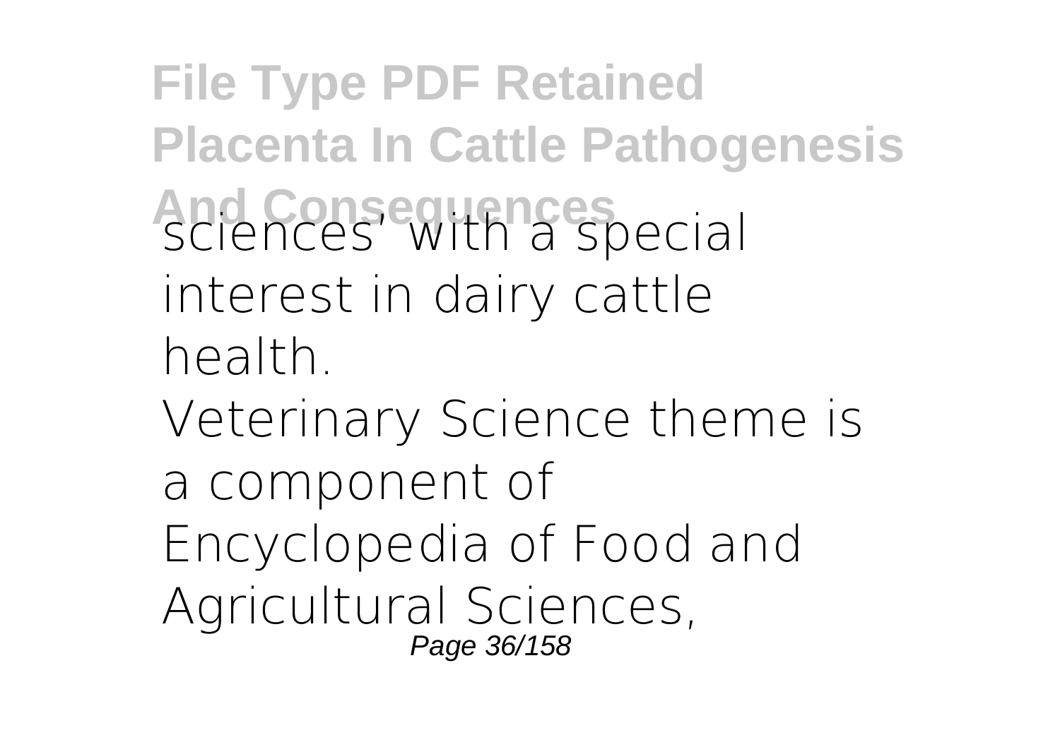sciences' with a special interest in dairy cattle health.

Veterinary Science theme is a component of Encyclopedia of Food and Agricultural Sciences,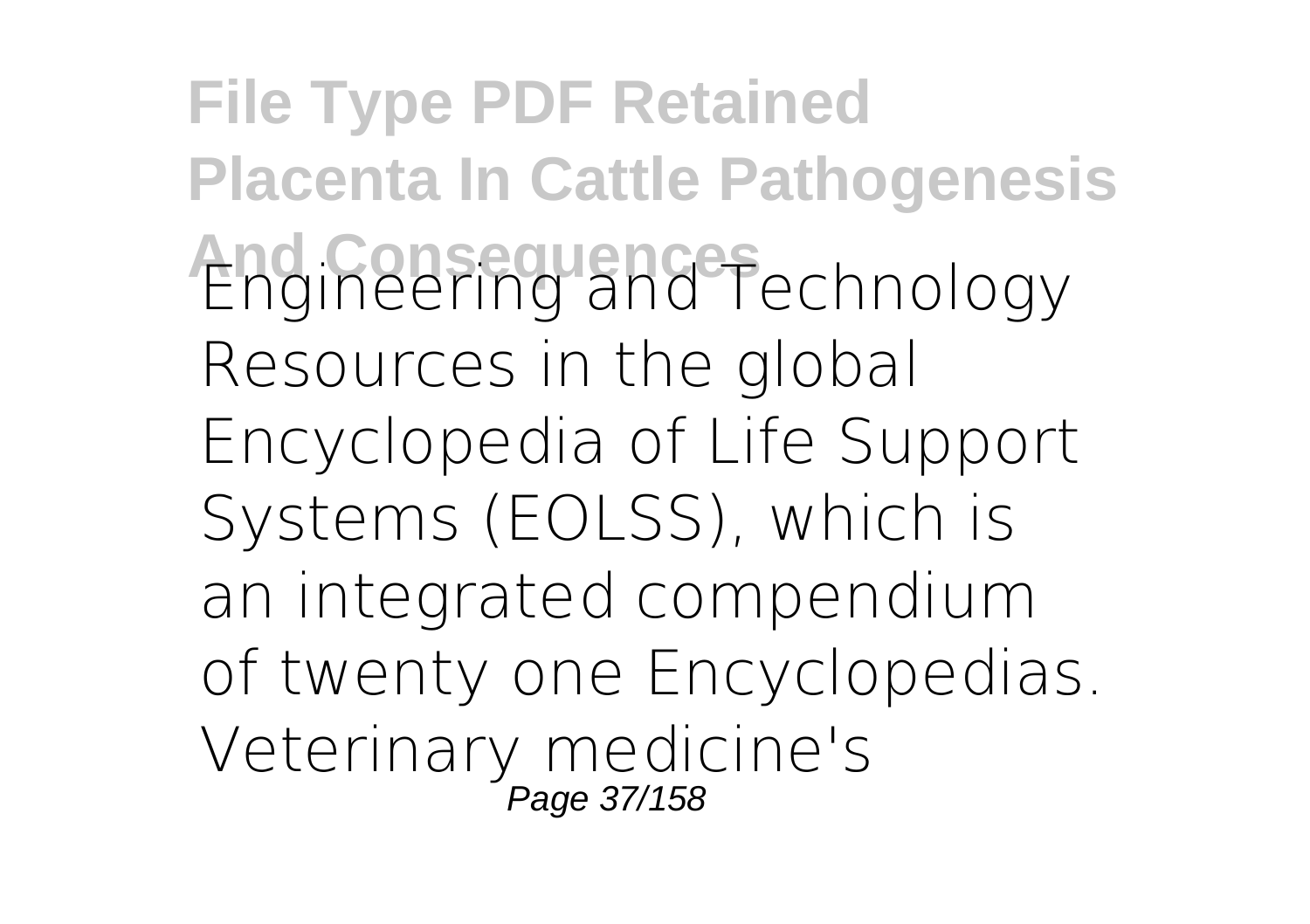Engineering and Technology Resources in the global Encyclopedia of Life Support Systems (EOLSS), which is an integrated compendium of twenty one Encyclopedias. Veterinary medicine's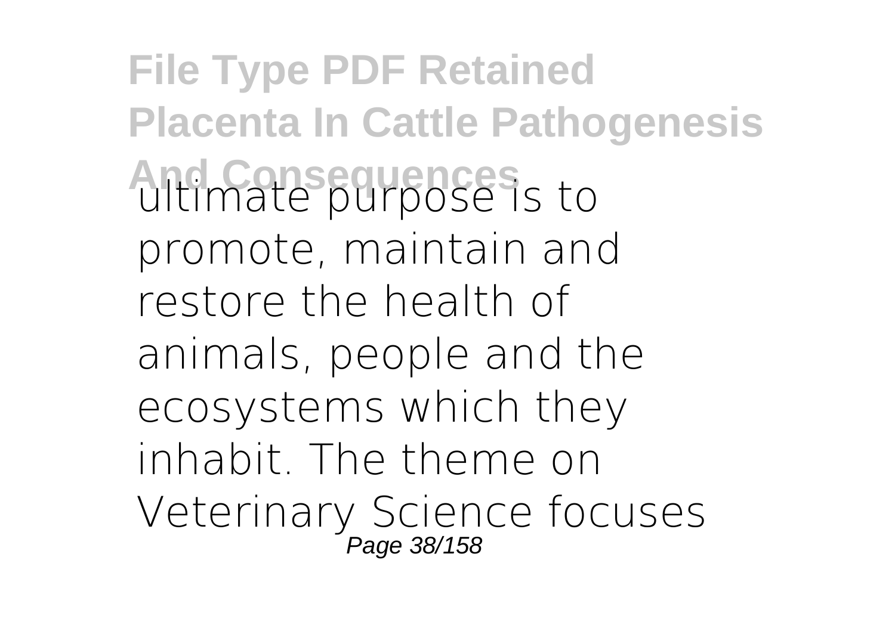ultimate purpose is to promote, maintain and restore the health of animals, people and the ecosystems which they inhabit. The theme on Veterinary Science focuses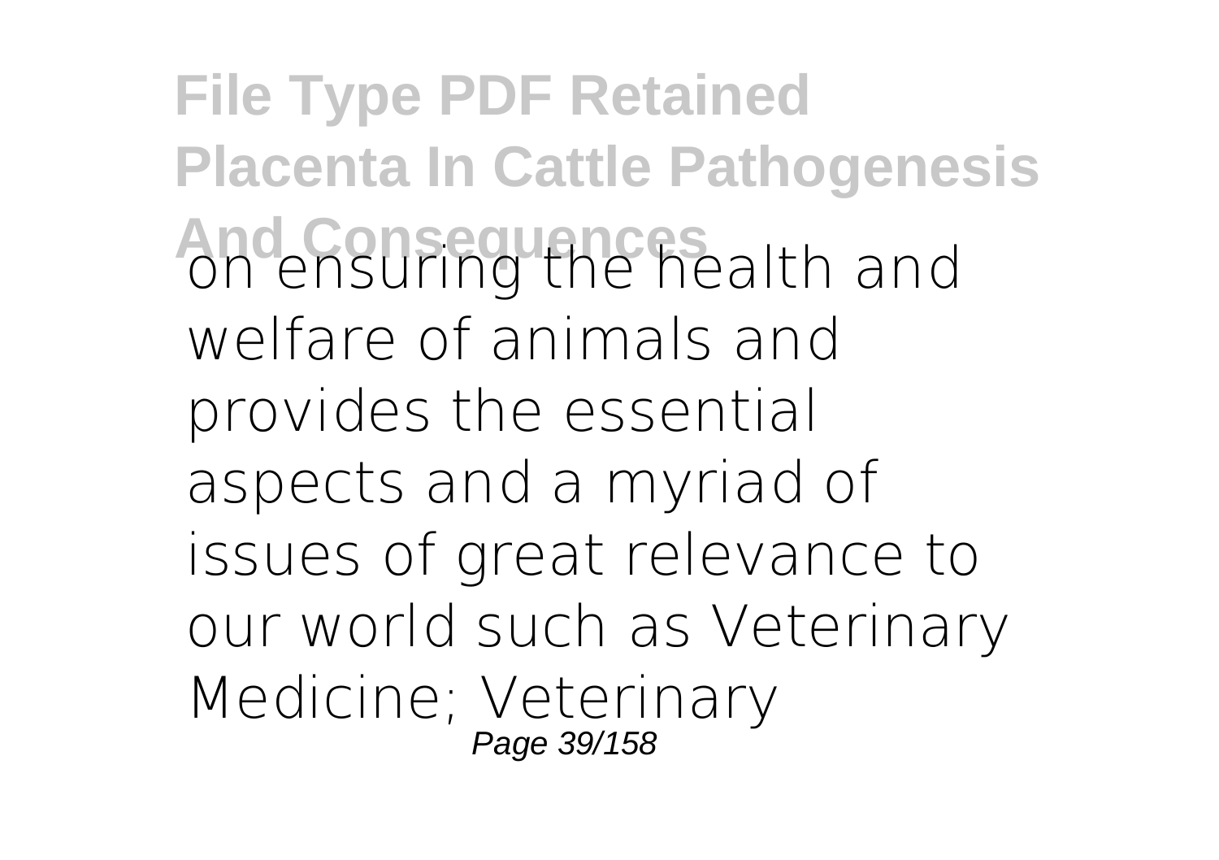on ensuring the health and welfare of animals and provides the essential aspects and a myriad of issues of great relevance to our world such as Veterinary Medicine; Veterinary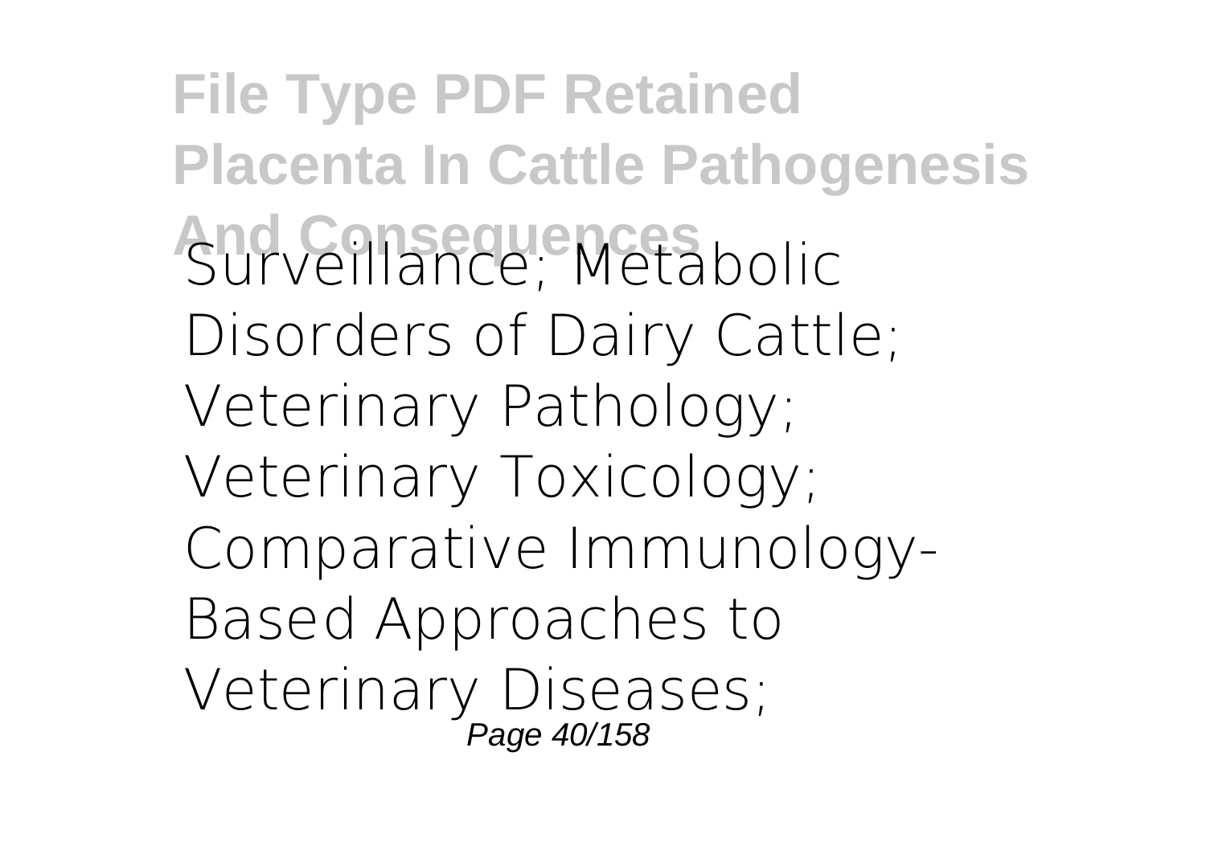Surveillance; Metabolic Disorders of Dairy Cattle; Veterinary Pathology; Veterinary Toxicology; Comparative Immunology-Based Approaches to Veterinary Diseases;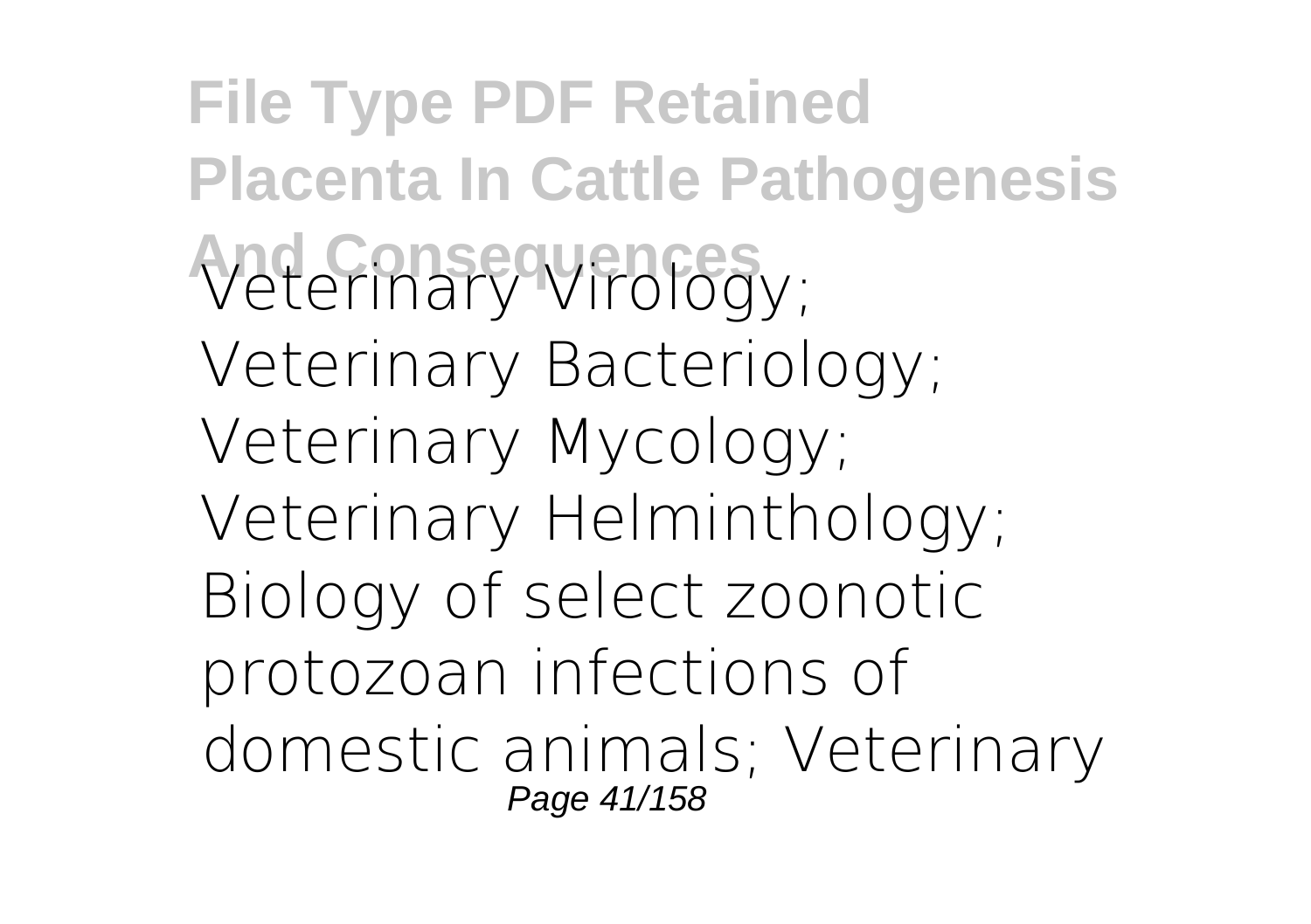Veterinary Virology; Veterinary Bacteriology; Veterinary Mycology; Veterinary Helminthology; Biology of select zoonotic protozoan infections of domestic animals; Veterinary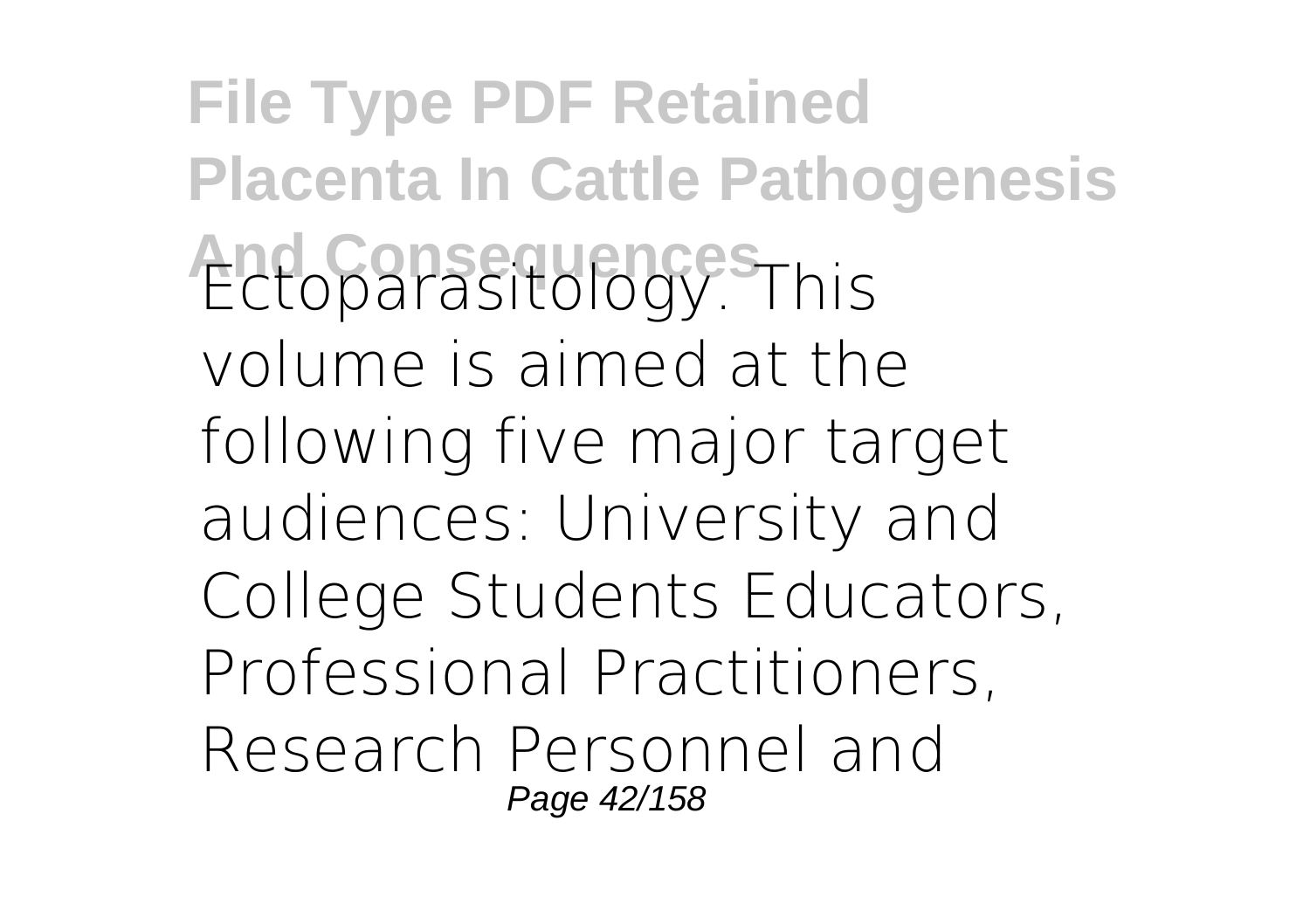Ectoparasitology. This volume is aimed at the following five major target audiences: University and College Students Educators, Professional Practitioners, Research Personnel and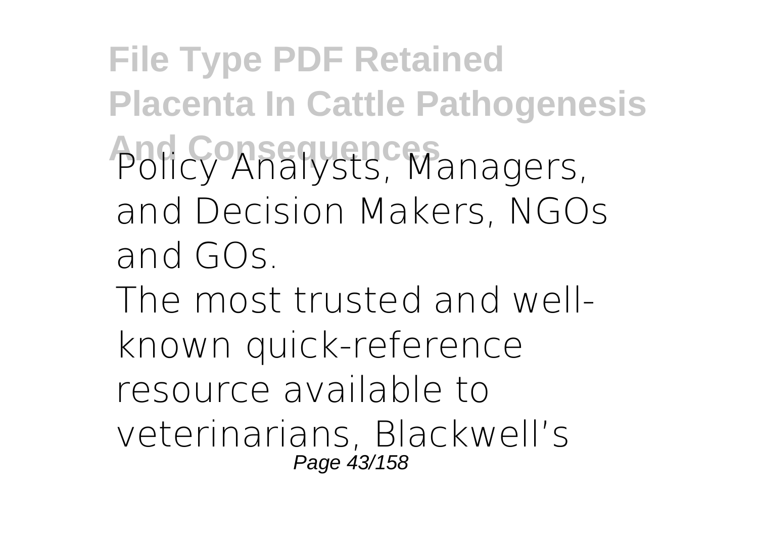Policy Analysts, Managers, and Decision Makers, NGOs and GOs.

The most trusted and well-known quick-reference resource available to veterinarians, Blackwell's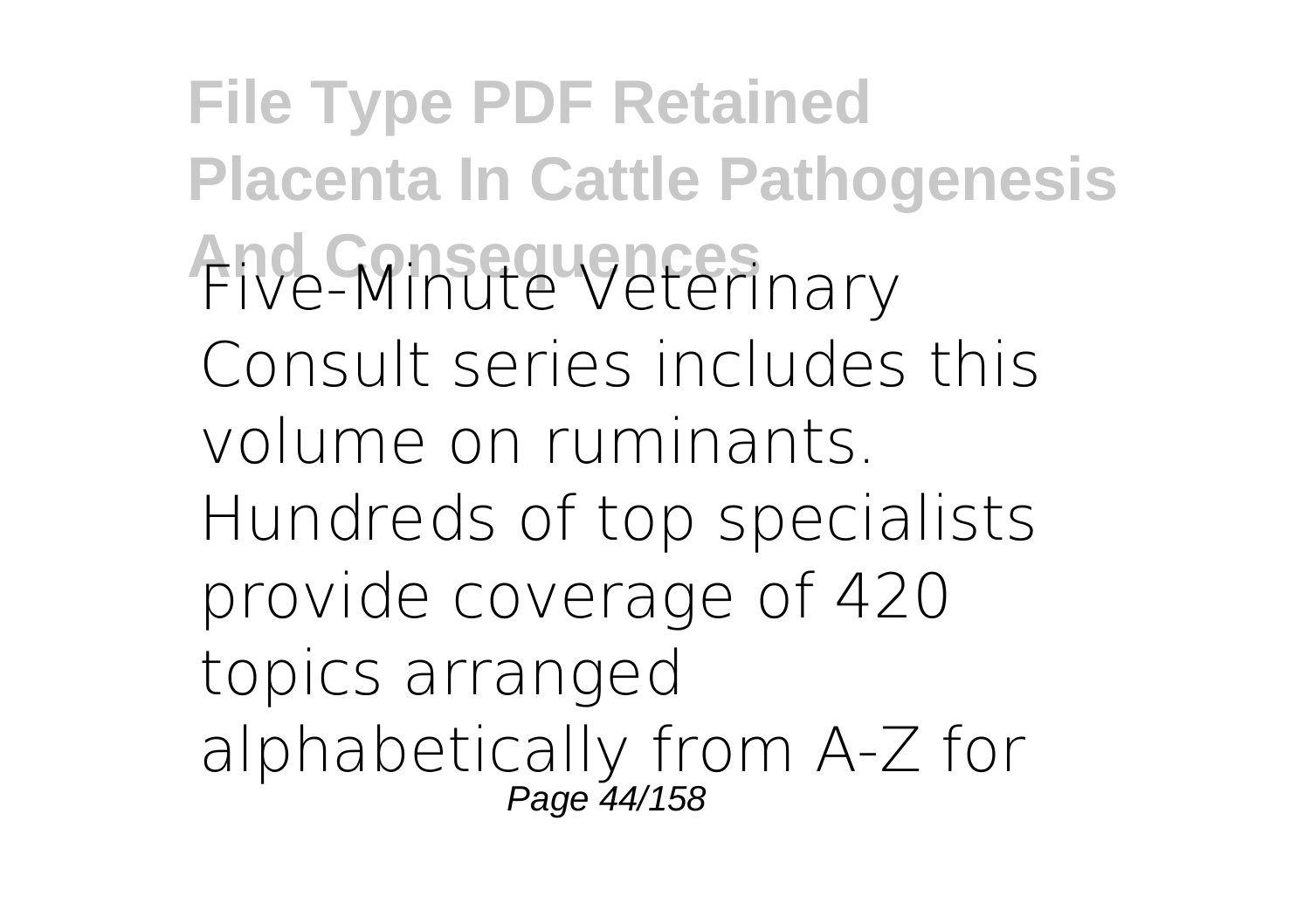Five-Minute Veterinary Consult series includes this volume on ruminants. Hundreds of top specialists provide coverage of 420 topics arranged alphabetically from A-Z for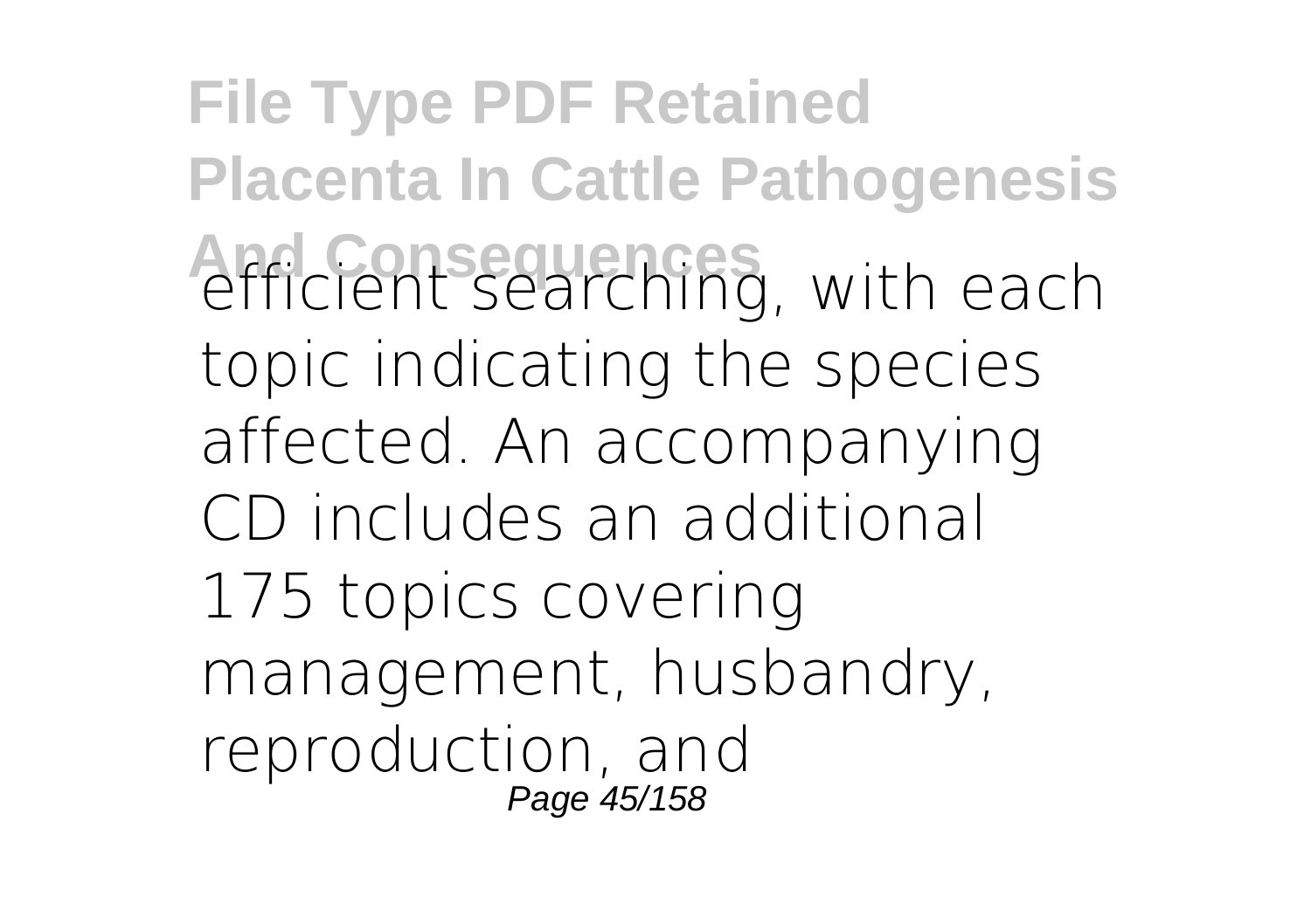efficient searching, with each topic indicating the species affected. An accompanying CD includes an additional 175 topics covering management, husbandry, reproduction, and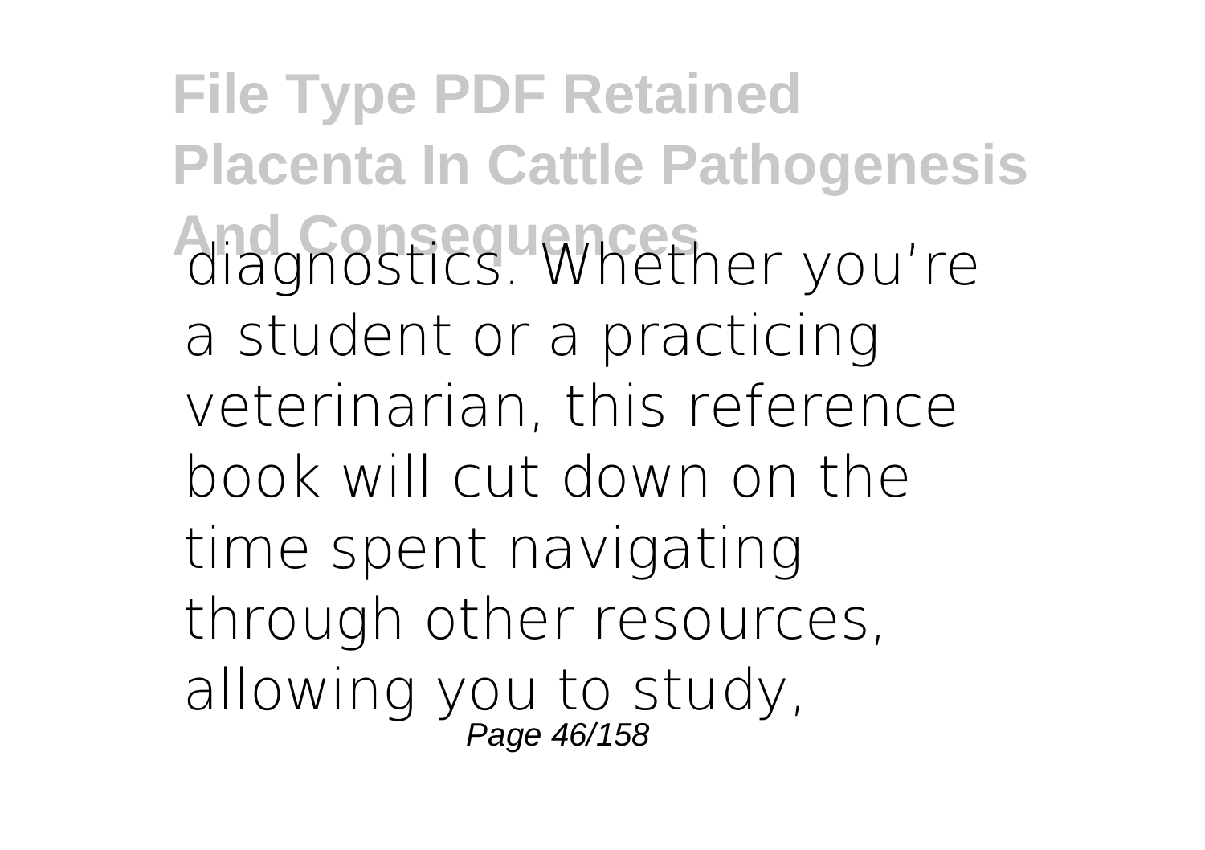diagnostics. Whether you're a student or a practicing veterinarian, this reference book will cut down on the time spent navigating through other resources, allowing you to study,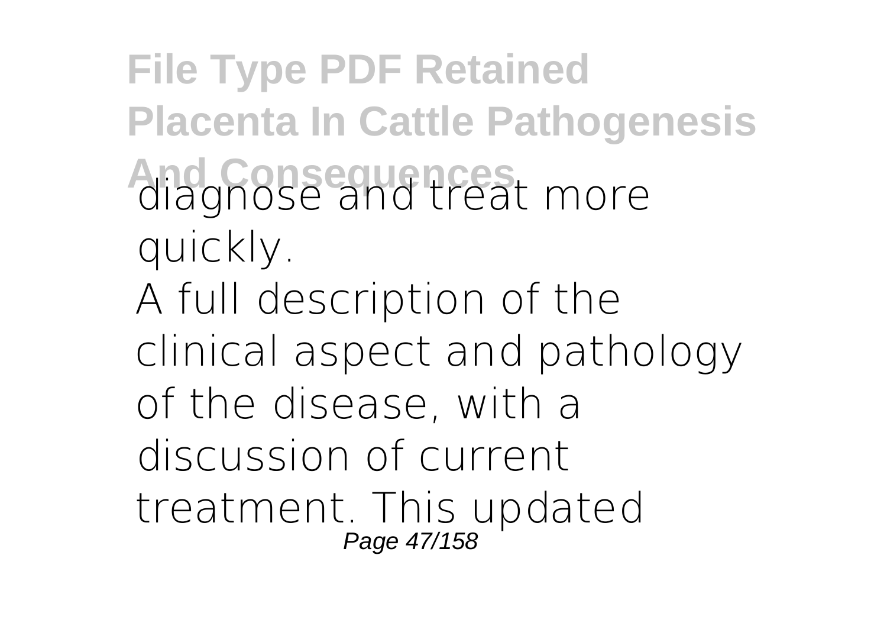diagnose and treat more quickly.

A full description of the clinical aspect and pathology of the disease, with a discussion of current treatment. This updated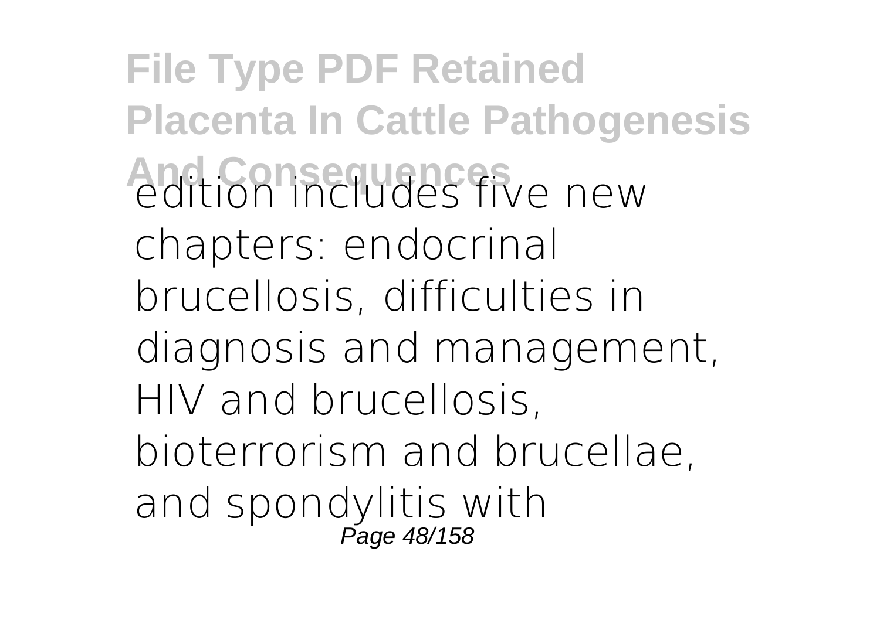edition includes five new chapters: endocrinal brucellosis, difficulties in diagnosis and management, HIV and brucellosis, bioterrorism and brucellae, and spondylitis with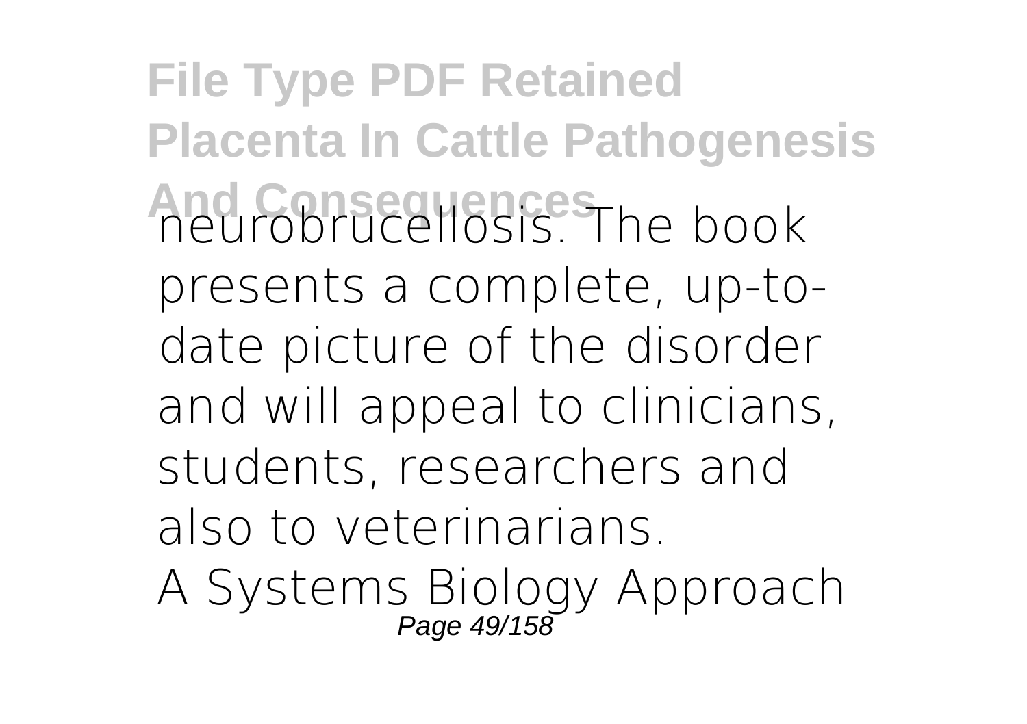neurobrucellosis. The book presents a complete, up-to-date picture of the disorder and will appeal to clinicians, students, researchers and also to veterinarians.

A Systems Biology Approach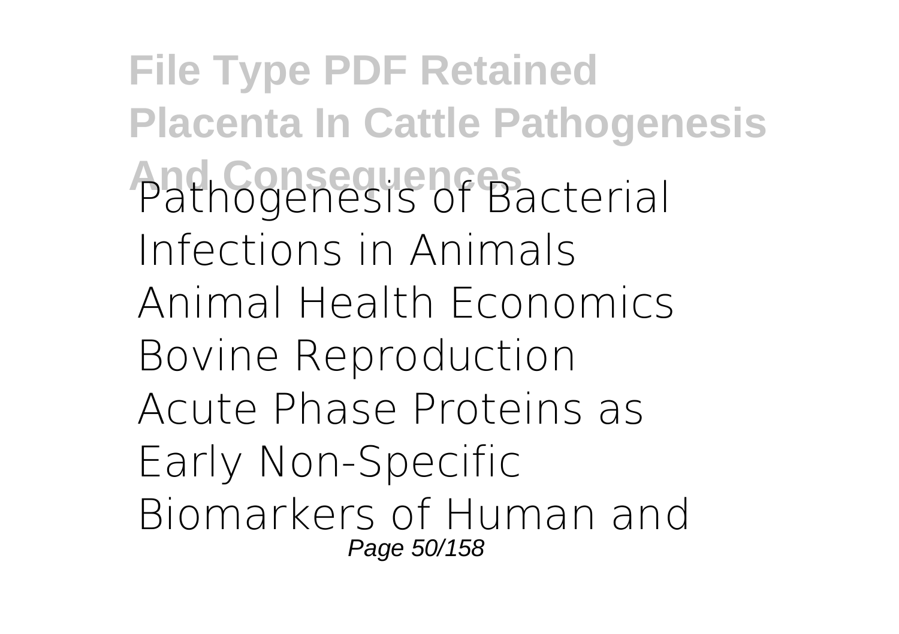Pathogenesis of Bacterial Infections in Animals
Animal Health Economics
Bovine Reproduction
Acute Phase Proteins as Early Non-Specific Biomarkers of Human and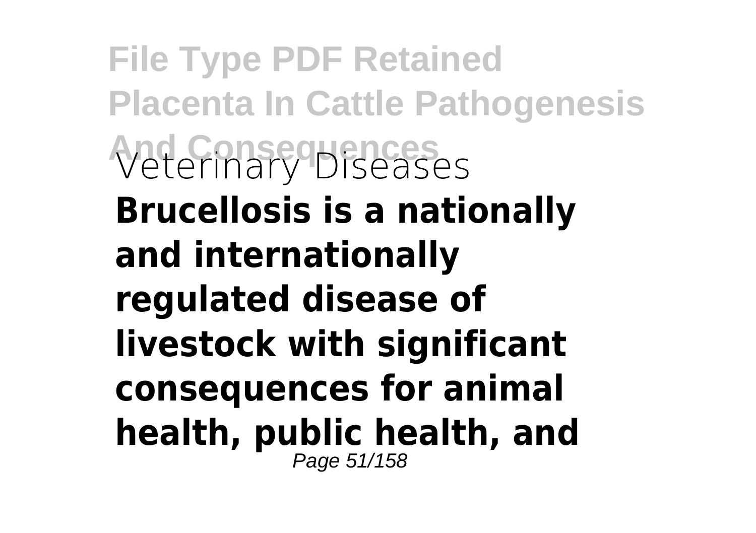Veterinary Diseases

**Brucellosis is a nationally and internationally regulated disease of livestock with significant consequences for animal health, public health, and**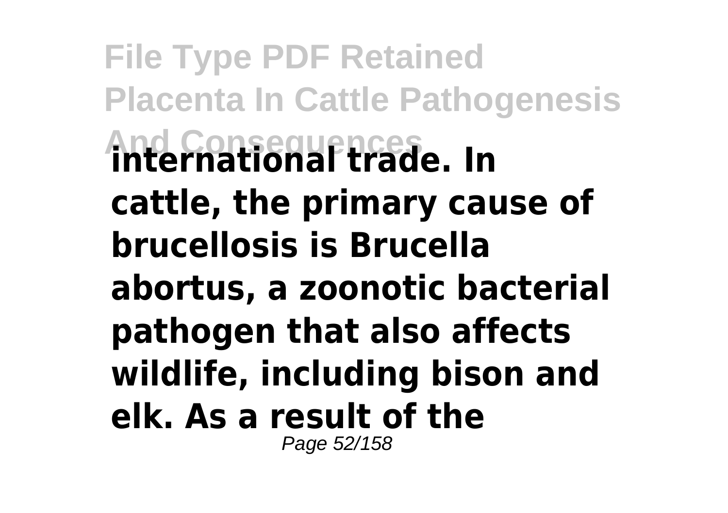**international trade. In cattle, the primary cause of brucellosis is Brucella abortus, a zoonotic bacterial pathogen that also affects wildlife, including bison and elk. As a result of the**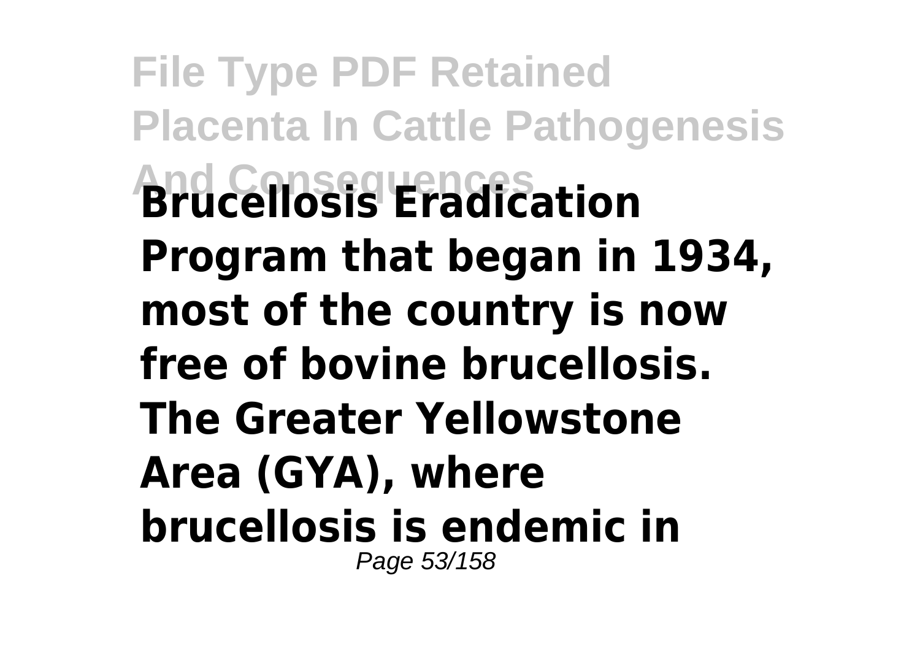**Brucellosis Eradication Program that began in 1934, most of the country is now free of bovine brucellosis. The Greater Yellowstone Area (GYA), where brucellosis is endemic in**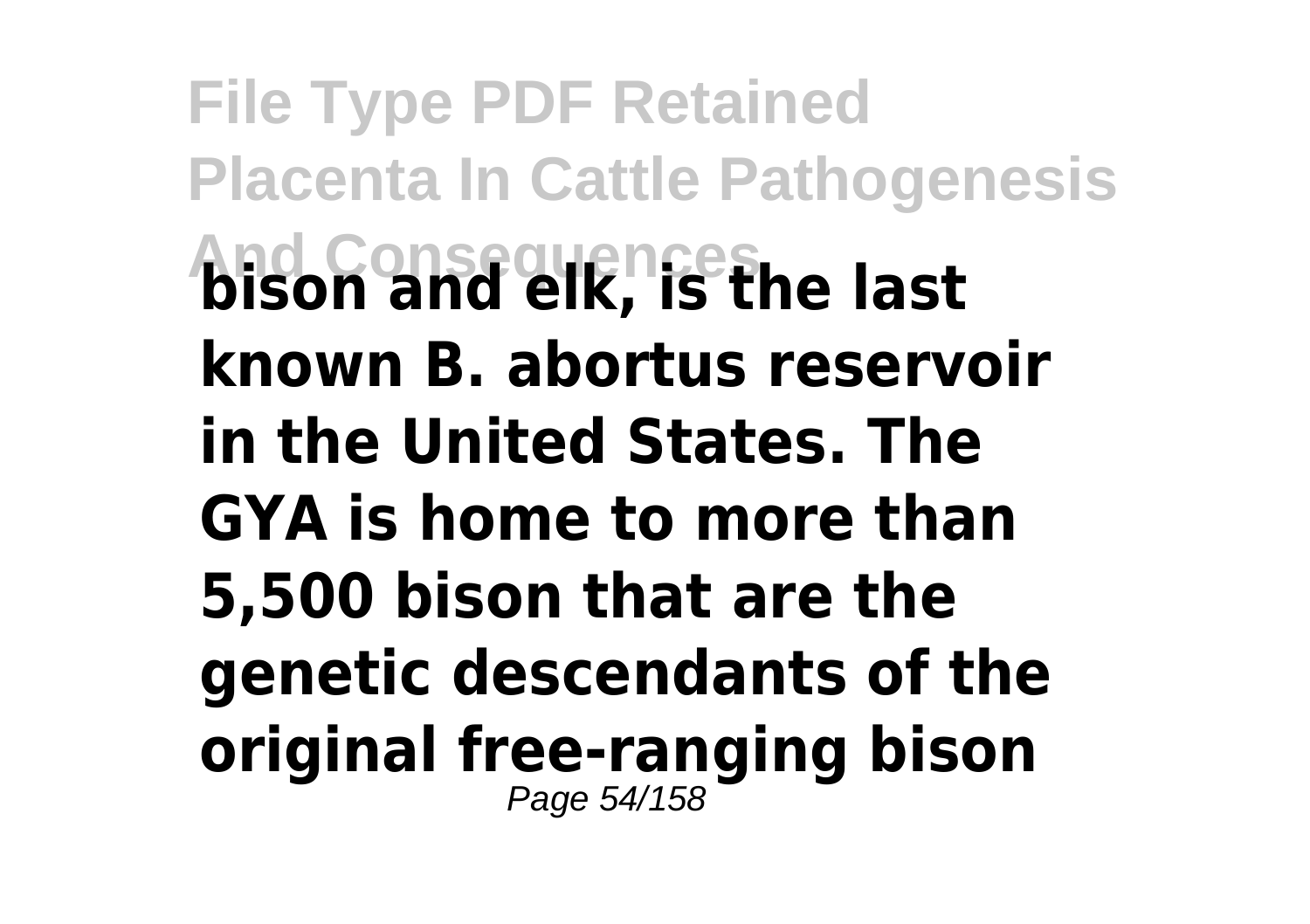**bison and elk, is the last known B. abortus reservoir in the United States. The GYA is home to more than 5,500 bison that are the genetic descendants of the original free-ranging bison**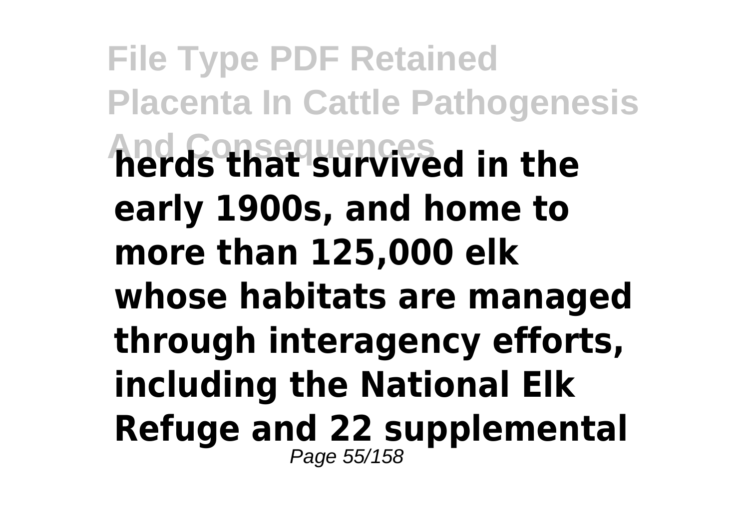**herds that survived in the early 1900s, and home to more than 125,000 elk whose habitats are managed through interagency efforts, including the National Elk Refuge and 22 supplemental**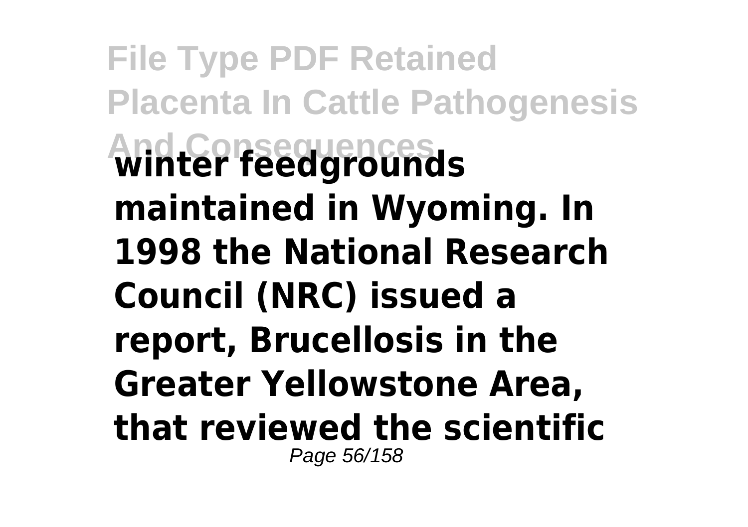**winter feedgrounds maintained in Wyoming. In 1998 the National Research Council (NRC) issued a report, Brucellosis in the Greater Yellowstone Area, that reviewed the scientific**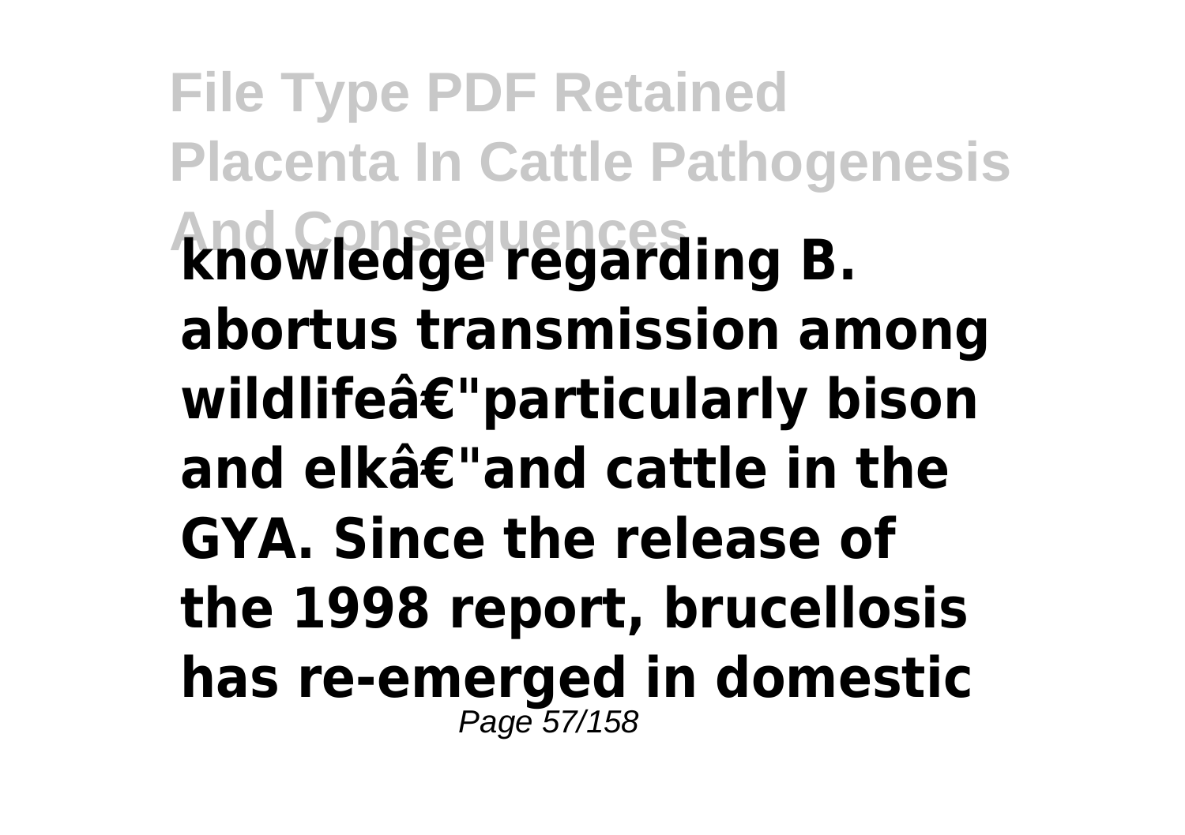**knowledge regarding B. abortus transmission among wildlifeâ€"particularly bison and elkâ€"and cattle in the GYA. Since the release of the 1998 report, brucellosis has re-emerged in domestic**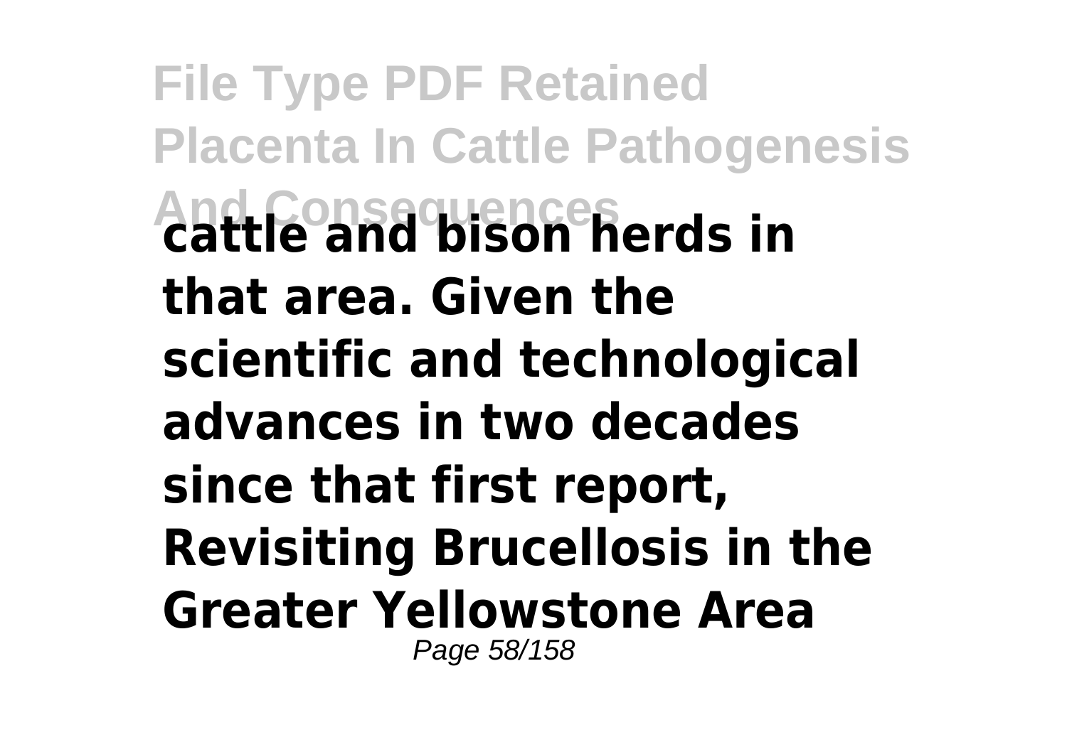**cattle and bison herds in that area. Given the scientific and technological advances in two decades since that first report, Revisiting Brucellosis in the Greater Yellowstone Area**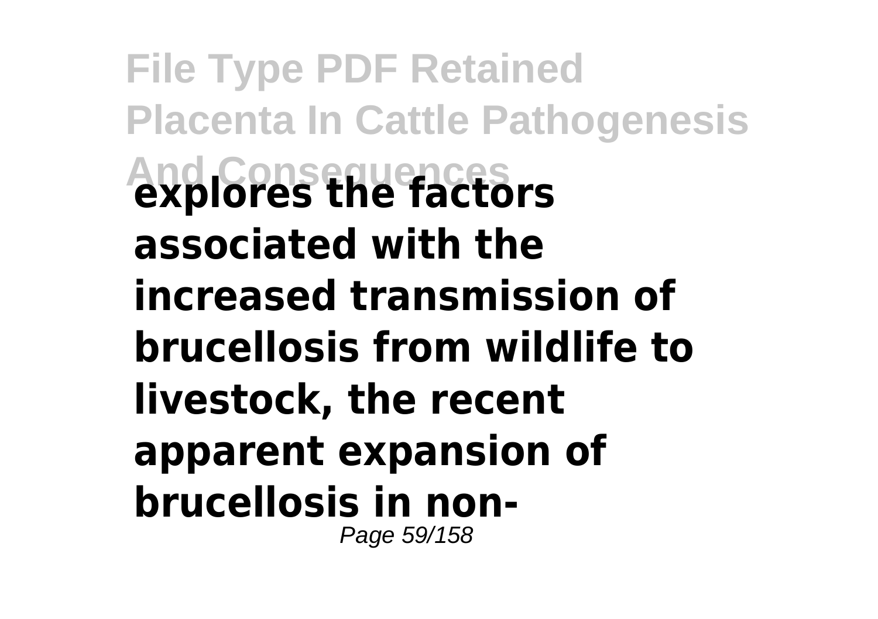**explores the factors associated with the increased transmission of brucellosis from wildlife to livestock, the recent apparent expansion of brucellosis in non-**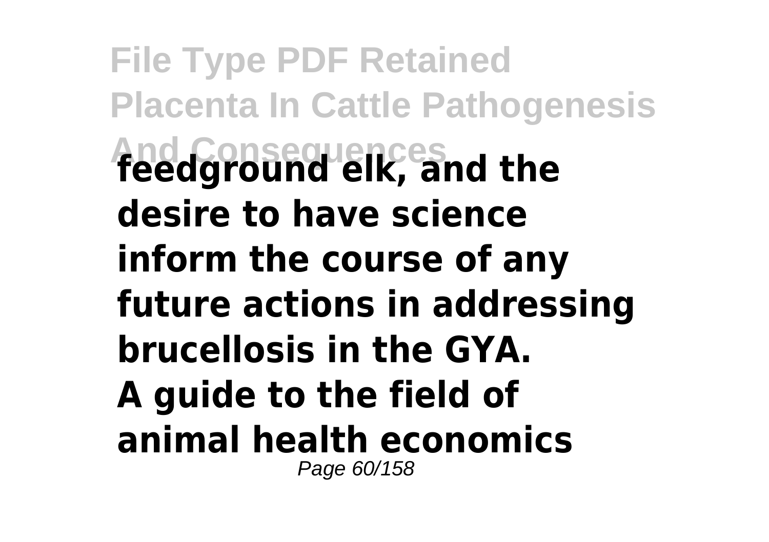**feedground elk, and the desire to have science inform the course of any future actions in addressing brucellosis in the GYA.**

**A guide to the field of animal health economics**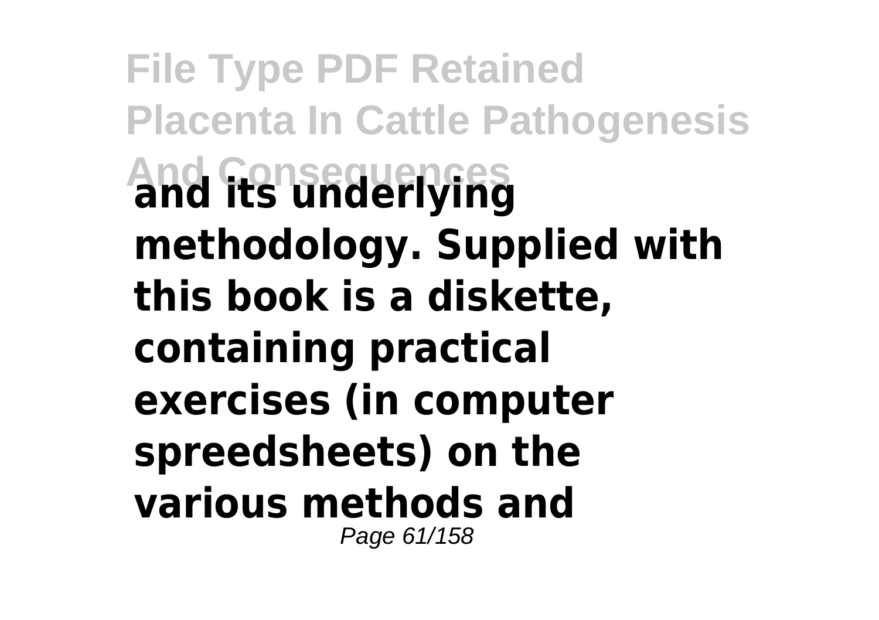**and its underlying methodology. Supplied with this book is a diskette, containing practical exercises (in computer spreedsheets) on the various methods and**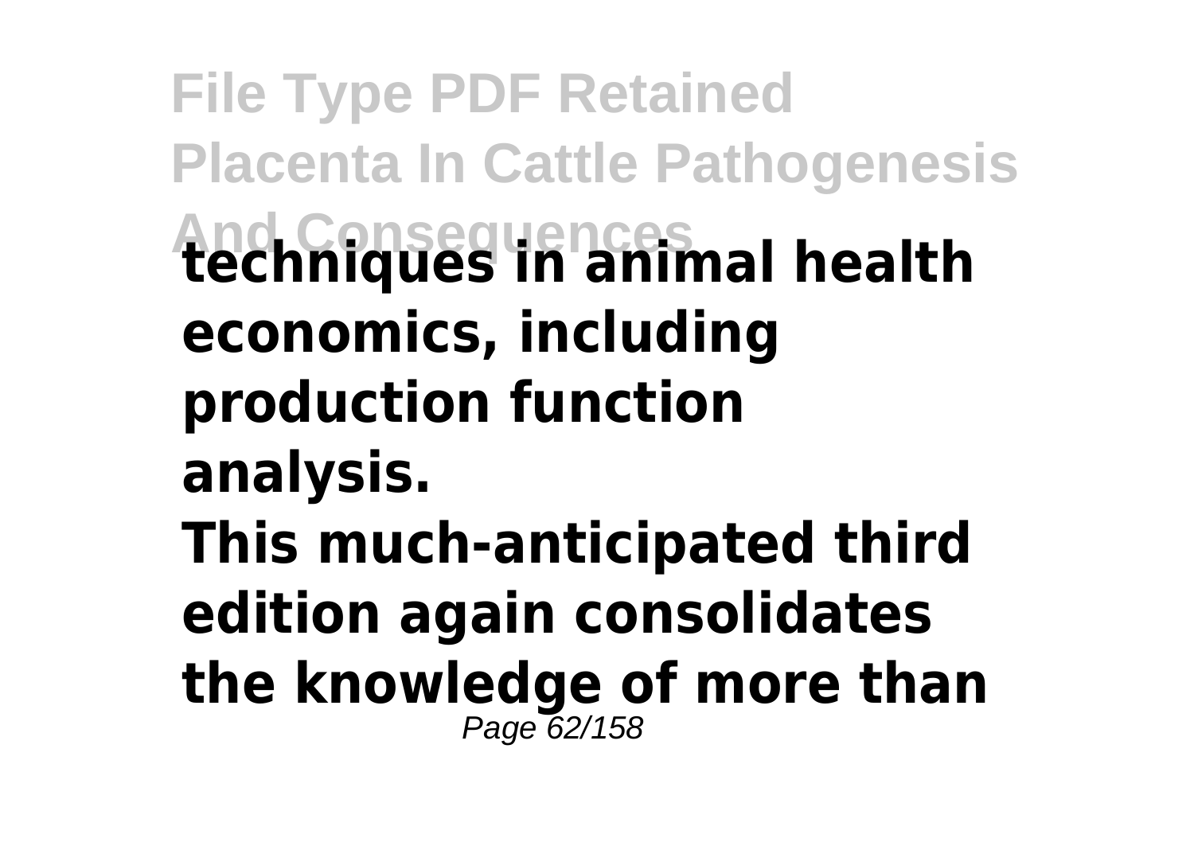**techniques in animal health economics, including production function analysis.**

**This much-anticipated third edition again consolidates the knowledge of more than**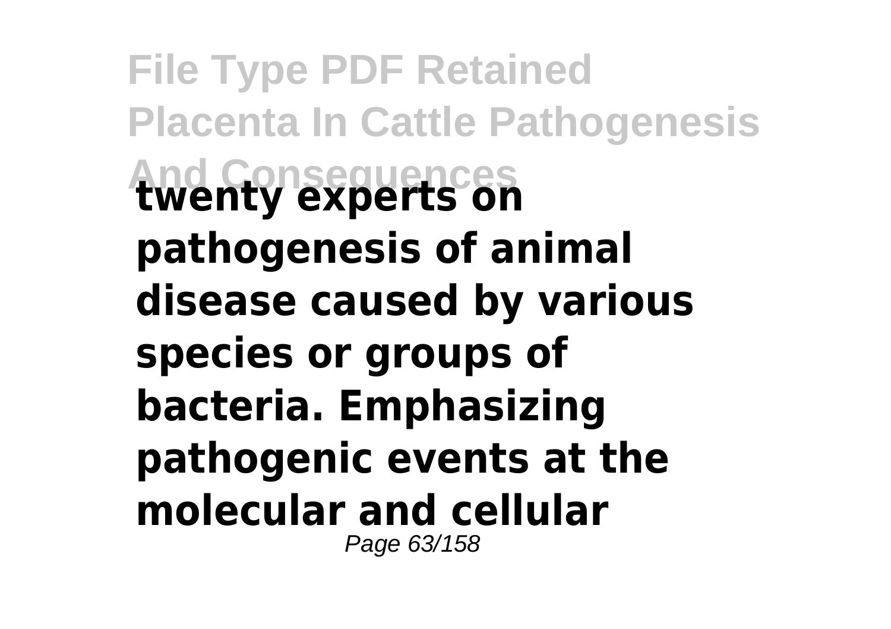**twenty experts on pathogenesis of animal disease caused by various species or groups of bacteria. Emphasizing pathogenic events at the molecular and cellular**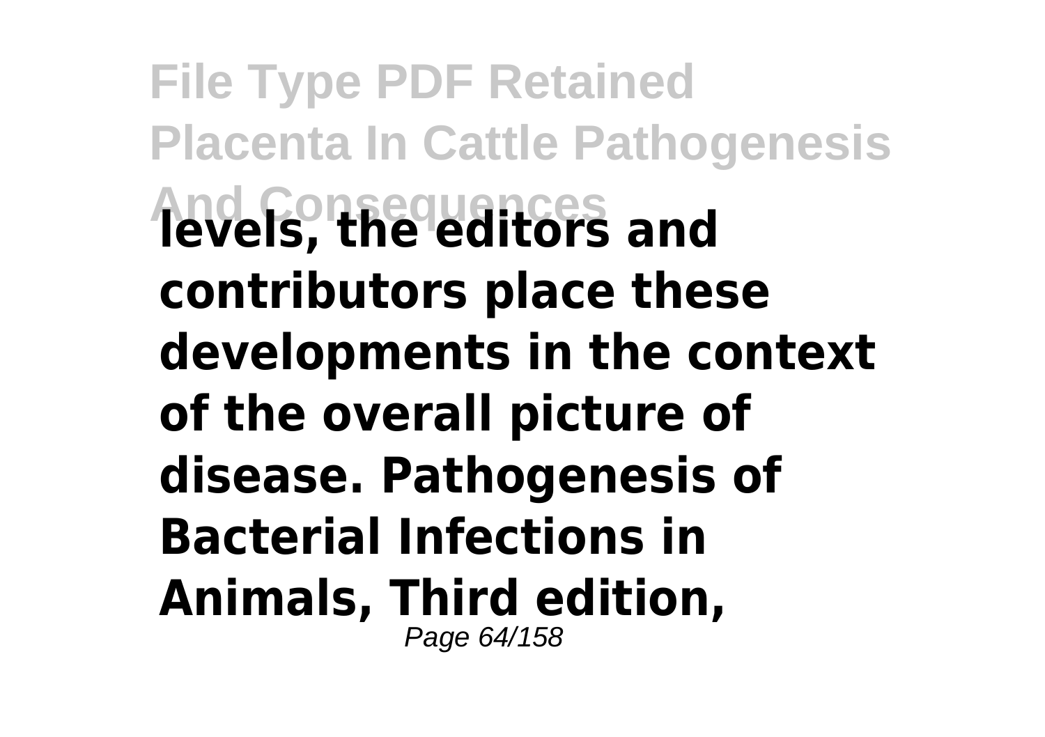**levels, the editors and contributors place these developments in the context of the overall picture of disease. Pathogenesis of Bacterial Infections in Animals, Third edition,**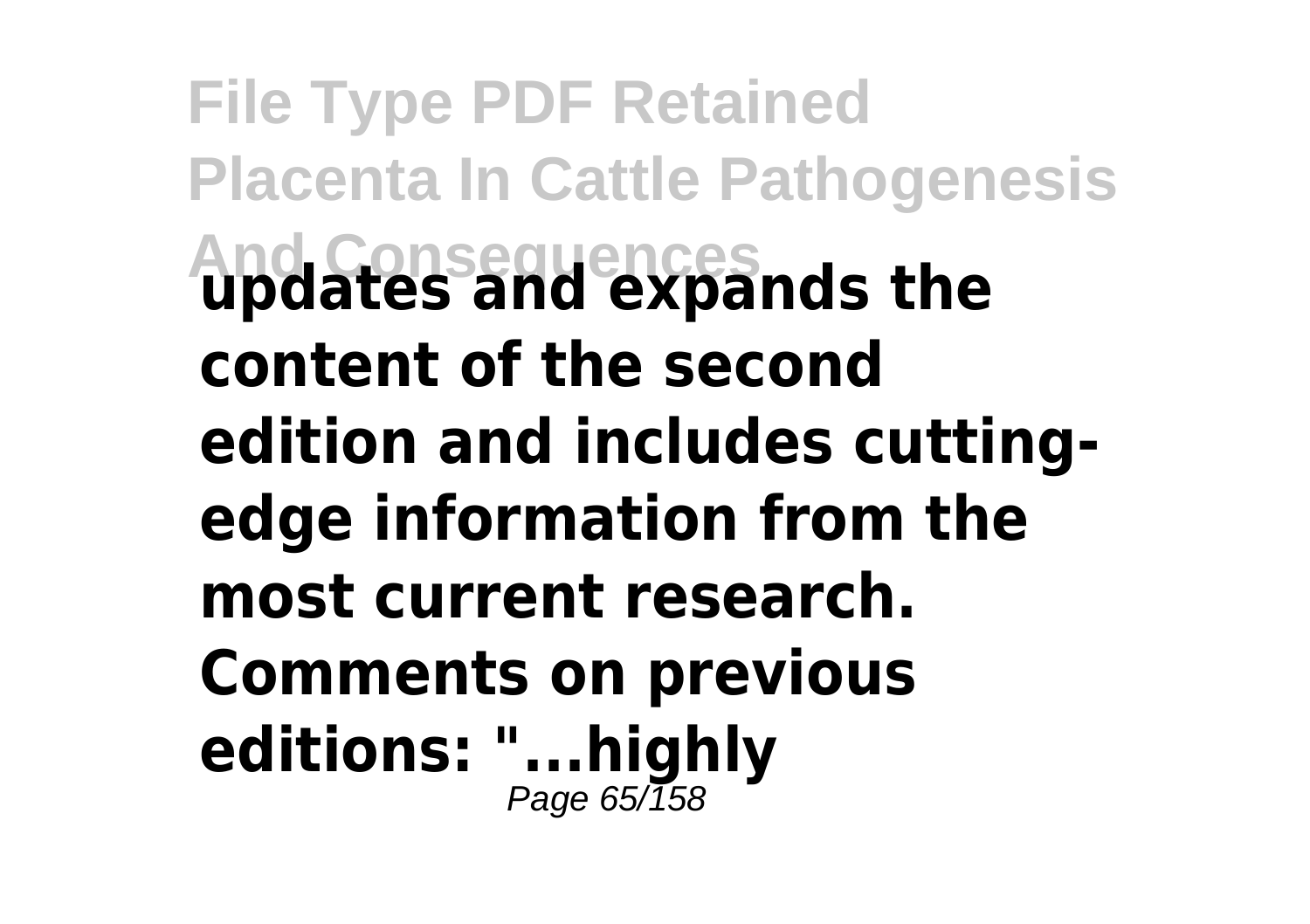**updates and expands the content of the second edition and includes cutting-edge information from the most current research. Comments on previous editions: "...highly**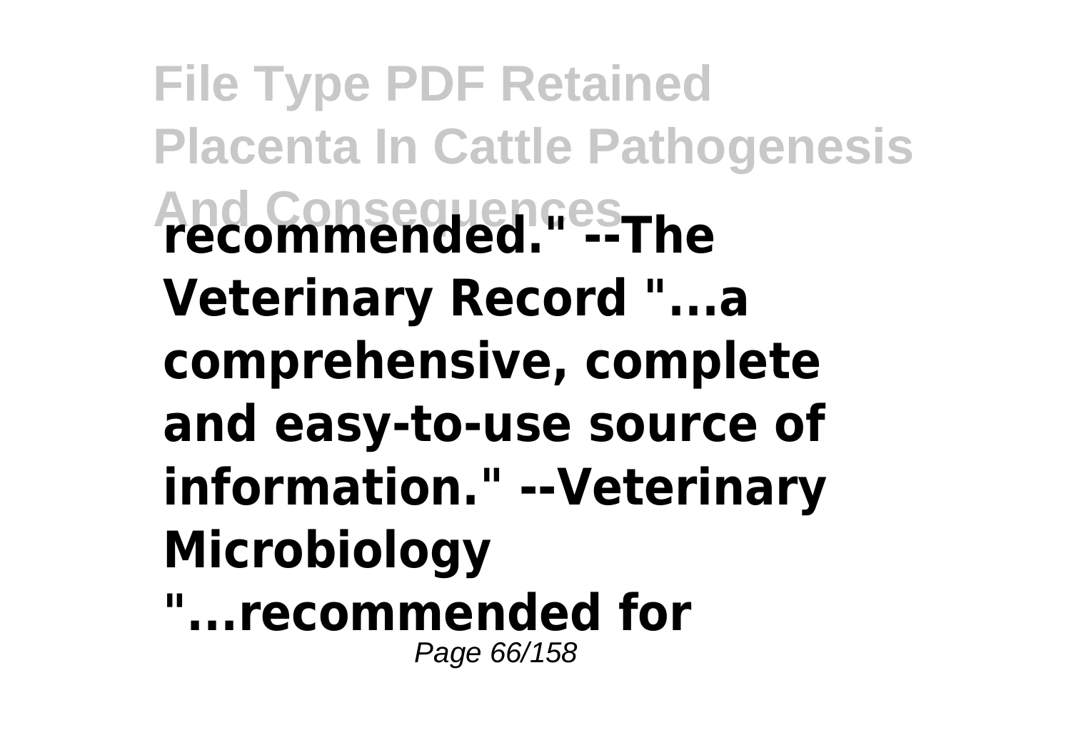**recommended." --The Veterinary Record "...a comprehensive, complete and easy-to-use source of information." --Veterinary Microbiology "...recommended for**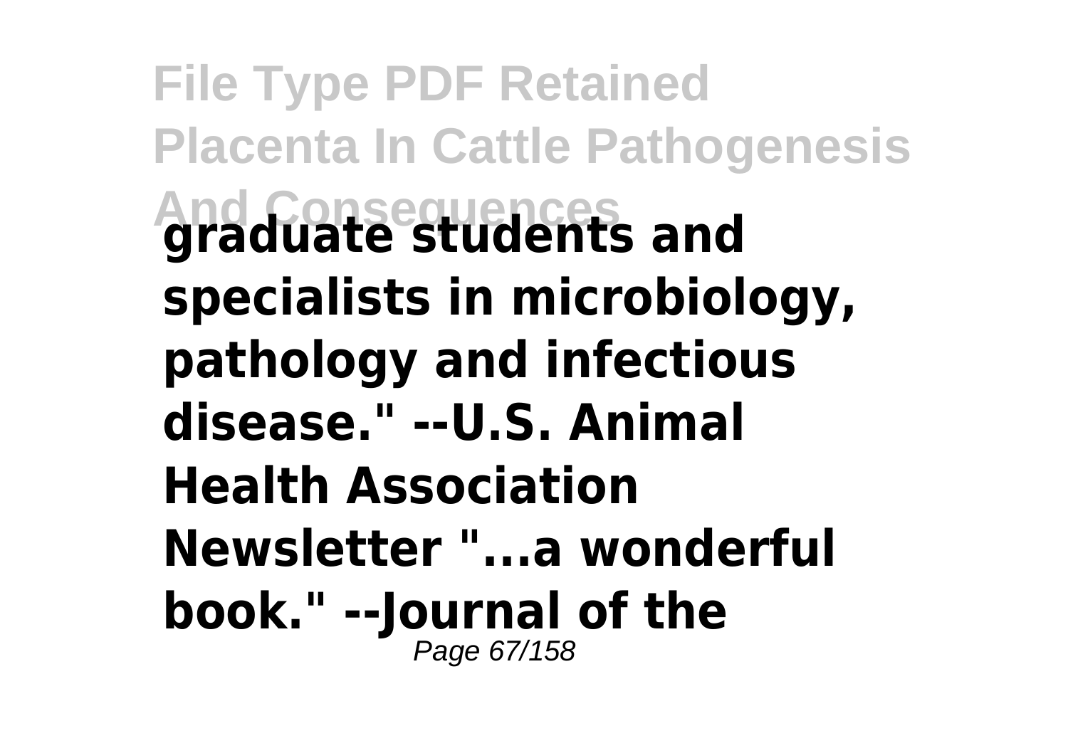**graduate students and specialists in microbiology, pathology and infectious disease." --U.S. Animal Health Association Newsletter "...a wonderful book." --Journal of the**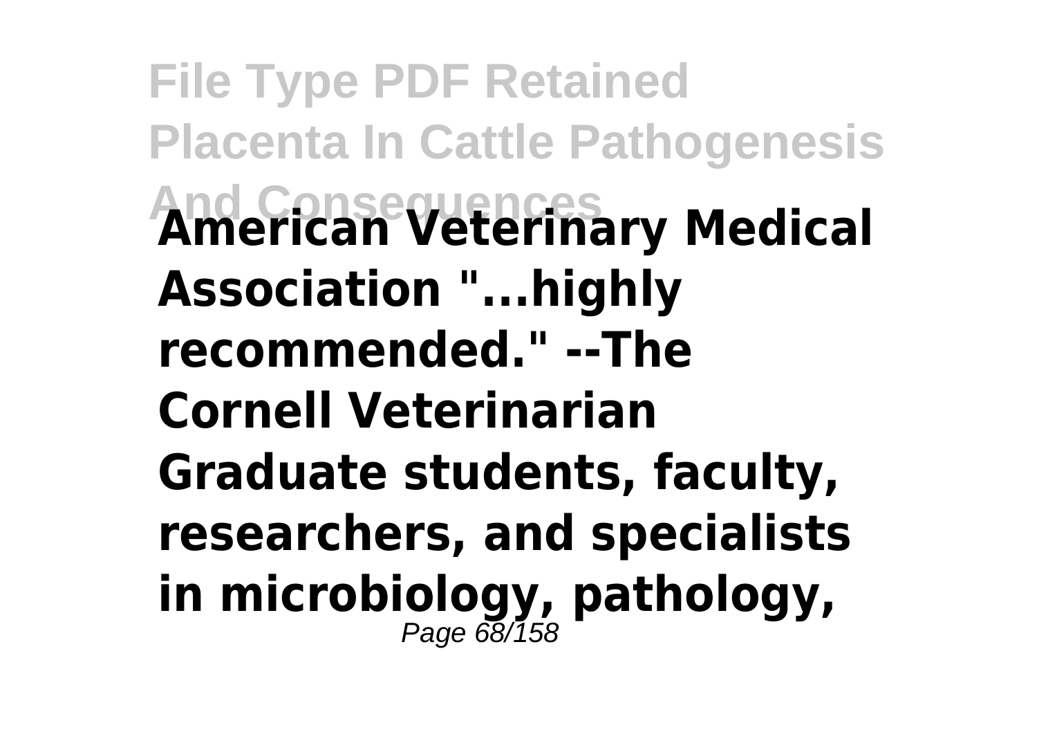**American Veterinary Medical Association "...highly recommended." --The Cornell Veterinarian Graduate students, faculty, researchers, and specialists in microbiology, pathology,**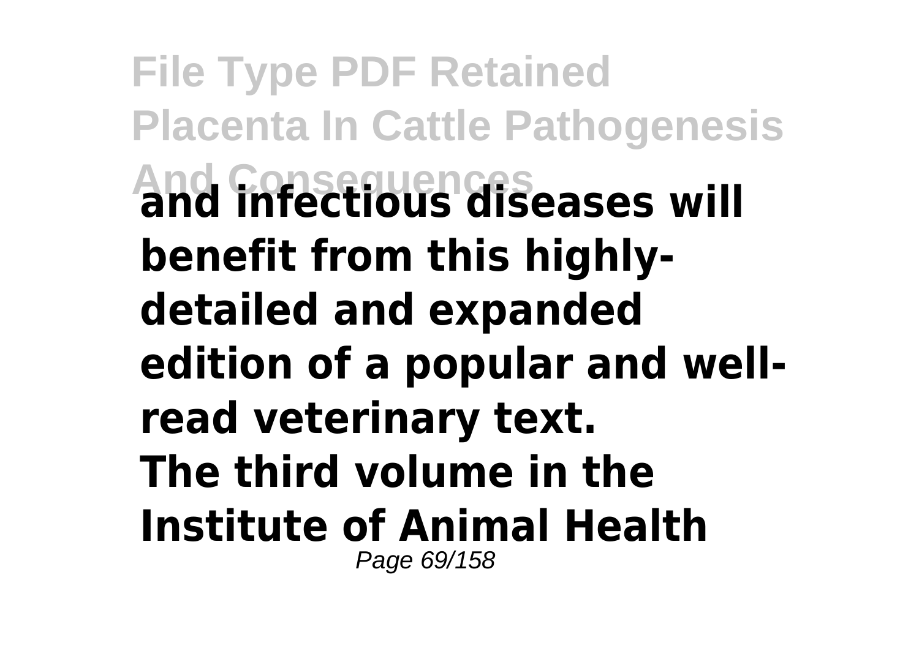**and infectious diseases will benefit from this highly-detailed and expanded edition of a popular and well-read veterinary text.**
**The third volume in the Institute of Animal Health**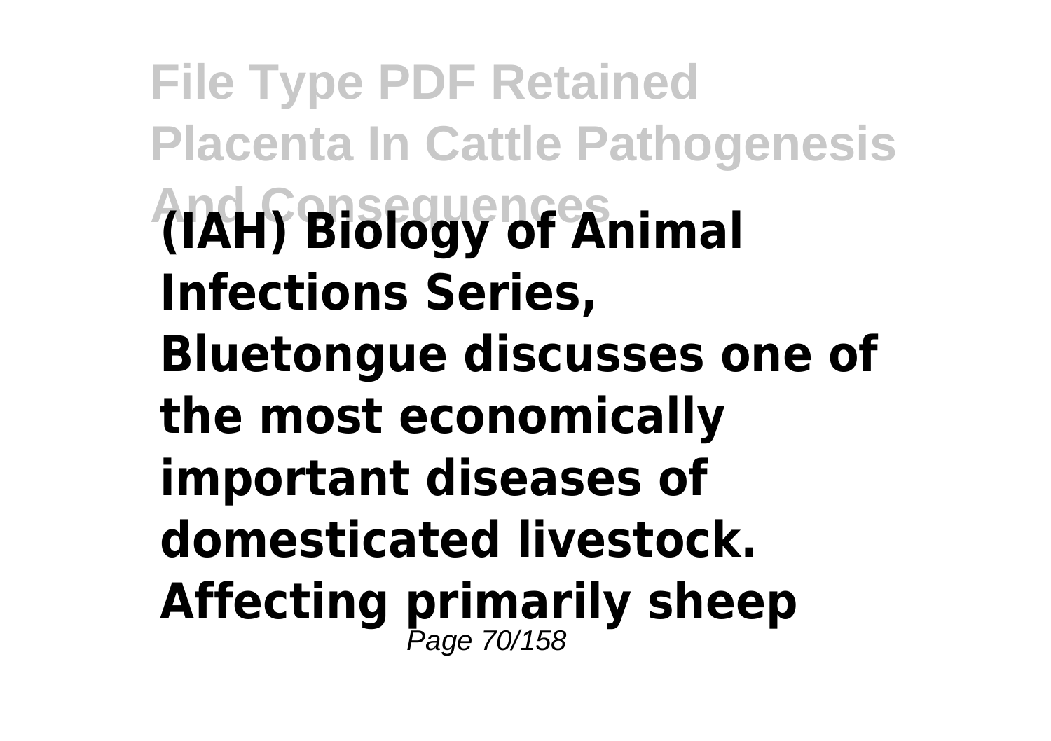**(IAH) Biology of Animal Infections Series, Bluetongue discusses one of the most economically important diseases of domesticated livestock. Affecting primarily sheep**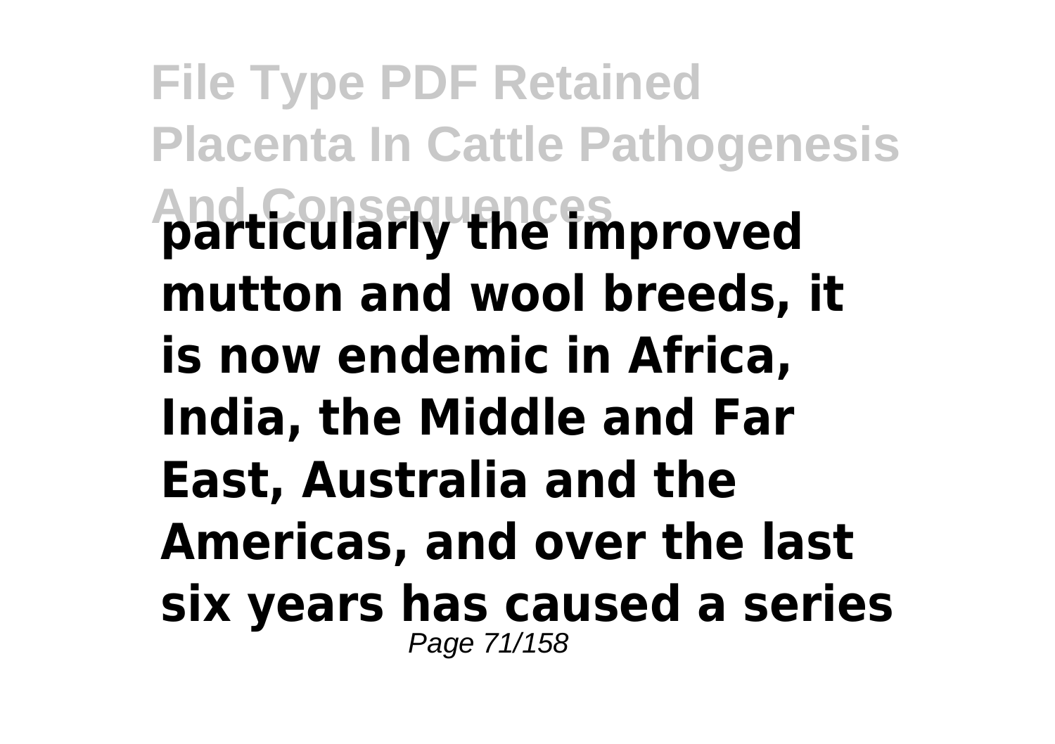**particularly the improved mutton and wool breeds, it is now endemic in Africa, India, the Middle and Far East, Australia and the Americas, and over the last six years has caused a series**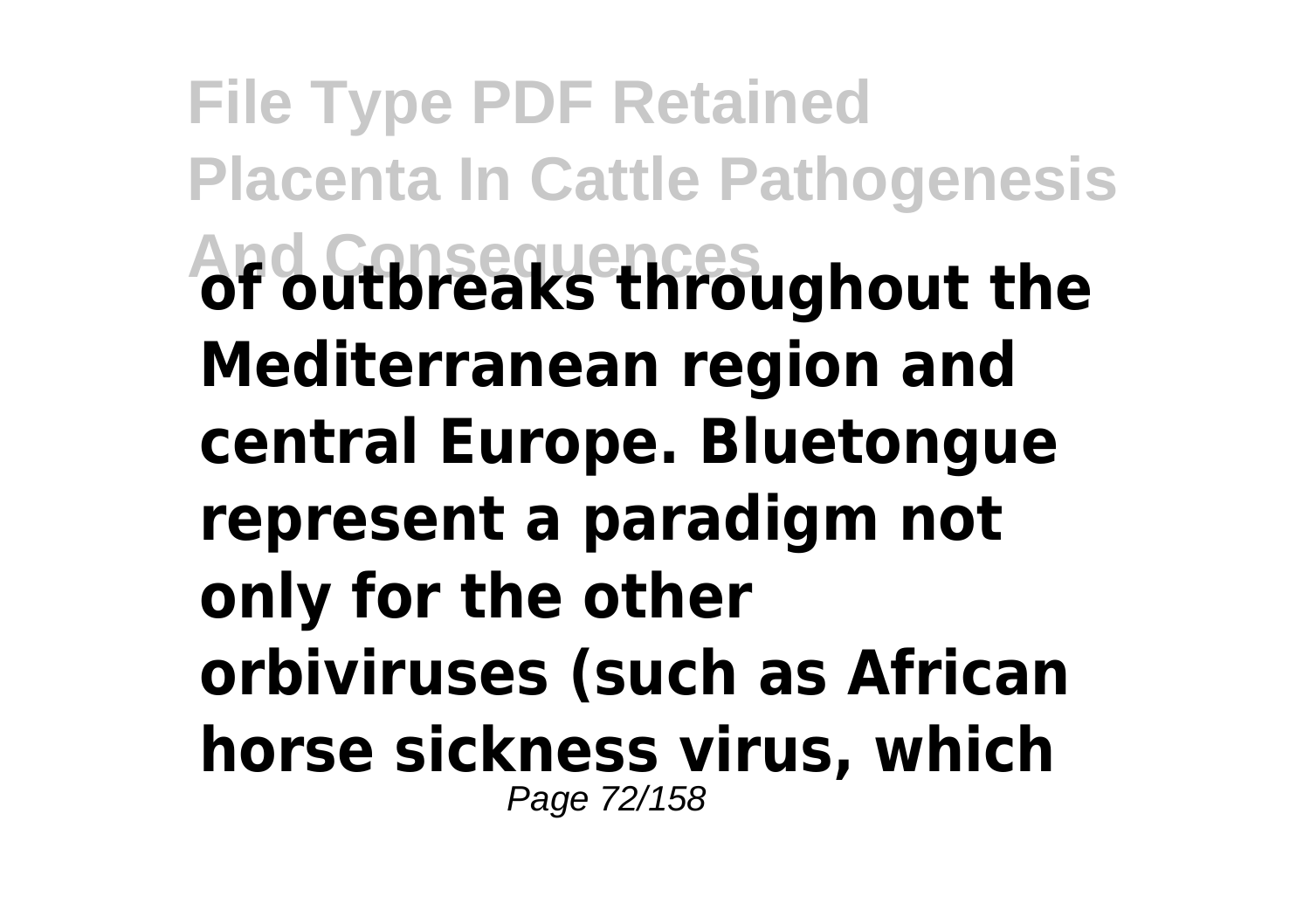**of outbreaks throughout the Mediterranean region and central Europe. Bluetongue represent a paradigm not only for the other orbiviruses (such as African horse sickness virus, which**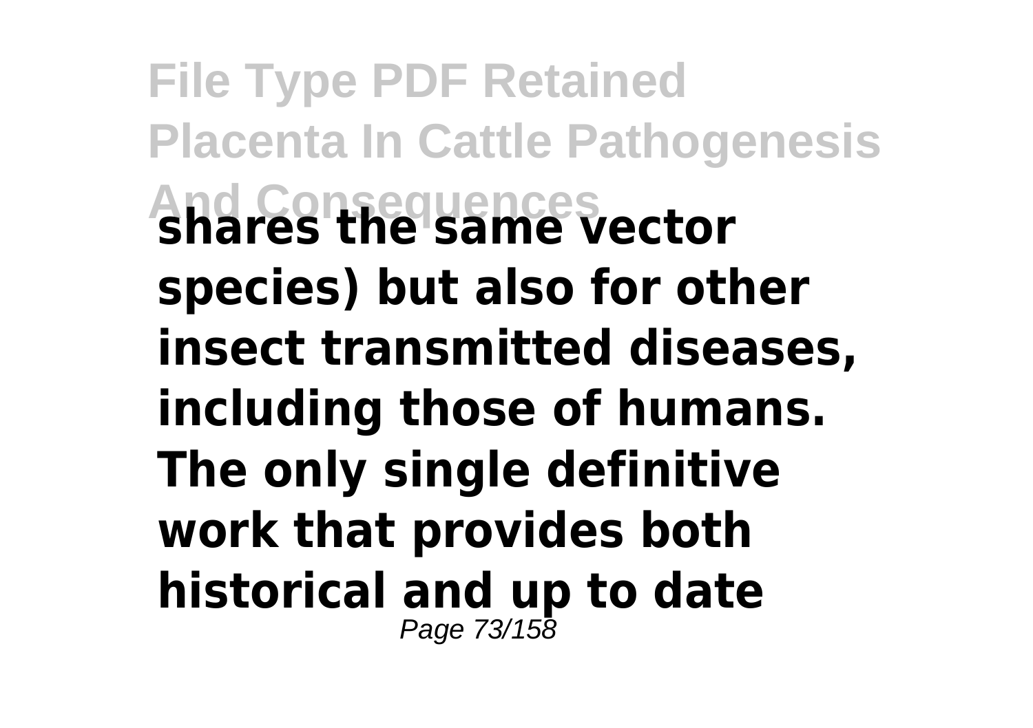**shares the same vector species) but also for other insect transmitted diseases, including those of humans. The only single definitive work that provides both historical and up to date**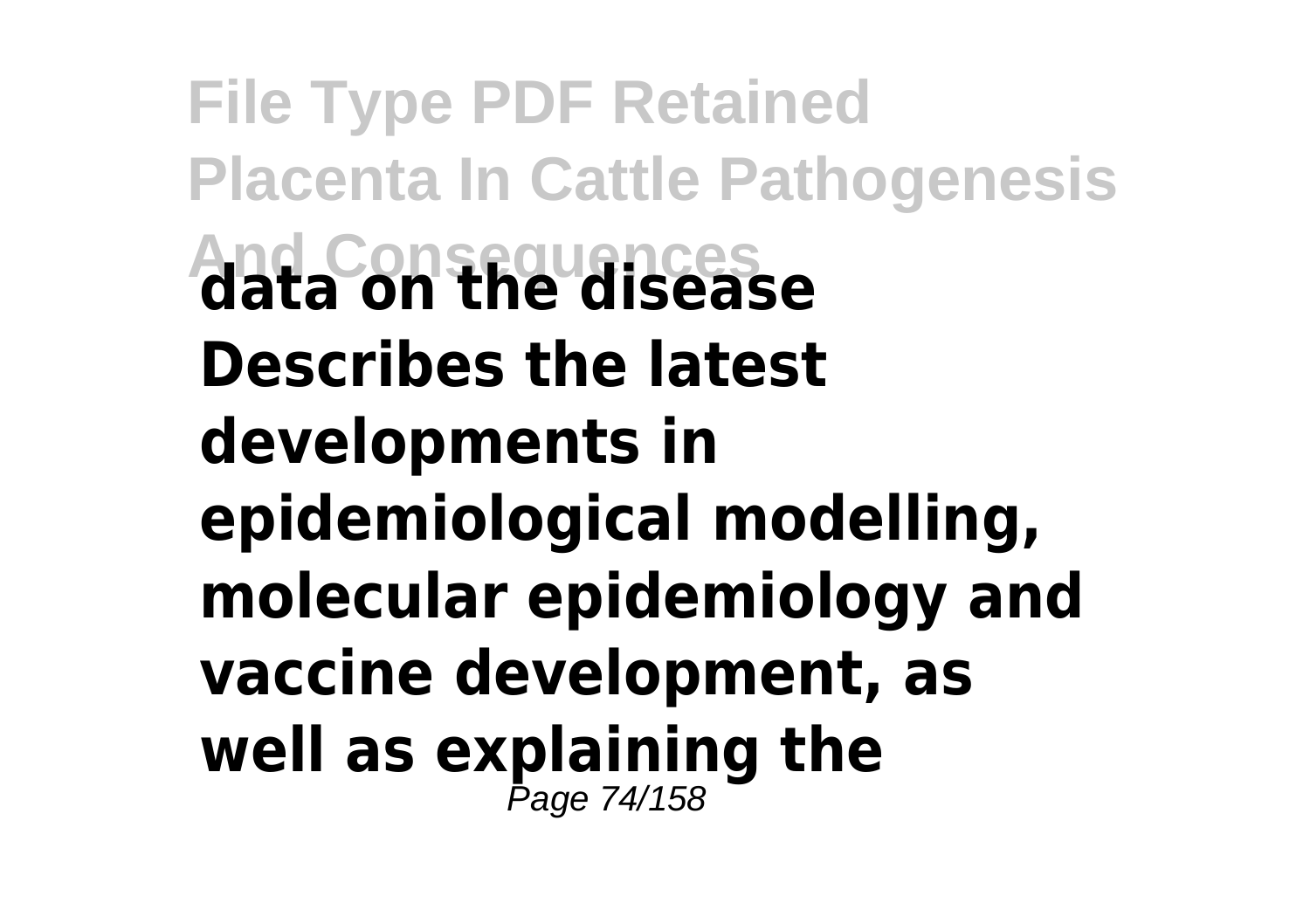**data on the disease Describes the latest developments in epidemiological modelling, molecular epidemiology and vaccine development, as well as explaining the**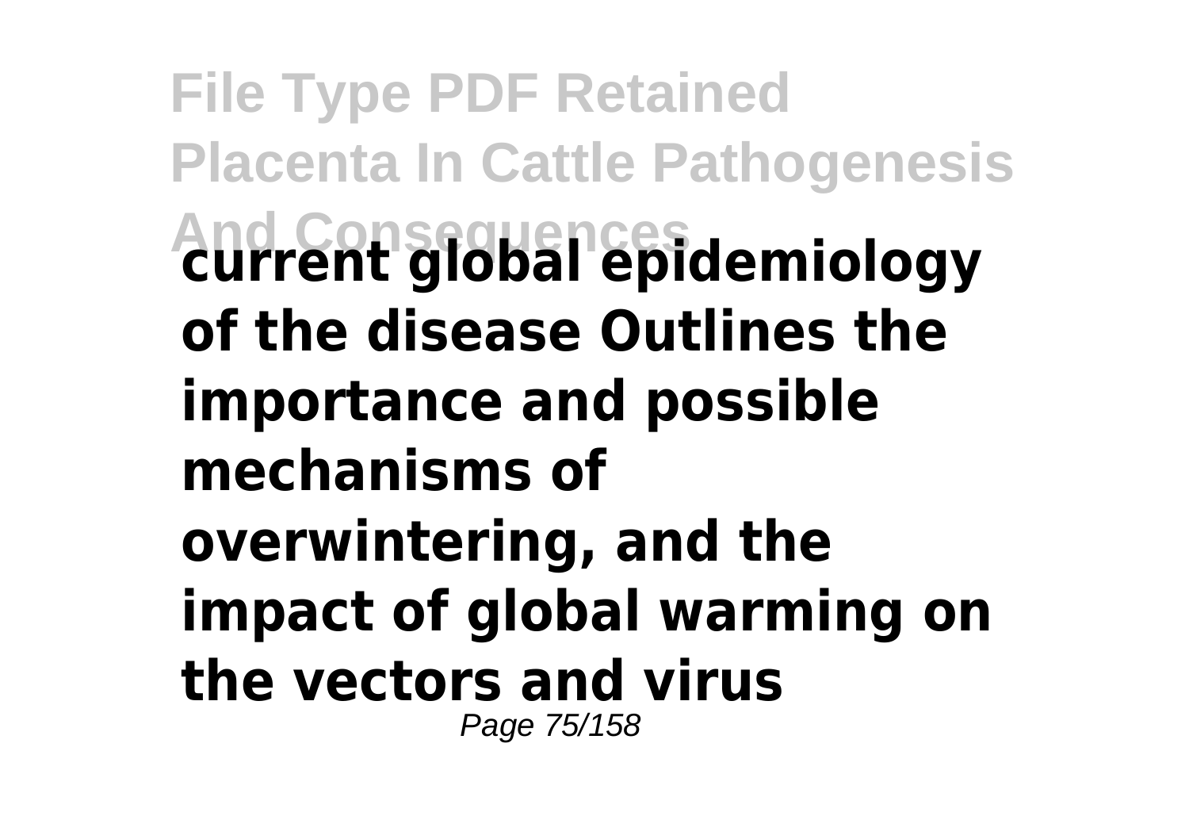**current global epidemiology of the disease Outlines the importance and possible mechanisms of overwintering, and the impact of global warming on the vectors and virus**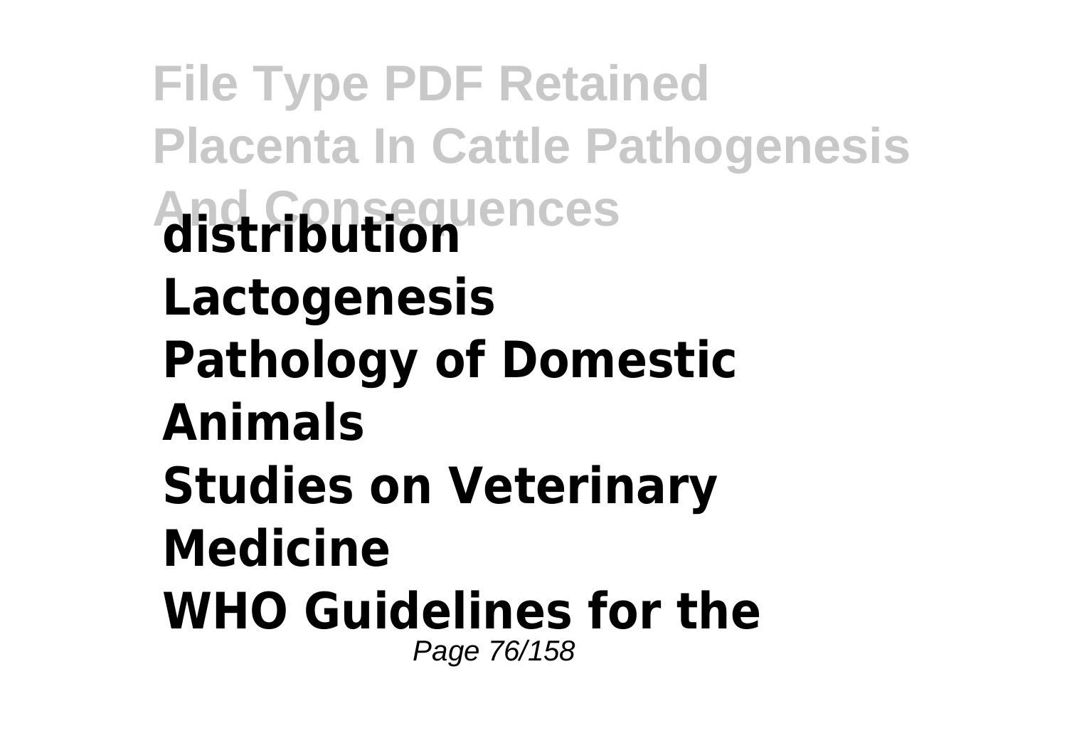**distribution**

**Lactogenesis**

**Pathology of Domestic Animals**

**Studies on Veterinary Medicine**

**WHO Guidelines for the**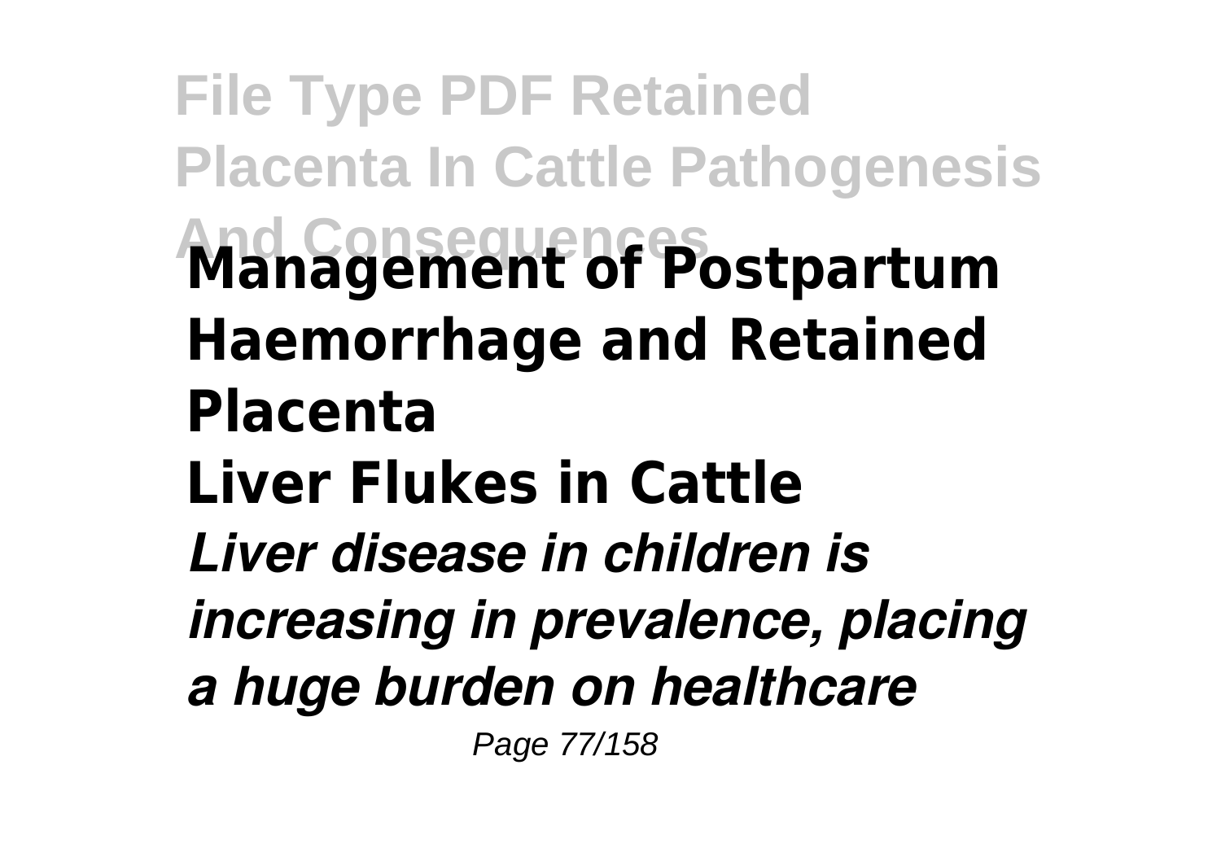**Management of Postpartum Haemorrhage and Retained Placenta**

**Liver Flukes in Cattle**

***Liver disease in children is increasing in prevalence, placing a huge burden on healthcare***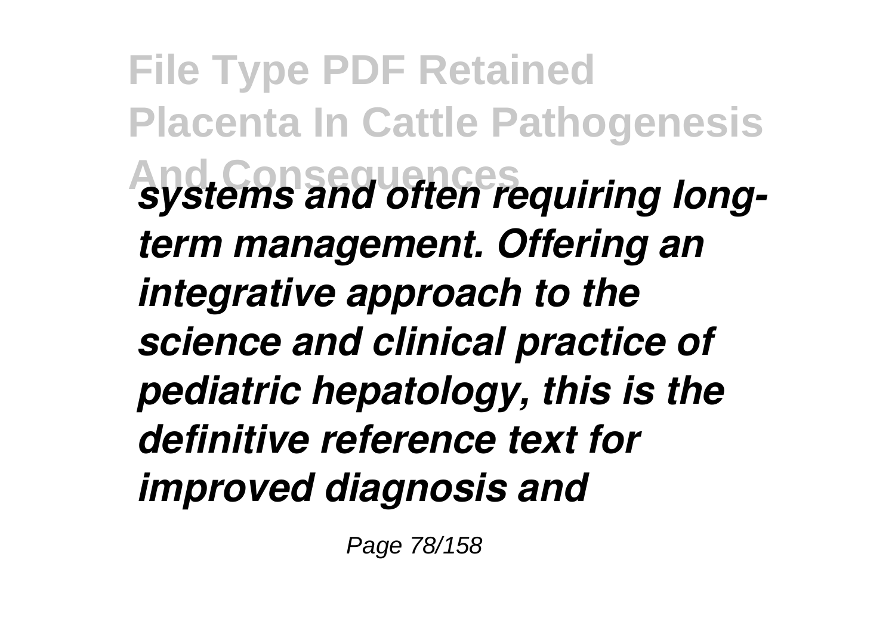*systems and often requiring long-term management. Offering an integrative approach to the science and clinical practice of pediatric hepatology, this is the definitive reference text for improved diagnosis and*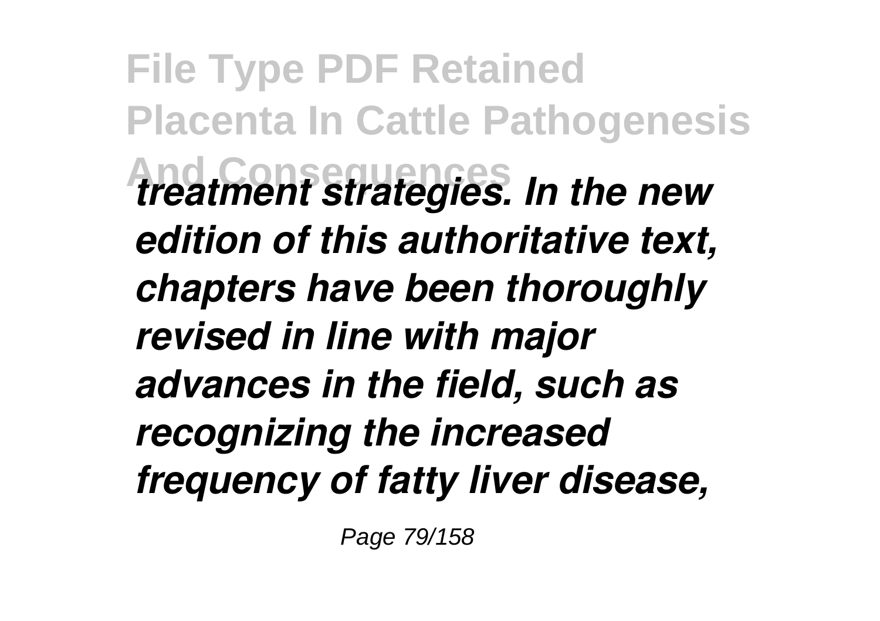*treatment strategies. In the new edition of this authoritative text, chapters have been thoroughly revised in line with major advances in the field, such as recognizing the increased frequency of fatty liver disease,*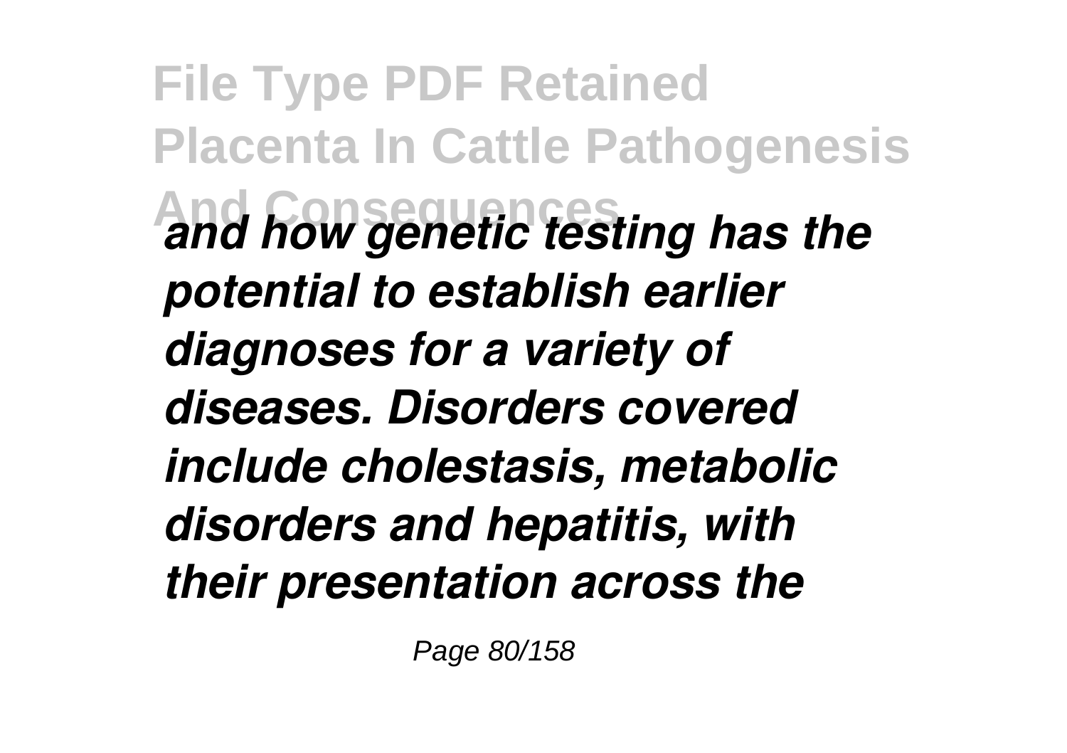*and how genetic testing has the potential to establish earlier diagnoses for a variety of diseases. Disorders covered include cholestasis, metabolic disorders and hepatitis, with their presentation across the*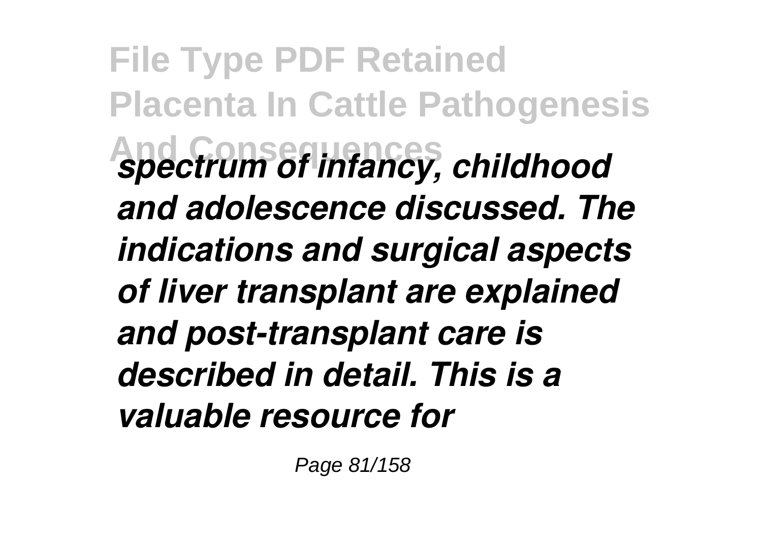*spectrum of infancy, childhood and adolescence discussed. The indications and surgical aspects of liver transplant are explained and post-transplant care is described in detail. This is a valuable resource for*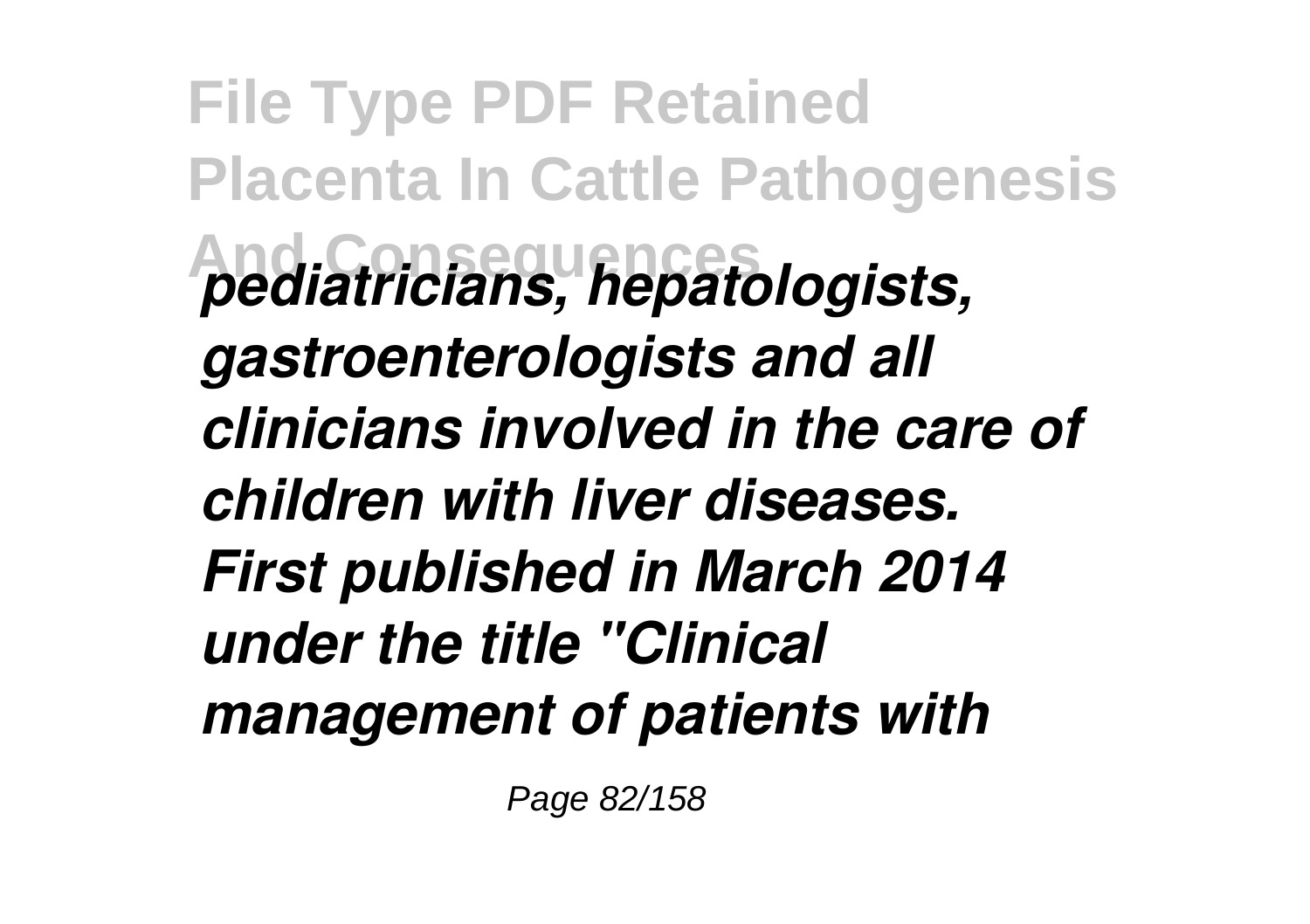*pediatricians, hepatologists, gastroenterologists and all clinicians involved in the care of children with liver diseases. First published in March 2014 under the title "Clinical management of patients with*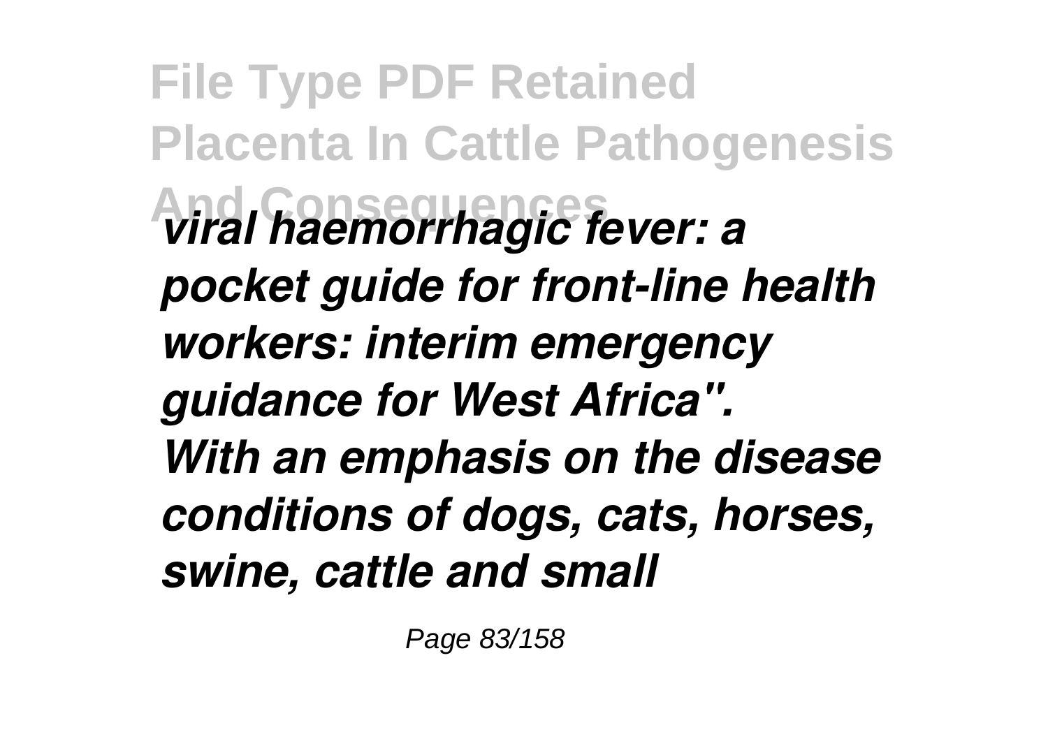*viral haemorrhagic fever: a pocket guide for front-line health workers: interim emergency guidance for West Africa".*

*With an emphasis on the disease conditions of dogs, cats, horses, swine, cattle and small*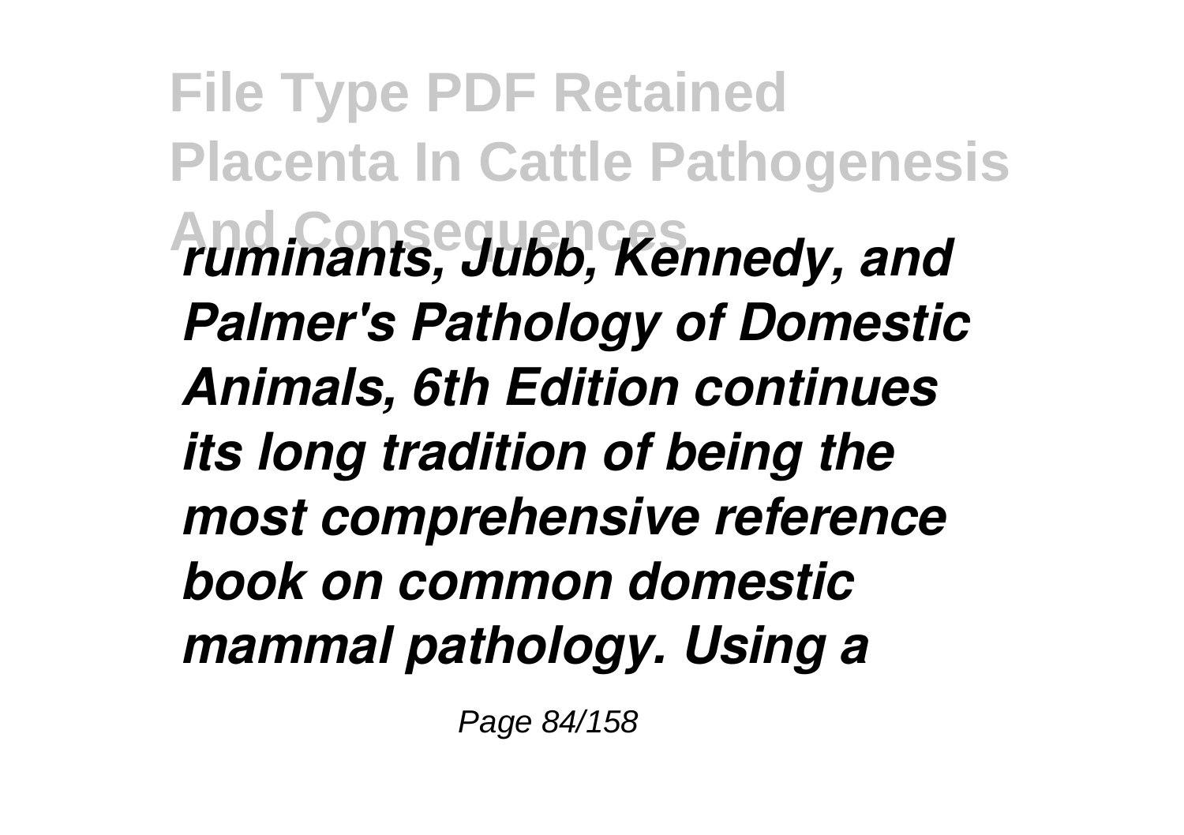*ruminants, Jubb, Kennedy, and Palmer's Pathology of Domestic Animals, 6th Edition continues its long tradition of being the most comprehensive reference book on common domestic mammal pathology. Using a*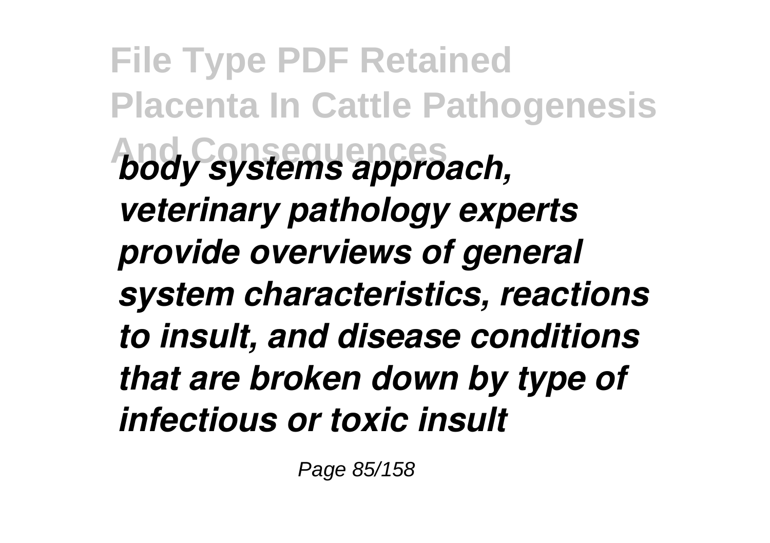*body systems approach, veterinary pathology experts provide overviews of general system characteristics, reactions to insult, and disease conditions that are broken down by type of infectious or toxic insult*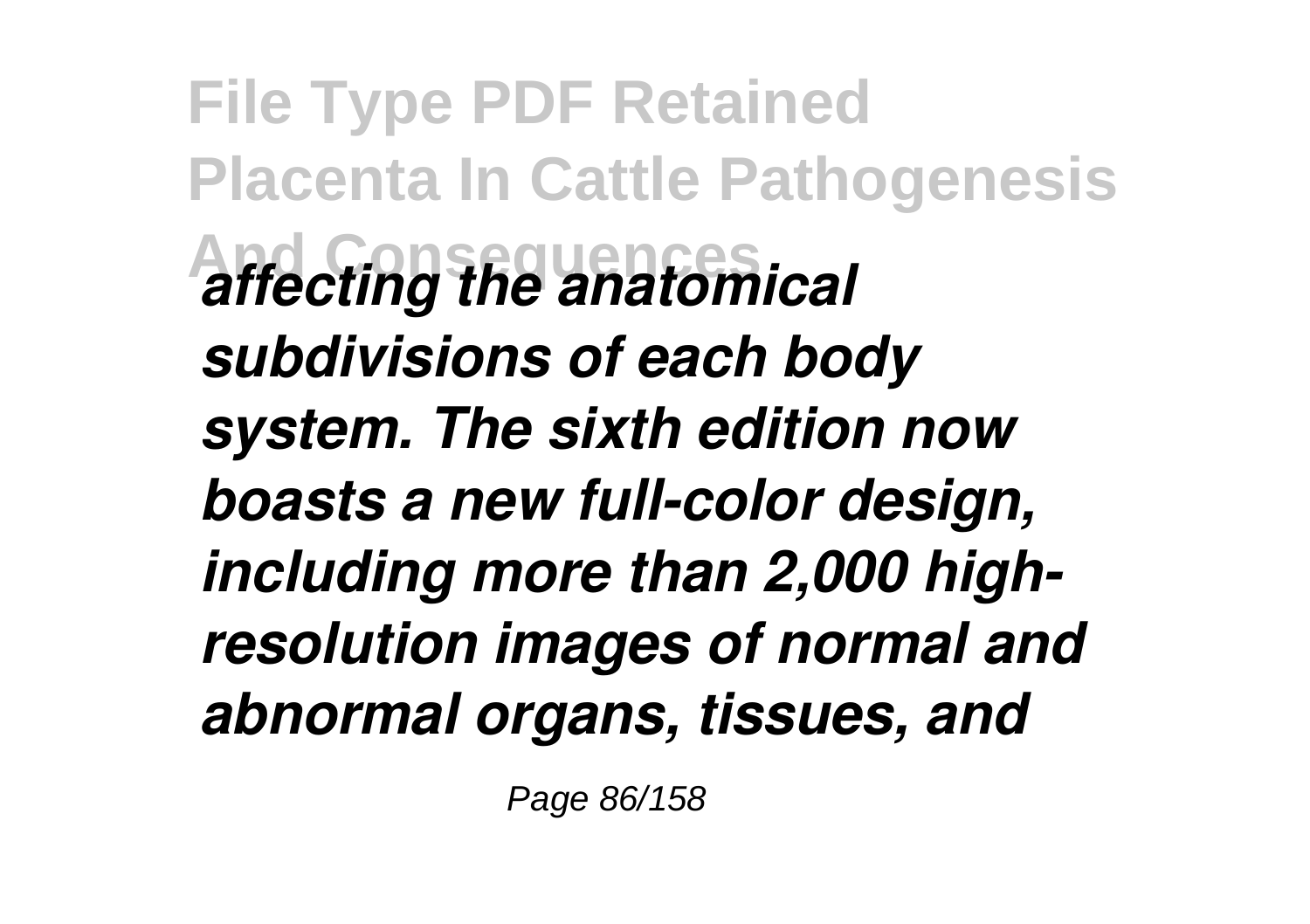*affecting the anatomical subdivisions of each body system. The sixth edition now boasts a new full-color design, including more than 2,000 high-resolution images of normal and abnormal organs, tissues, and*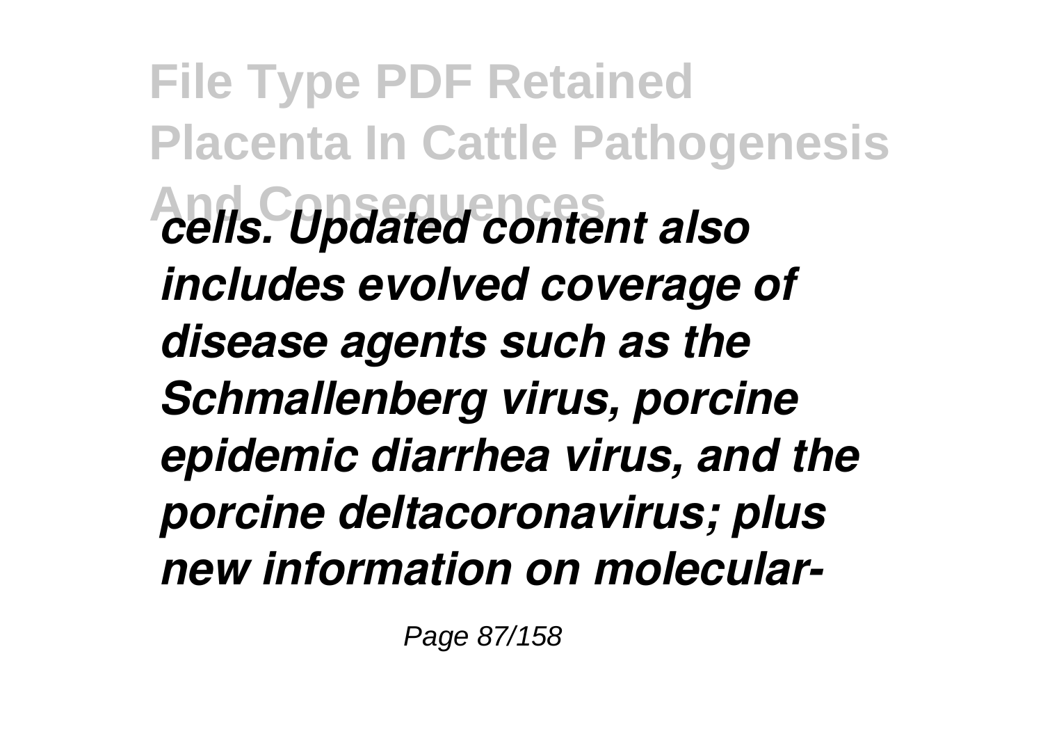*cells. Updated content also includes evolved coverage of disease agents such as the Schmallenberg virus, porcine epidemic diarrhea virus, and the porcine deltacoronavirus; plus new information on molecular-*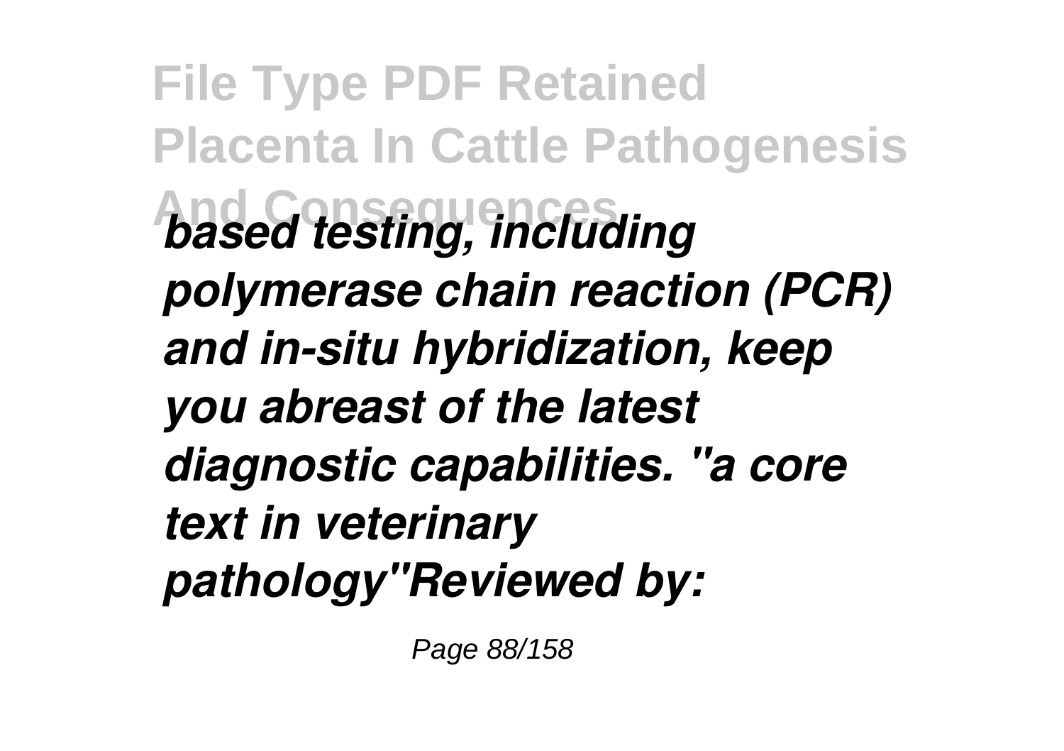*based testing, including polymerase chain reaction (PCR) and in-situ hybridization, keep you abreast of the latest diagnostic capabilities. "a core text in veterinary pathology"Reviewed by:*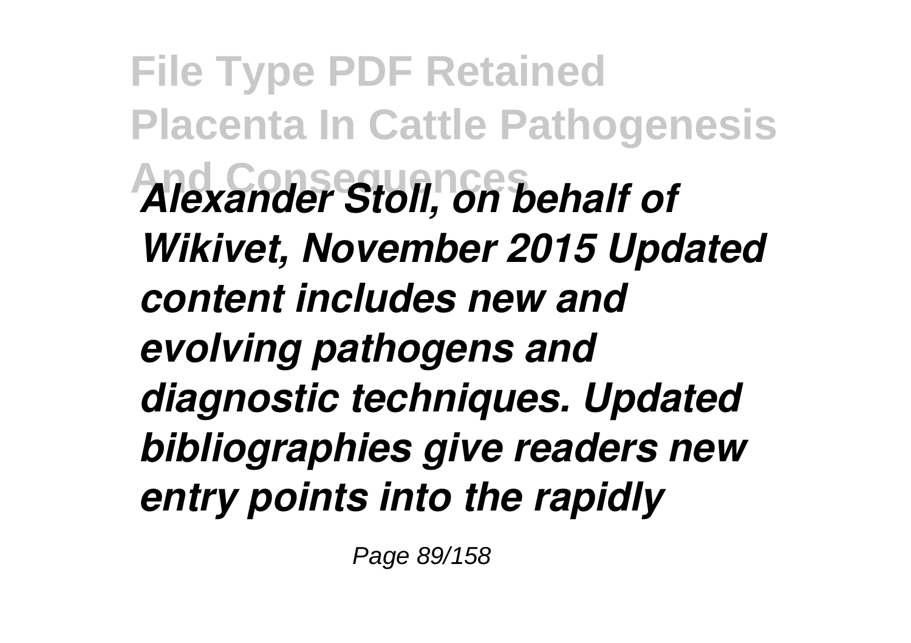*Alexander Stoll, on behalf of Wikivet, November 2015 Updated content includes new and evolving pathogens and diagnostic techniques. Updated bibliographies give readers new entry points into the rapidly*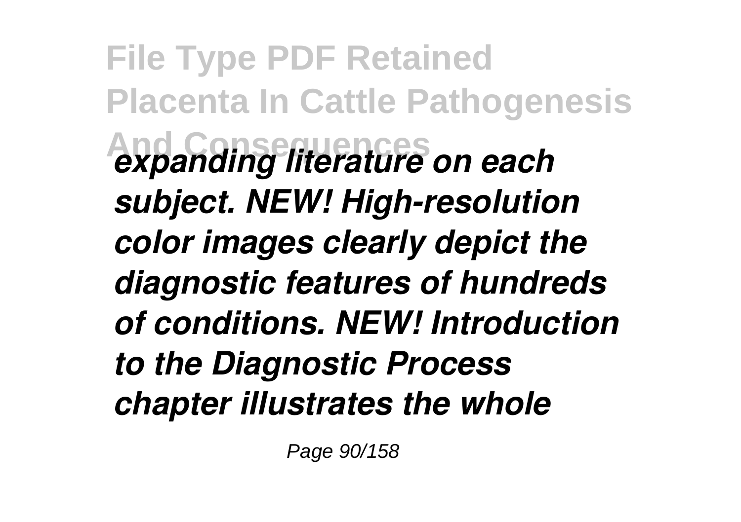*expanding literature on each subject. NEW! High-resolution color images clearly depict the diagnostic features of hundreds of conditions. NEW! Introduction to the Diagnostic Process chapter illustrates the whole*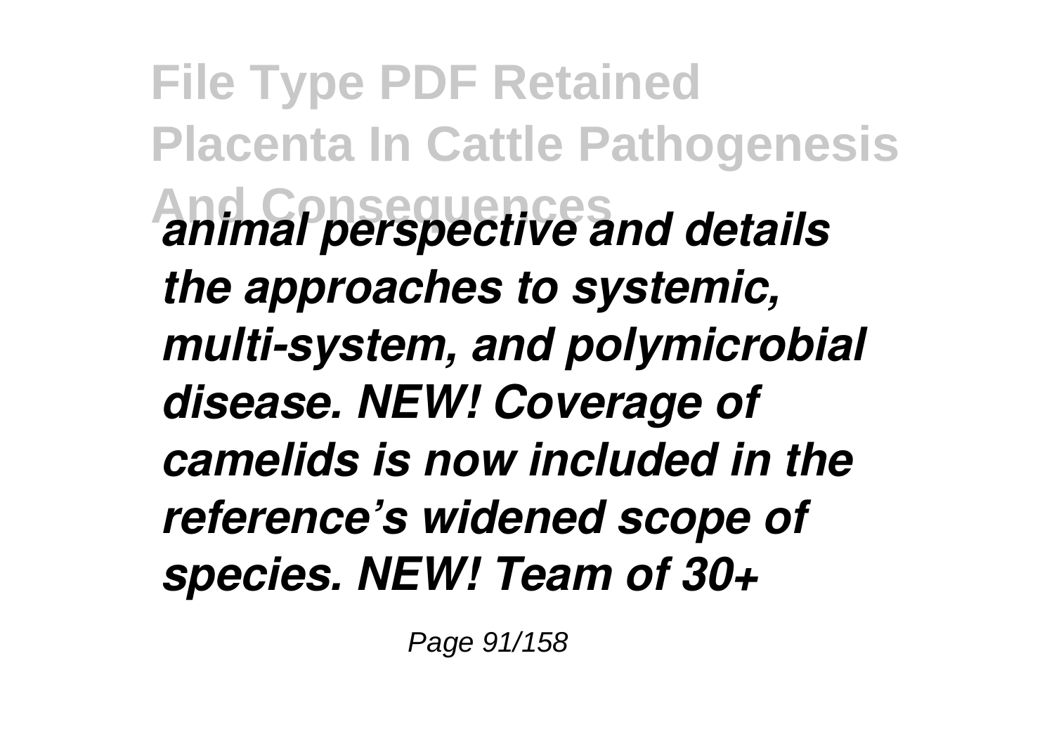*animal perspective and details the approaches to systemic, multi-system, and polymicrobial disease. NEW! Coverage of camelids is now included in the reference's widened scope of species. NEW! Team of 30+*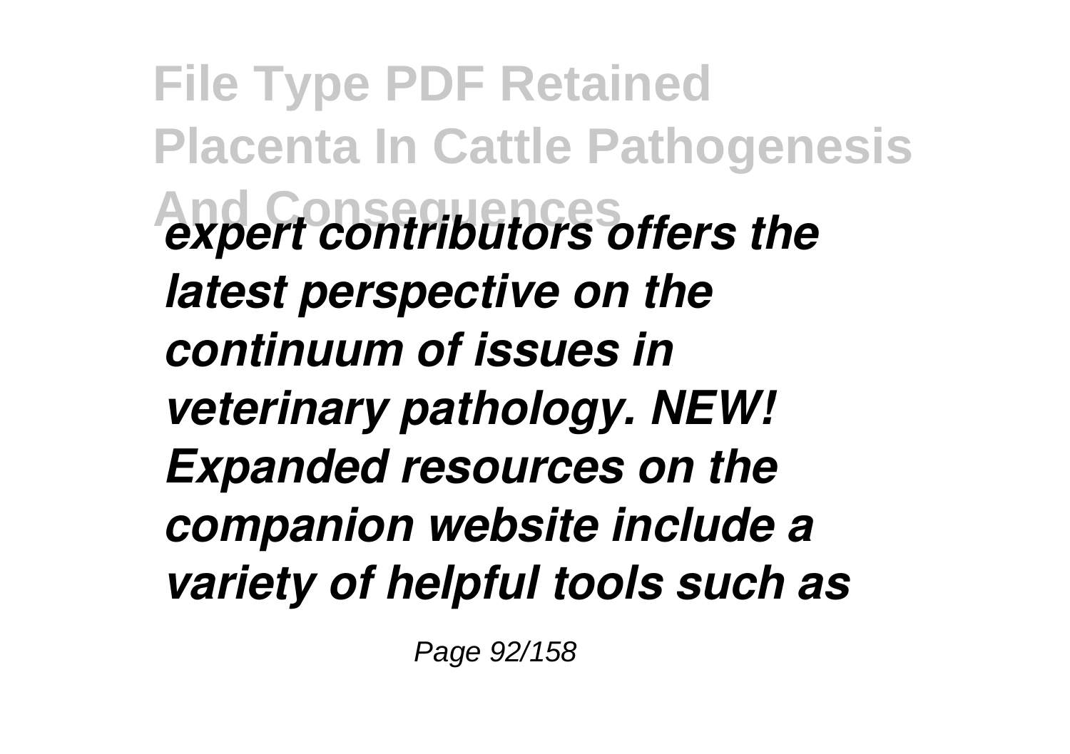*expert contributors offers the latest perspective on the continuum of issues in veterinary pathology. NEW! Expanded resources on the companion website include a variety of helpful tools such as*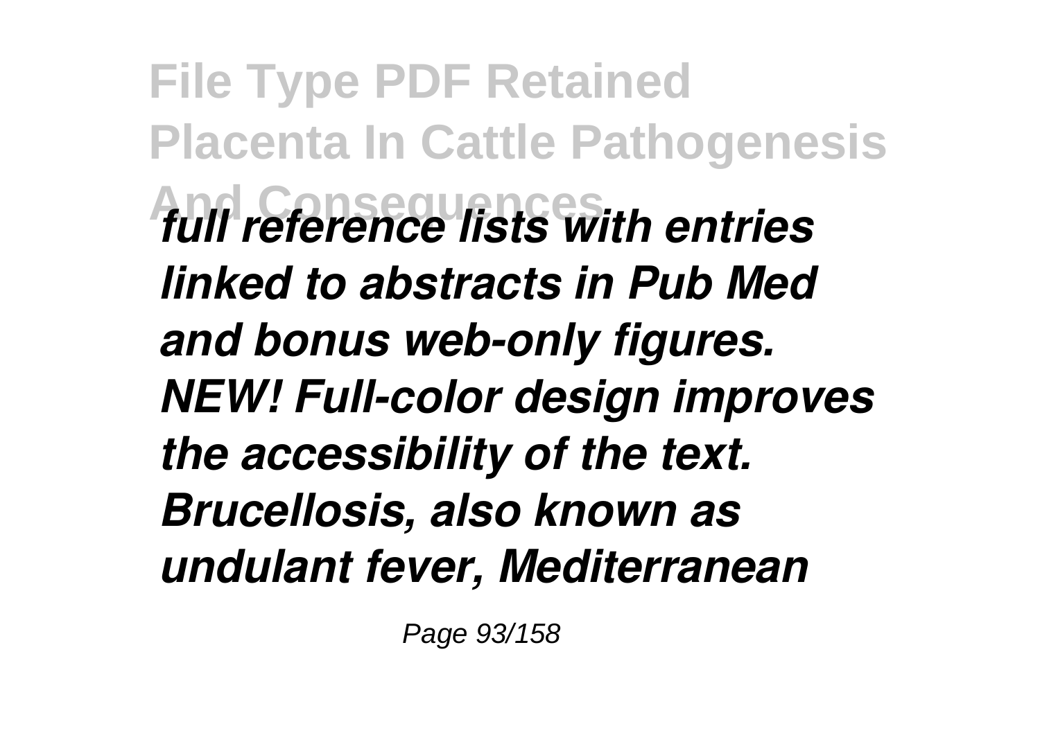*full reference lists with entries linked to abstracts in Pub Med and bonus web-only figures. NEW! Full-color design improves the accessibility of the text. Brucellosis, also known as undulant fever, Mediterranean*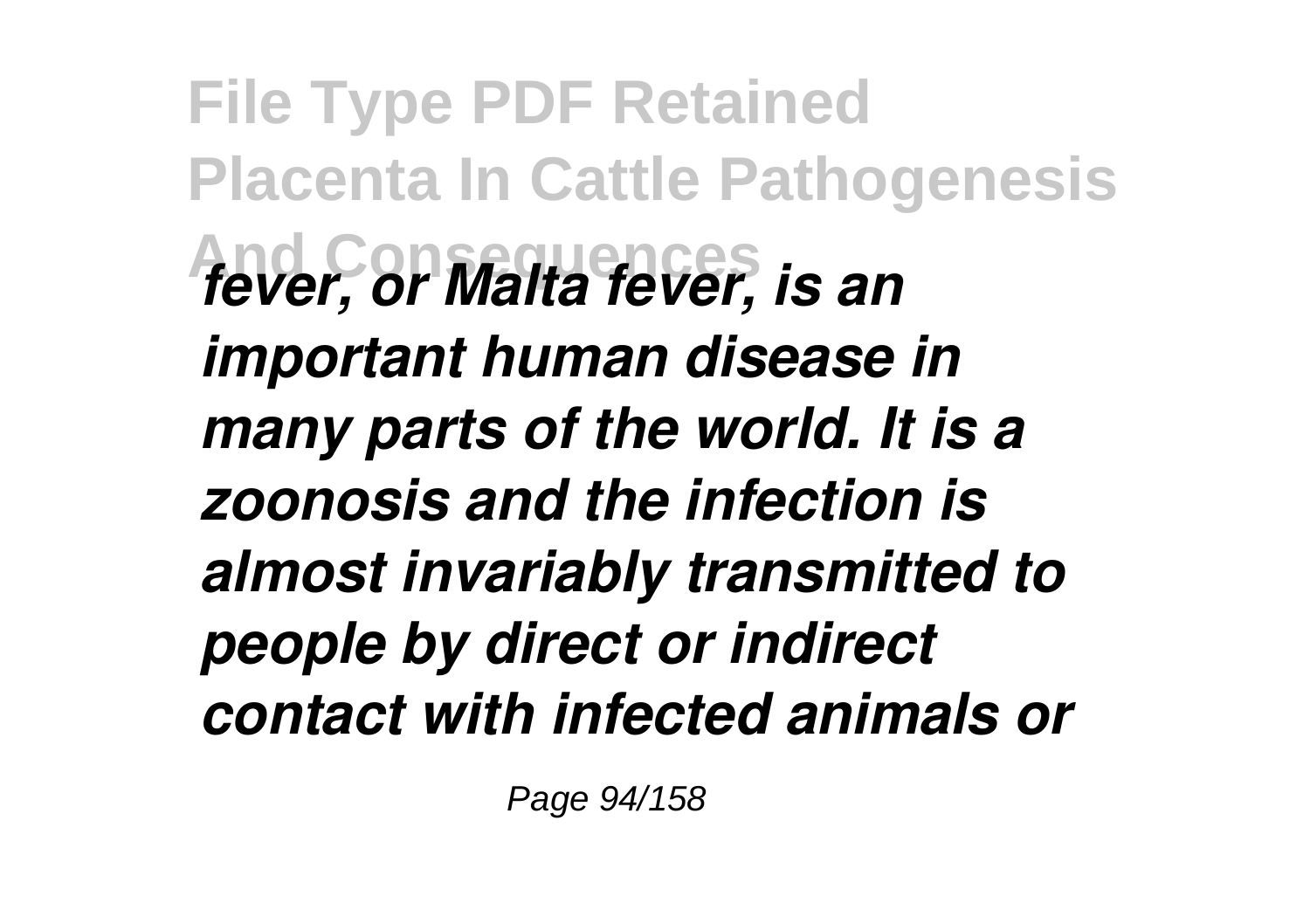*fever, or Malta fever, is an important human disease in many parts of the world. It is a zoonosis and the infection is almost invariably transmitted to people by direct or indirect contact with infected animals or*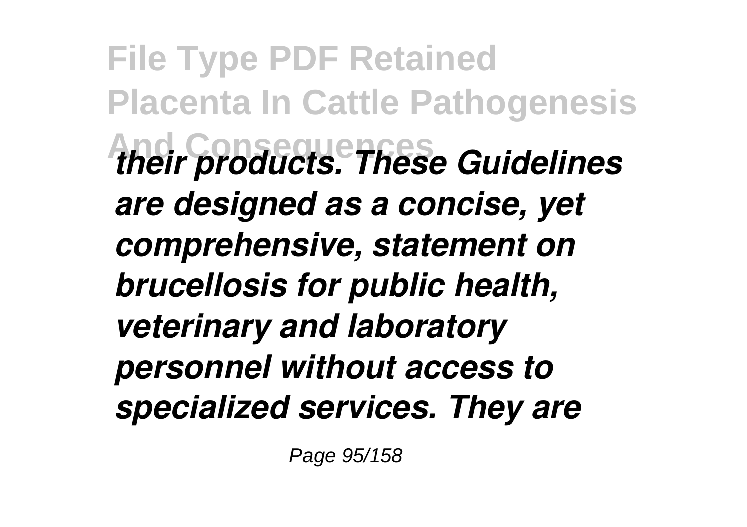*their products. These Guidelines are designed as a concise, yet comprehensive, statement on brucellosis for public health, veterinary and laboratory personnel without access to specialized services. They are*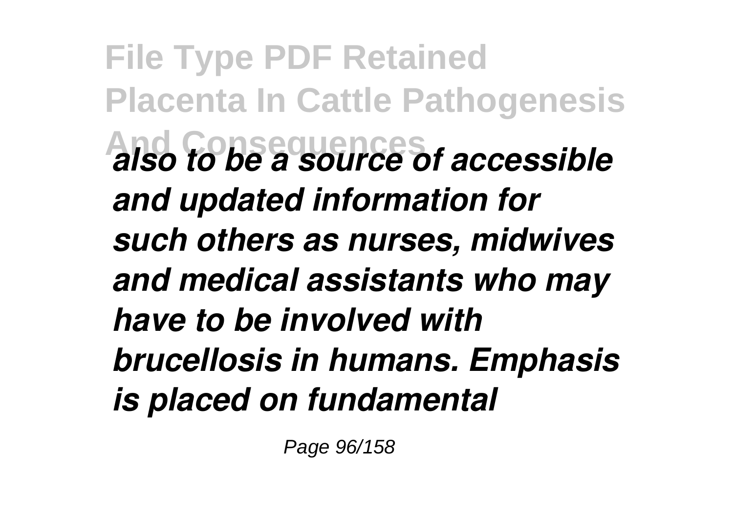*also to be a source of accessible and updated information for such others as nurses, midwives and medical assistants who may have to be involved with brucellosis in humans. Emphasis is placed on fundamental*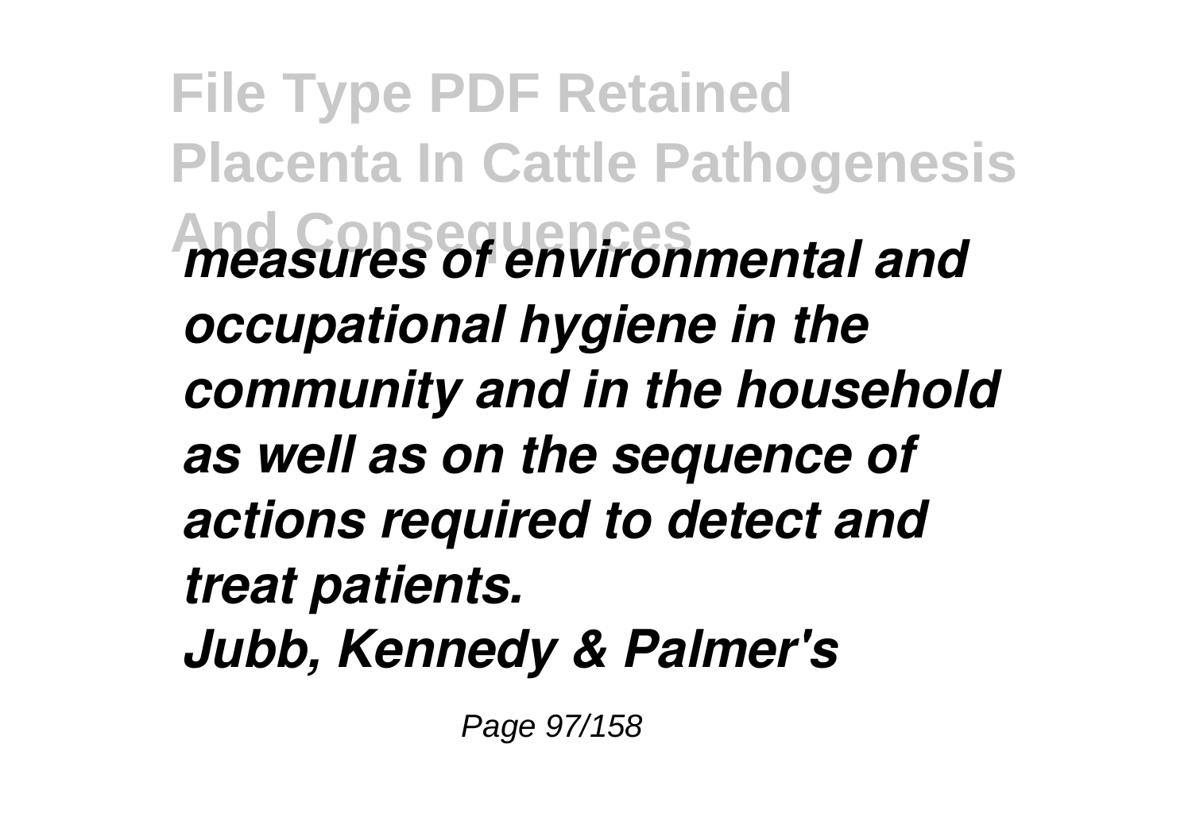*measures of environmental and occupational hygiene in the community and in the household as well as on the sequence of actions required to detect and treat patients.*

*Jubb, Kennedy & Palmer's*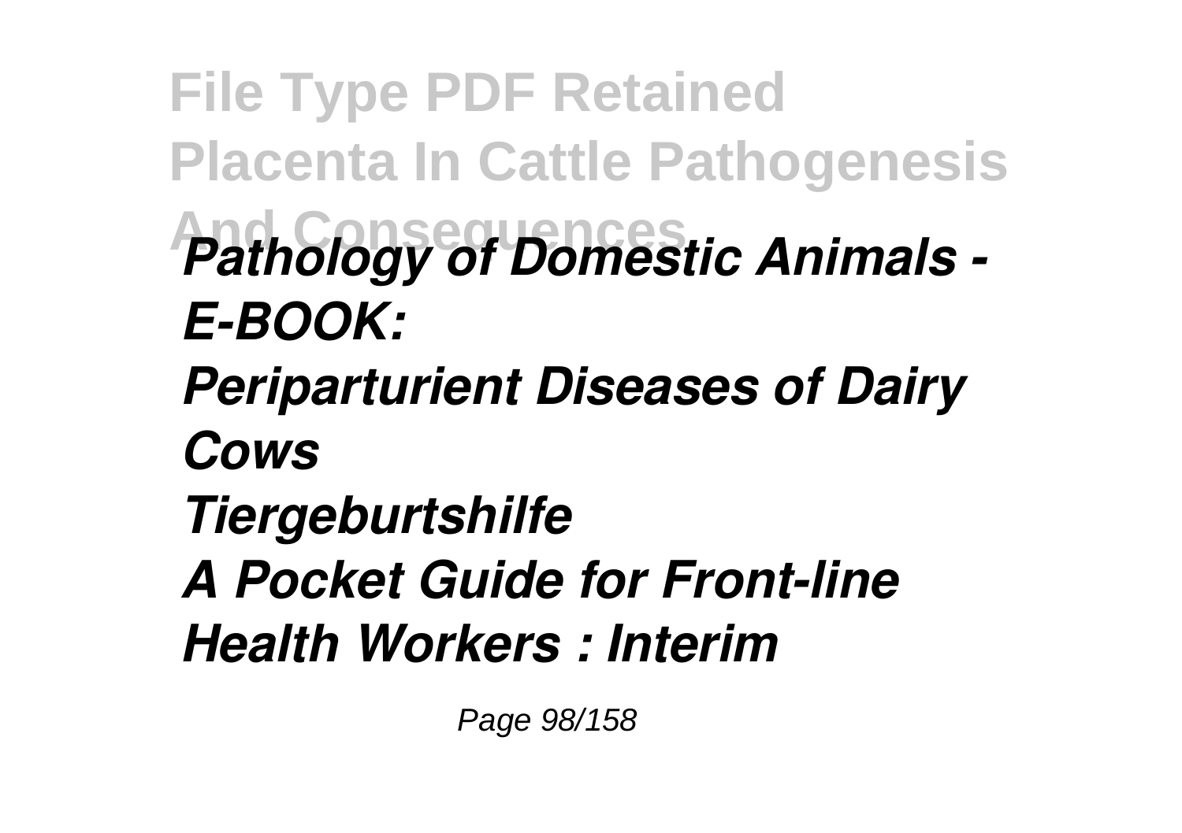*Pathology of Domestic Animals - E-BOOK:*

*Periparturient Diseases of Dairy Cows*

*Tiergeburtshilfe*

*A Pocket Guide for Front-line Health Workers : Interim*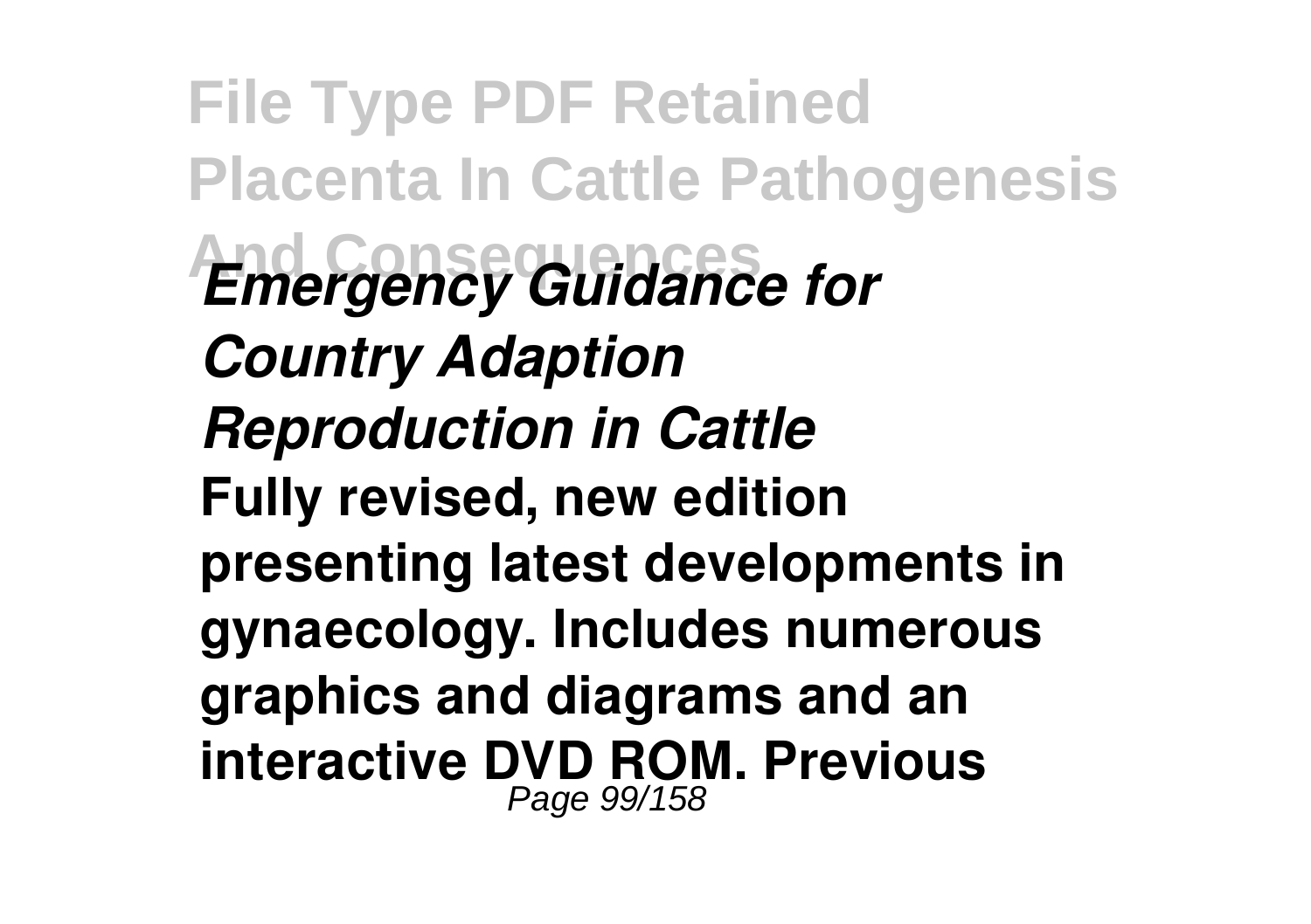*Emergency Guidance for Country Adaption*

*Reproduction in Cattle*

**Fully revised, new edition presenting latest developments in gynaecology. Includes numerous graphics and diagrams and an interactive DVD ROM. Previous**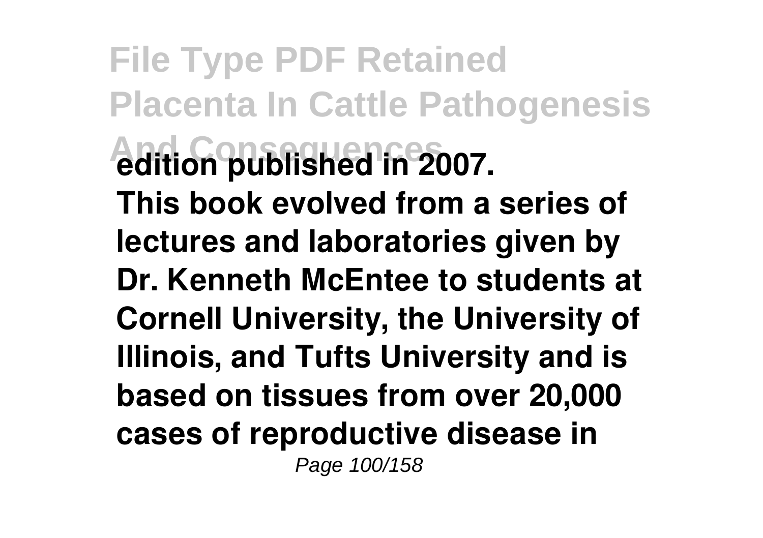edition published in 2007.

This book evolved from a series of lectures and laboratories given by Dr. Kenneth McEntee to students at Cornell University, the University of Illinois, and Tufts University and is based on tissues from over 20,000 cases of reproductive disease in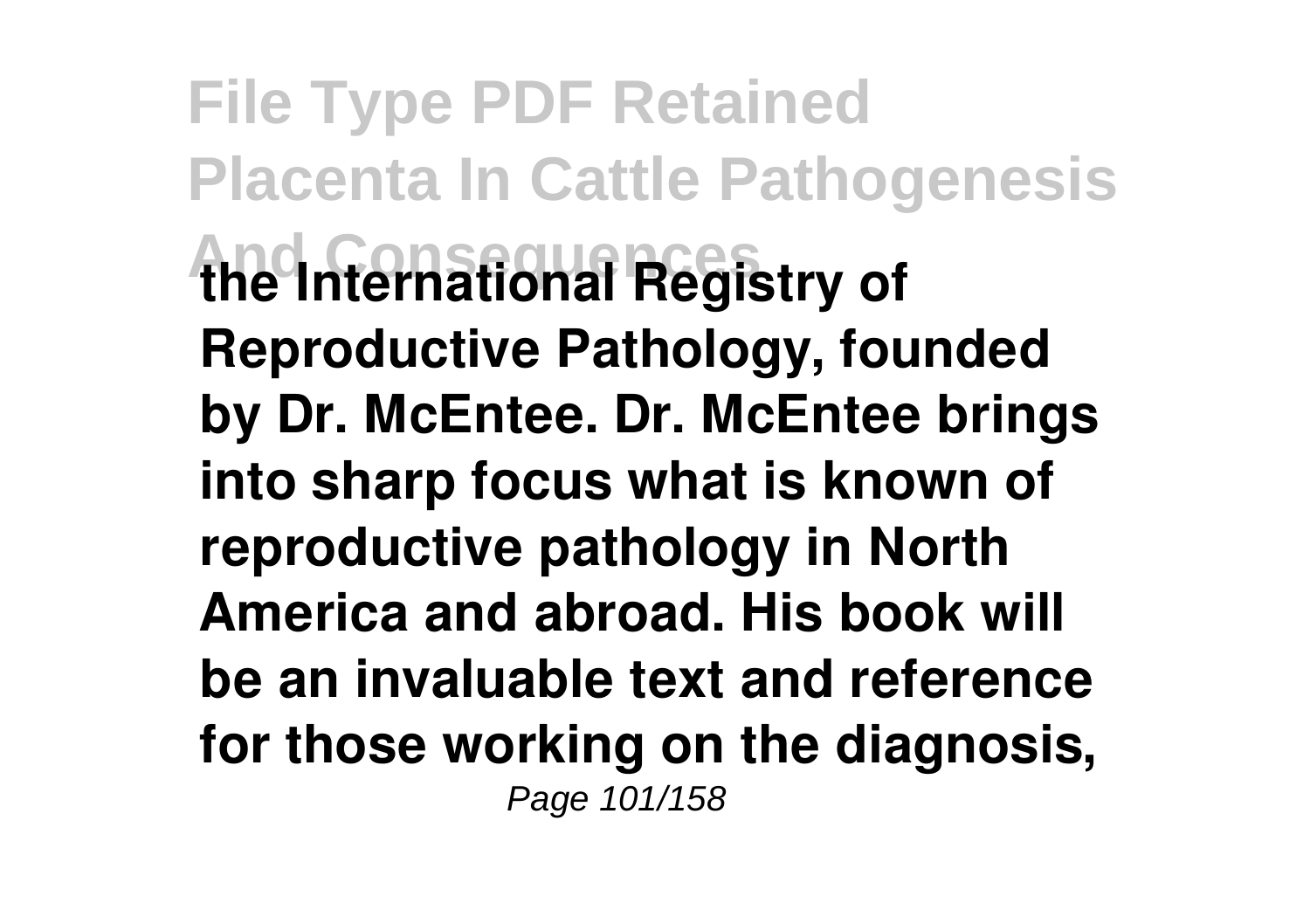**the International Registry of Reproductive Pathology, founded by Dr. McEntee. Dr. McEntee brings into sharp focus what is known of reproductive pathology in North America and abroad. His book will be an invaluable text and reference for those working on the diagnosis,**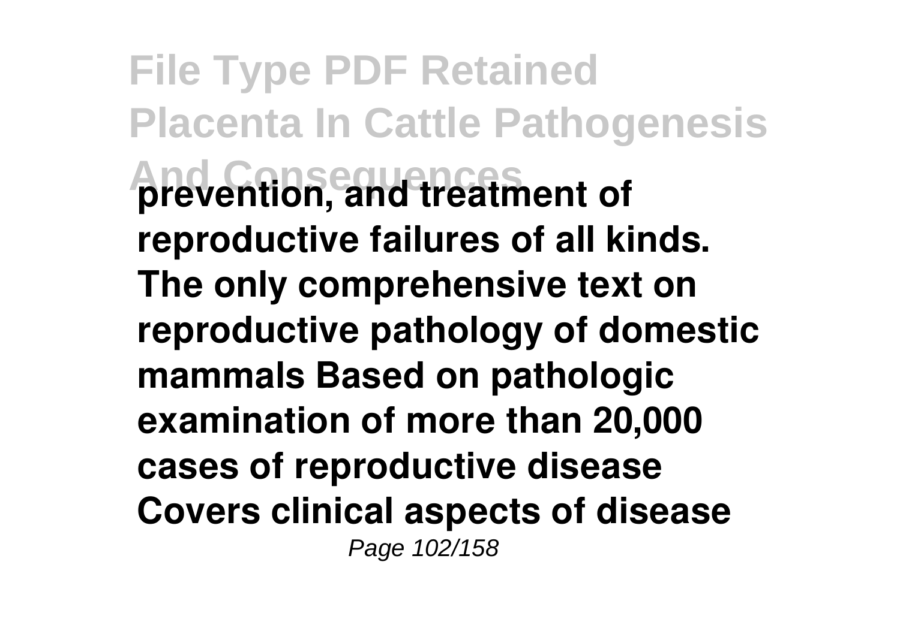**prevention, and treatment of reproductive failures of all kinds. The only comprehensive text on reproductive pathology of domestic mammals Based on pathologic examination of more than 20,000 cases of reproductive disease Covers clinical aspects of disease**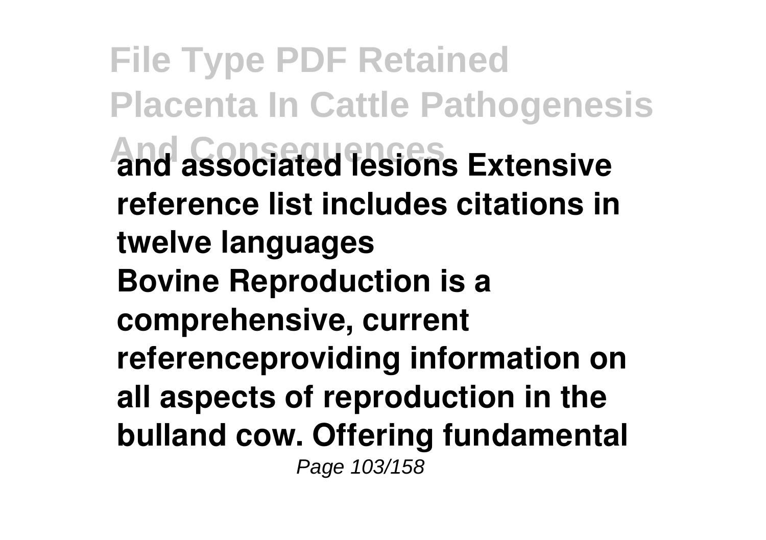**and associated lesions Extensive reference list includes citations in twelve languages**

**Bovine Reproduction is a comprehensive, current referenceproviding information on all aspects of reproduction in the bulland cow. Offering fundamental**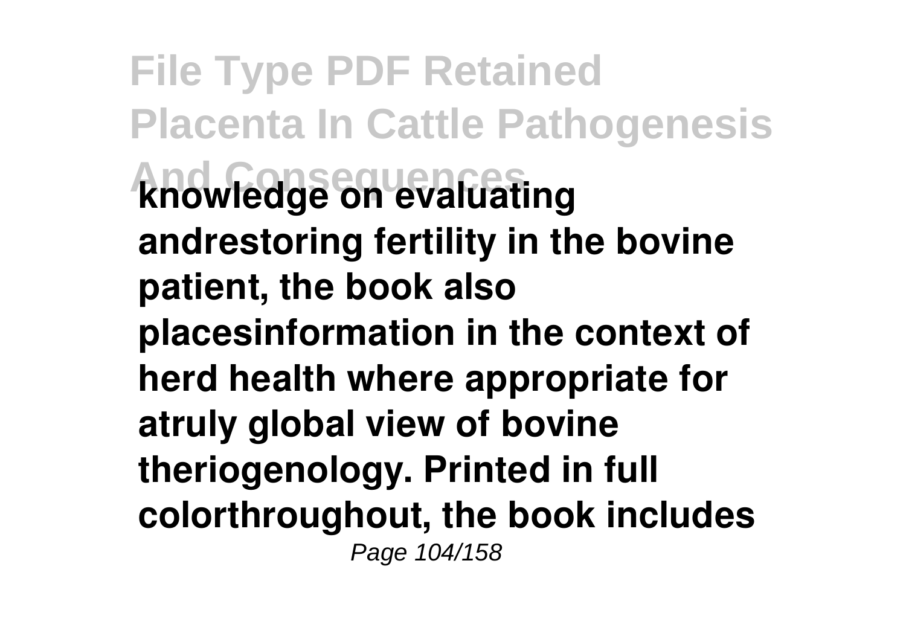**knowledge on evaluating andrestoring fertility in the bovine patient, the book also placesinformation in the context of herd health where appropriate for atruly global view of bovine theriogenology. Printed in full colorthroughout, the book includes**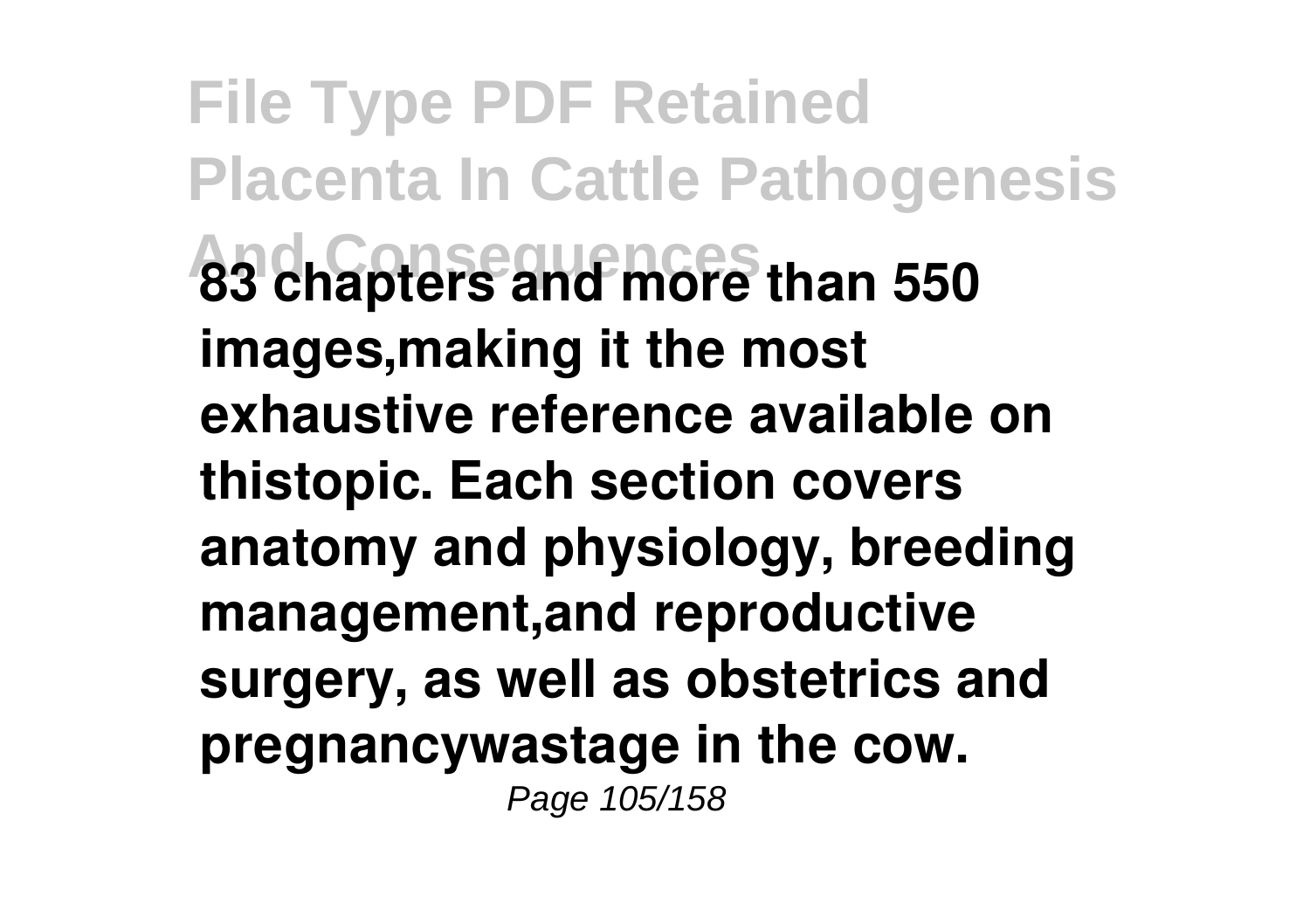**83 chapters and more than 550 images,making it the most exhaustive reference available on thistopic. Each section covers anatomy and physiology, breeding management,and reproductive surgery, as well as obstetrics and pregnancywastage in the cow.**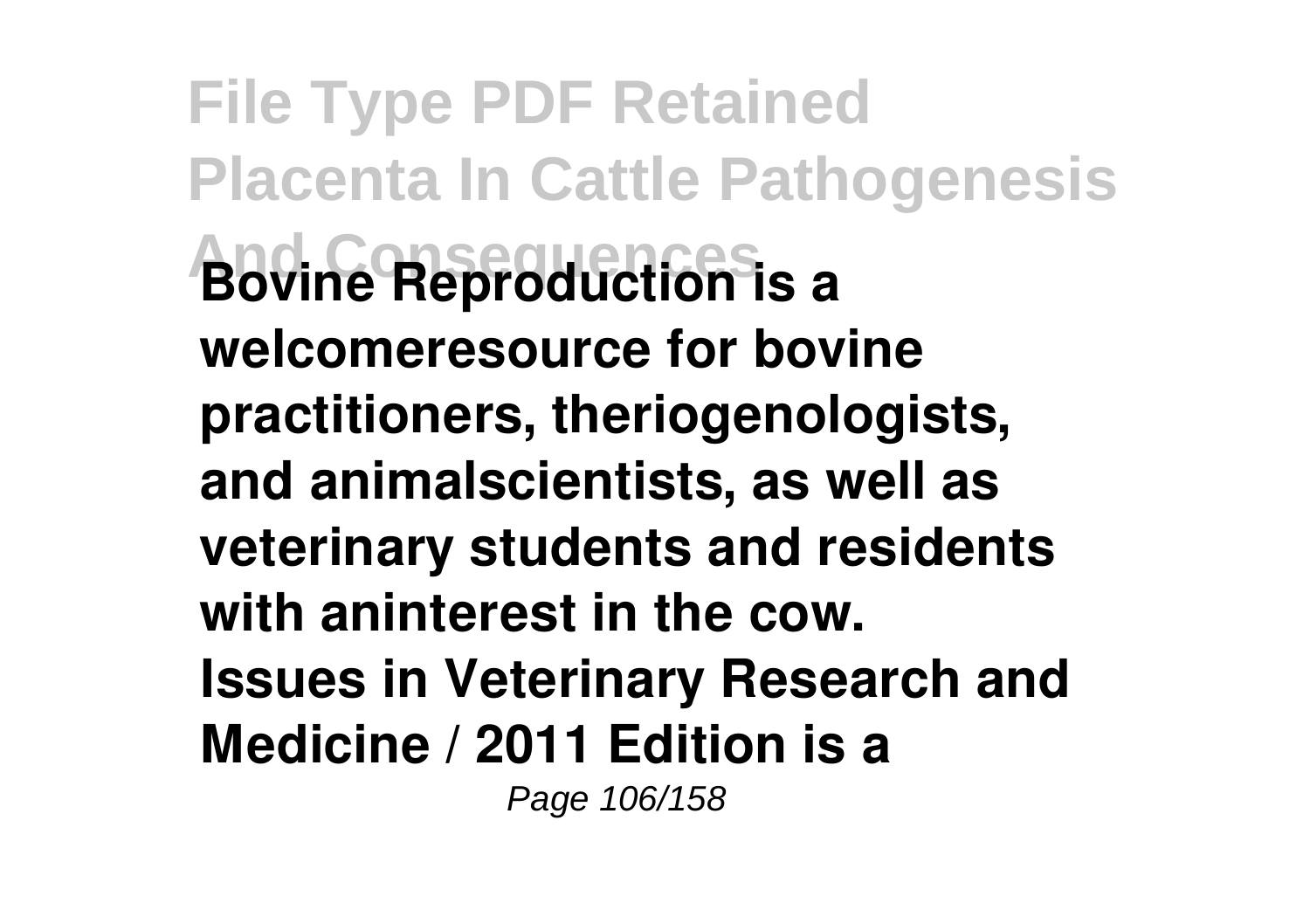**Bovine Reproduction is a welcomeresource for bovine practitioners, theriogenologists, and animalscientists, as well as veterinary students and residents with aninterest in the cow.**

**Issues in Veterinary Research and Medicine / 2011 Edition is a**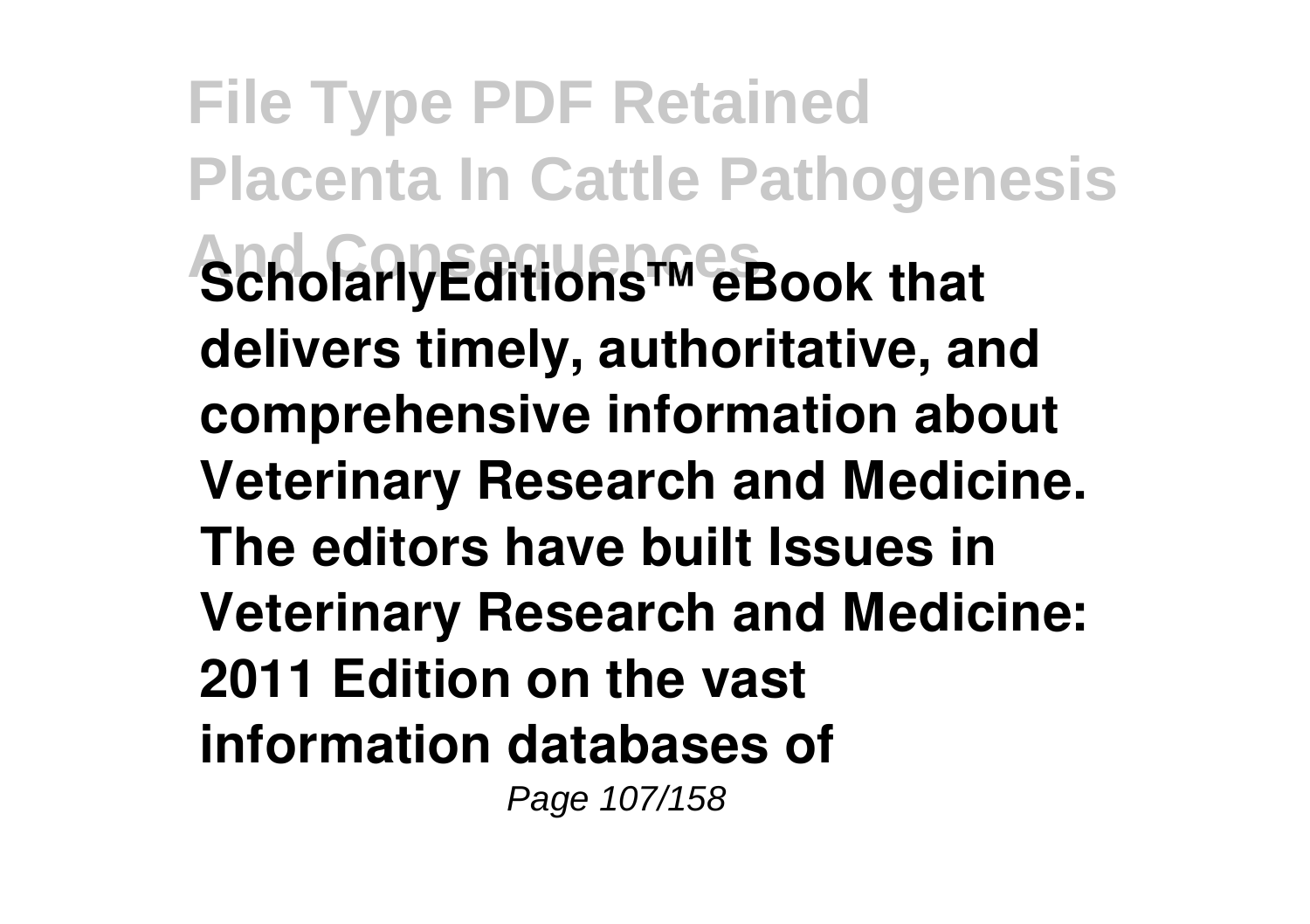**ScholarlyEditions™ eBook that delivers timely, authoritative, and comprehensive information about Veterinary Research and Medicine. The editors have built Issues in Veterinary Research and Medicine: 2011 Edition on the vast information databases of**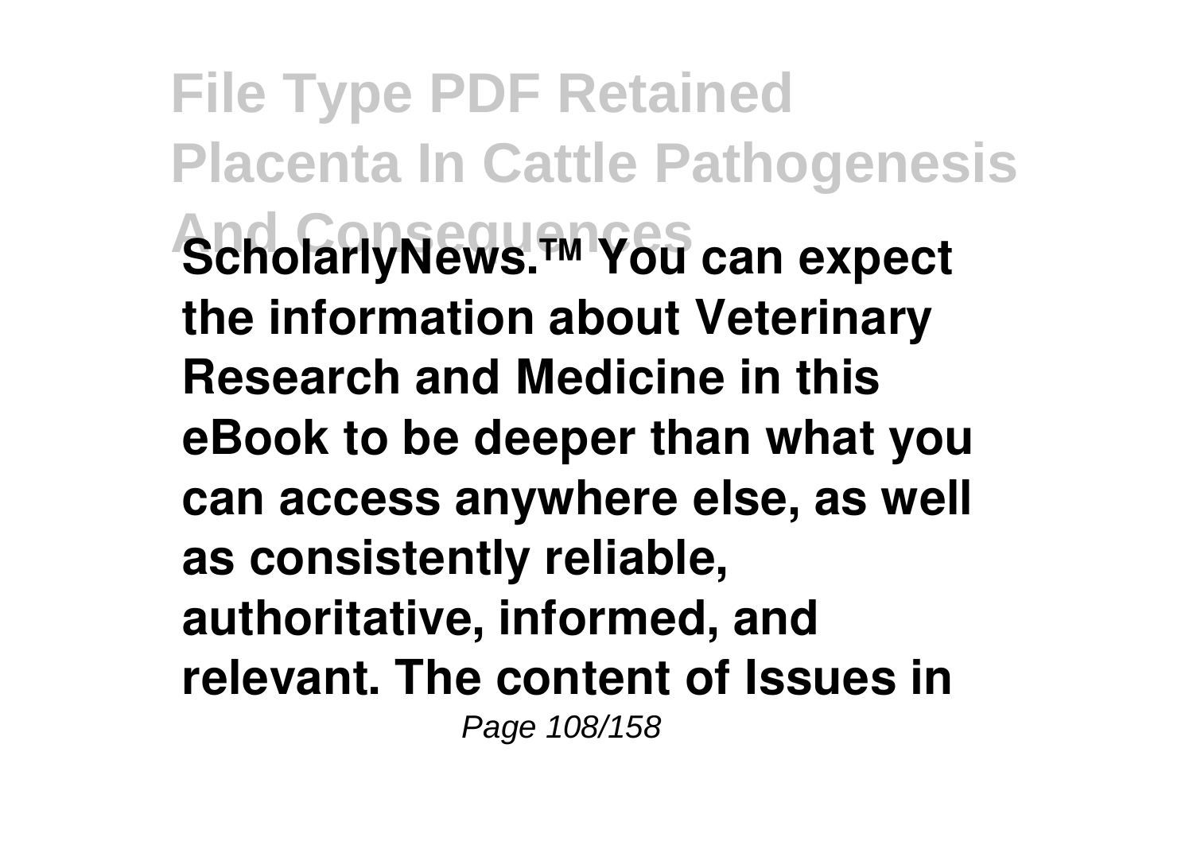**ScholarlyNews.™ You can expect the information about Veterinary Research and Medicine in this eBook to be deeper than what you can access anywhere else, as well as consistently reliable, authoritative, informed, and relevant. The content of Issues in**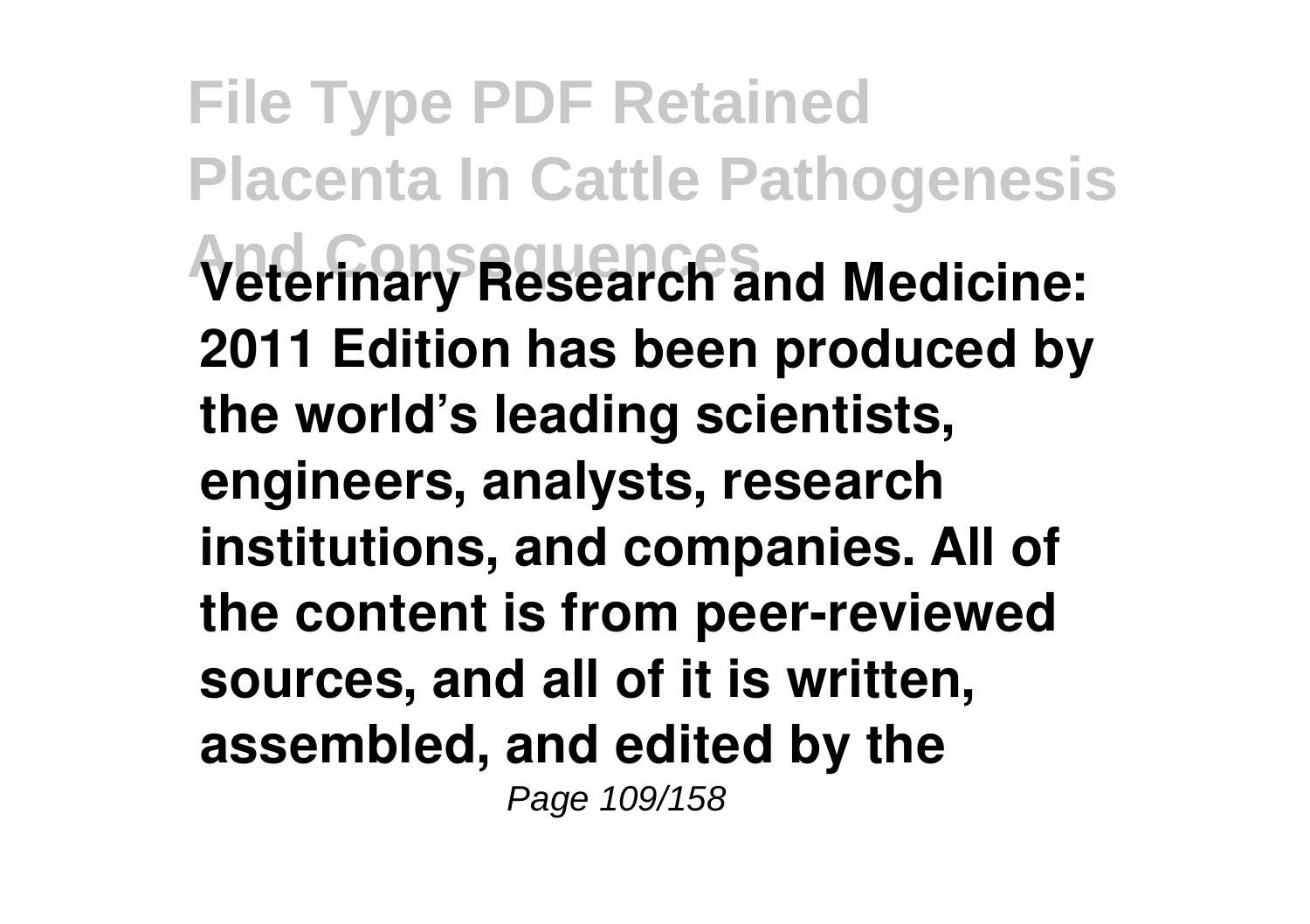**Veterinary Research and Medicine: 2011 Edition has been produced by the world's leading scientists, engineers, analysts, research institutions, and companies. All of the content is from peer-reviewed sources, and all of it is written, assembled, and edited by the**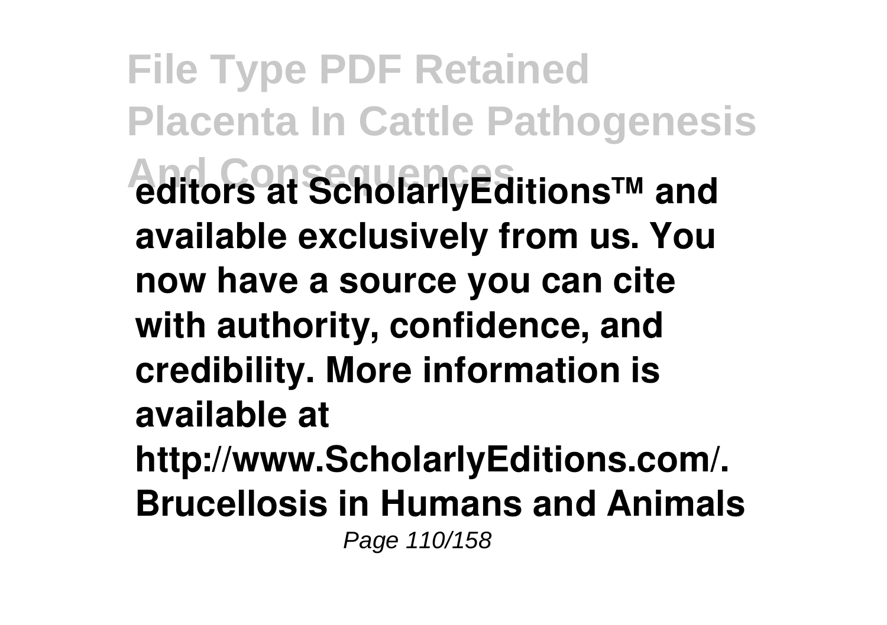**editors at ScholarlyEditions™ and available exclusively from us. You now have a source you can cite with authority, confidence, and credibility. More information is available at http://www.ScholarlyEditions.com/.**

**Brucellosis in Humans and Animals**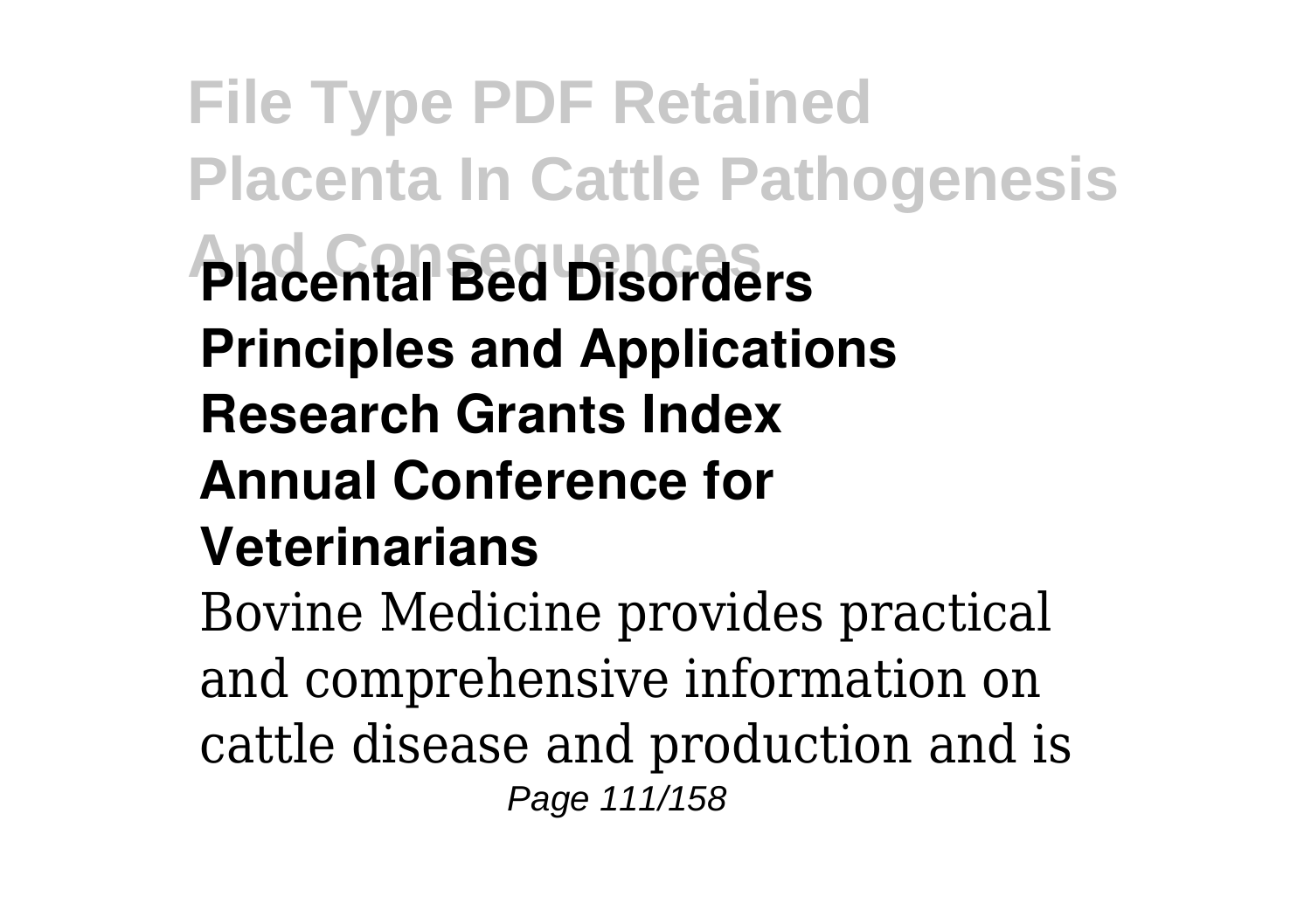**Placental Bed Disorders**
**Principles and Applications**
**Research Grants Index**
**Annual Conference for Veterinarians**

Bovine Medicine provides practical and comprehensive information on cattle disease and production and is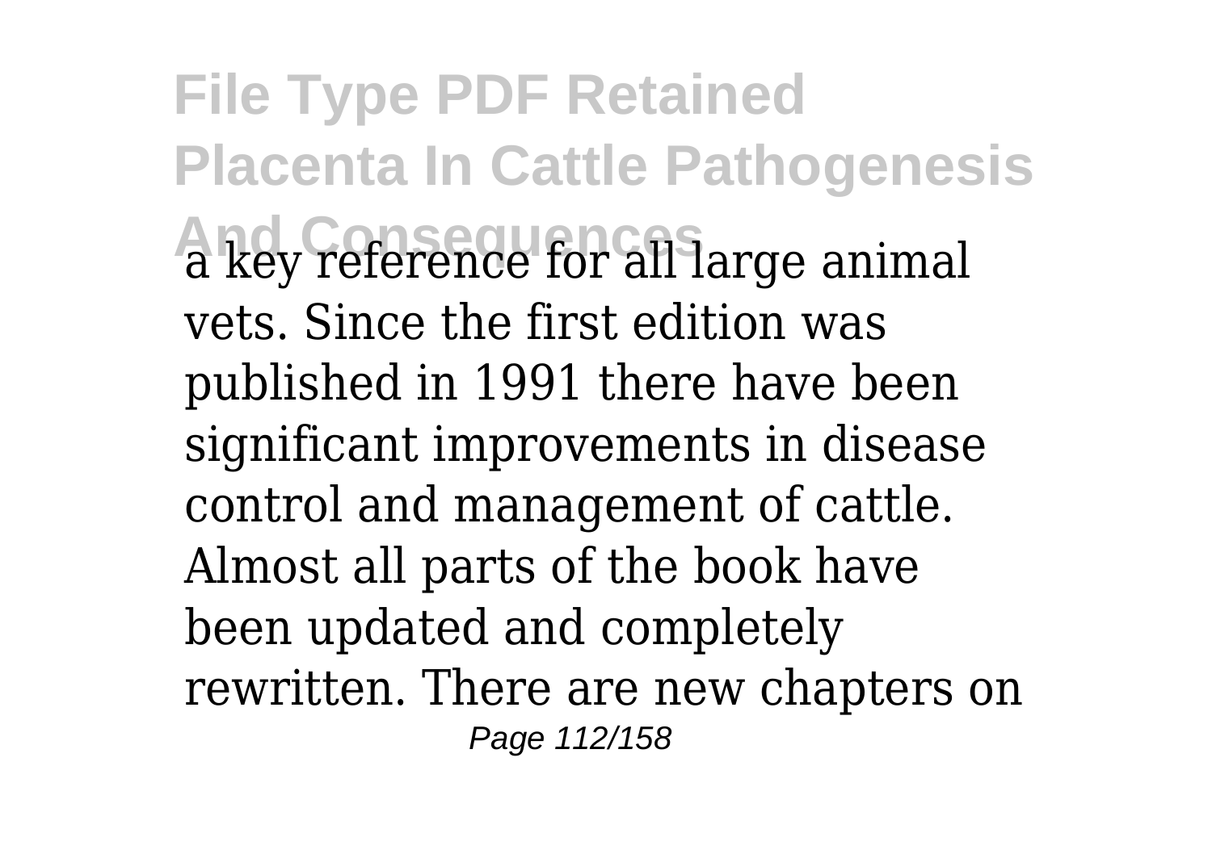a key reference for all large animal vets. Since the first edition was published in 1991 there have been significant improvements in disease control and management of cattle. Almost all parts of the book have been updated and completely rewritten. There are new chapters on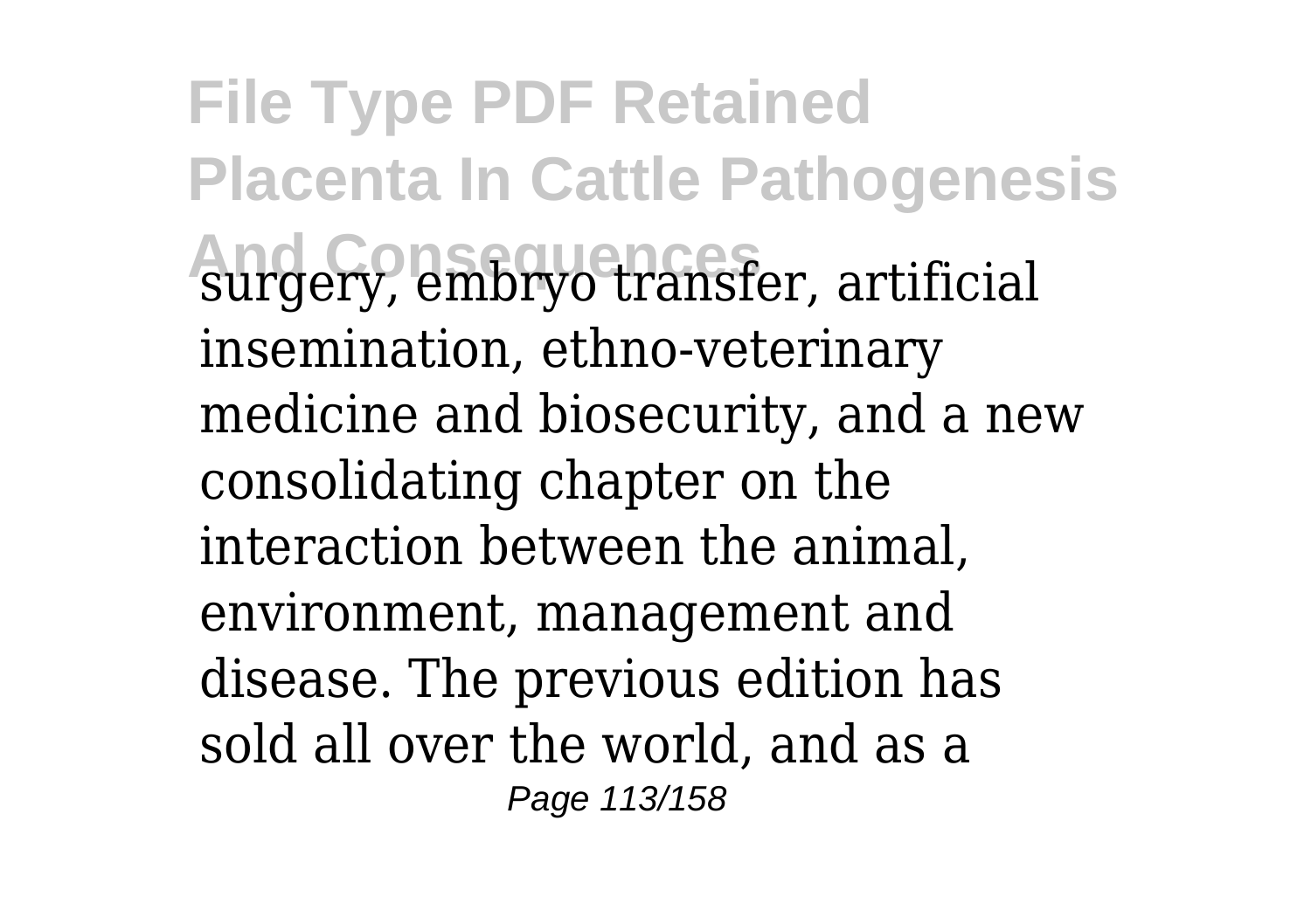surgery, embryo transfer, artificial insemination, ethno-veterinary medicine and biosecurity, and a new consolidating chapter on the interaction between the animal, environment, management and disease. The previous edition has sold all over the world, and as a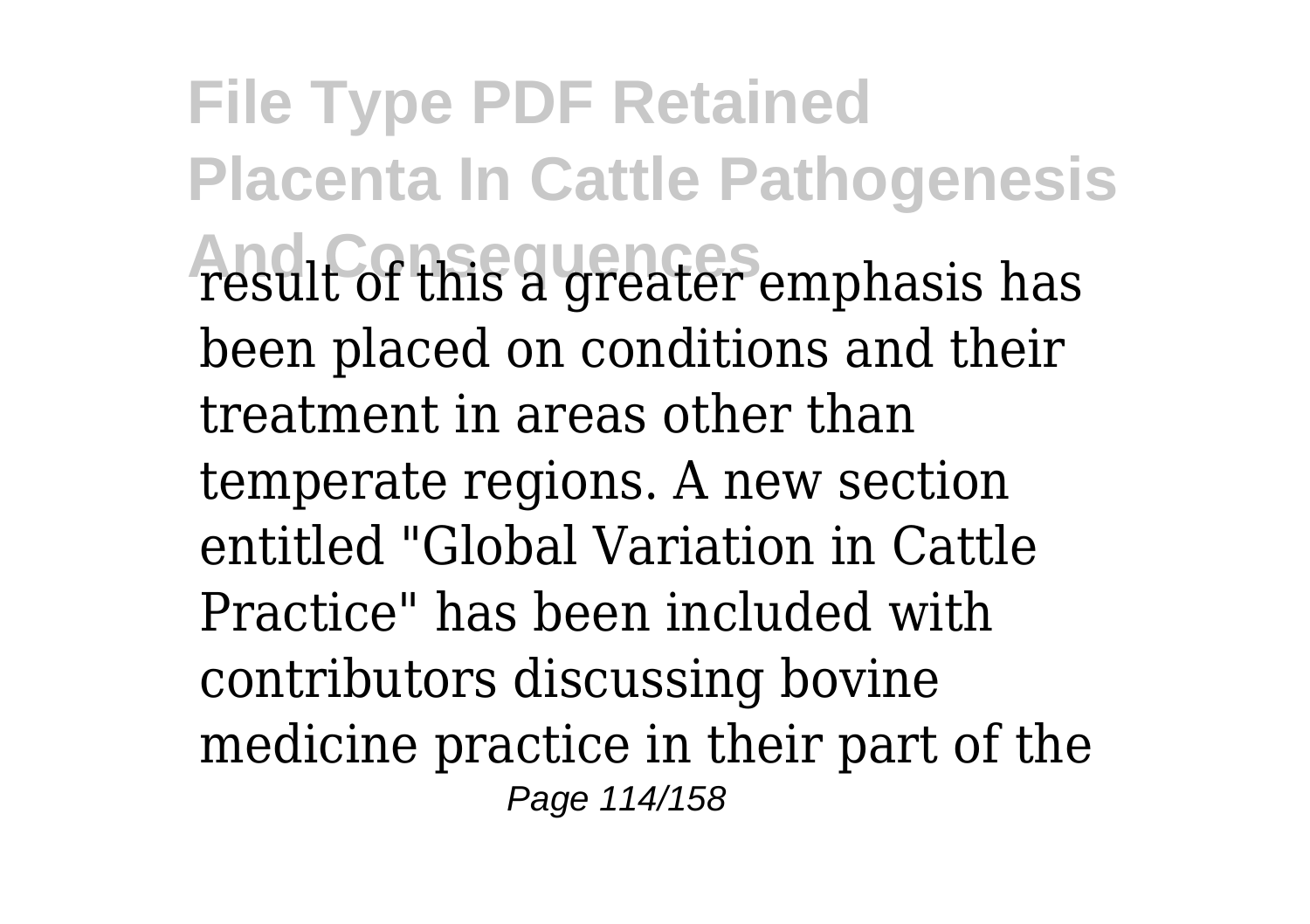result of this a greater emphasis has been placed on conditions and their treatment in areas other than temperate regions. A new section entitled "Global Variation in Cattle Practice" has been included with contributors discussing bovine medicine practice in their part of the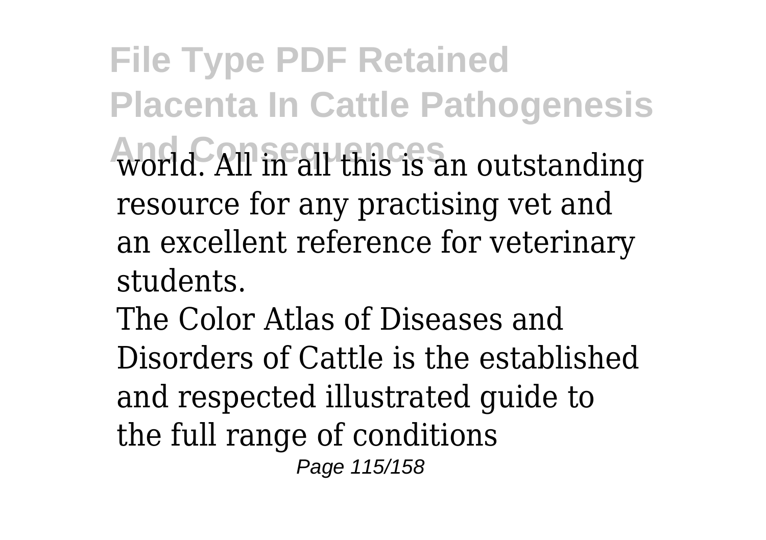world. All in all this is an outstanding resource for any practising vet and an excellent reference for veterinary students.

The Color Atlas of Diseases and Disorders of Cattle is the established and respected illustrated guide to the full range of conditions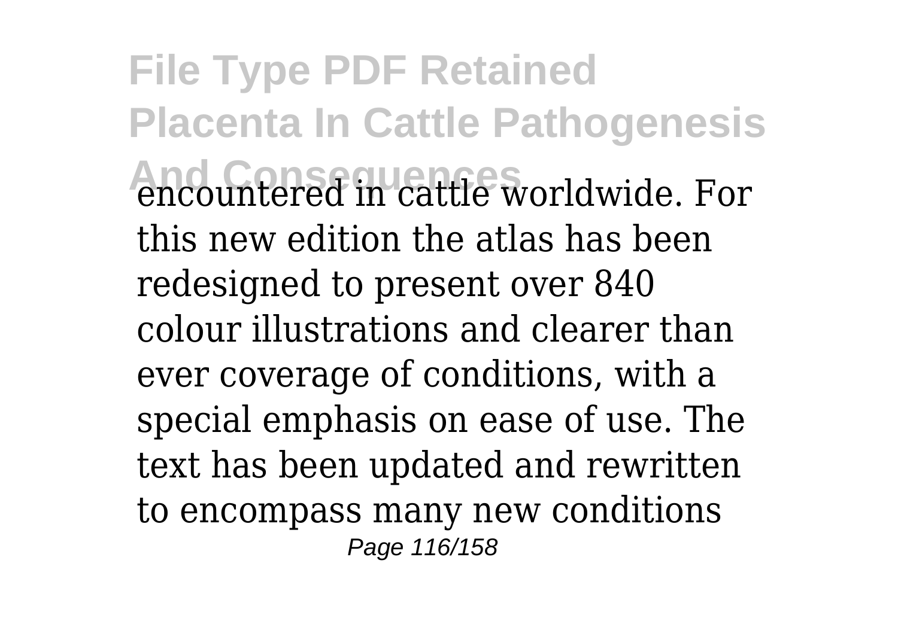encountered in cattle worldwide. For this new edition the atlas has been redesigned to present over 840 colour illustrations and clearer than ever coverage of conditions, with a special emphasis on ease of use. The text has been updated and rewritten to encompass many new conditions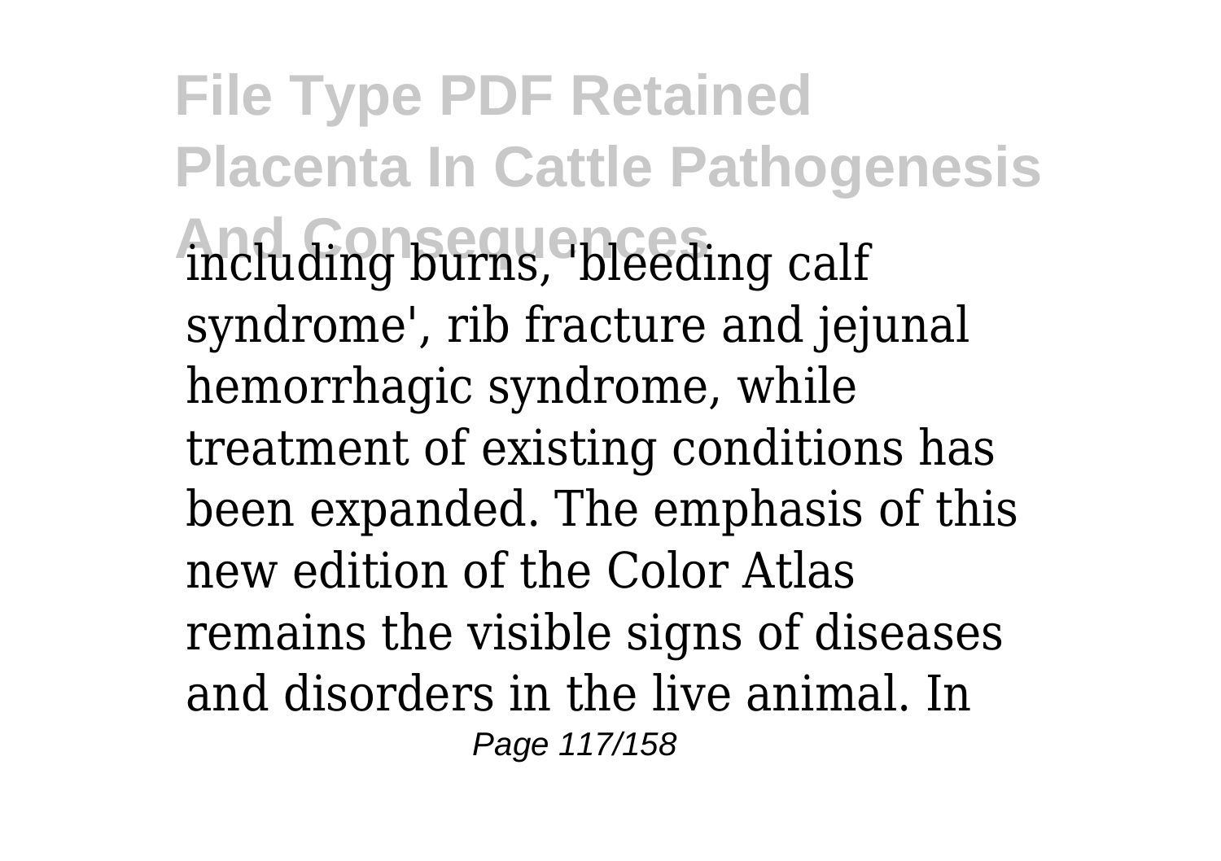including burns, 'bleeding calf syndrome', rib fracture and jejunal hemorrhagic syndrome, while treatment of existing conditions has been expanded. The emphasis of this new edition of the Color Atlas remains the visible signs of diseases and disorders in the live animal. In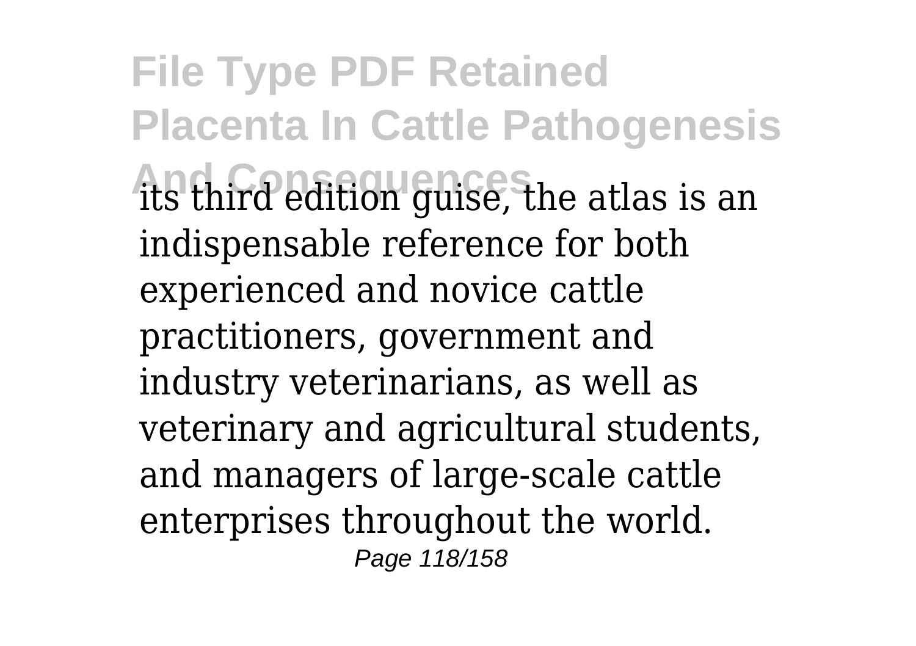its third edition guise, the atlas is an indispensable reference for both experienced and novice cattle practitioners, government and industry veterinarians, as well as veterinary and agricultural students, and managers of large-scale cattle enterprises throughout the world.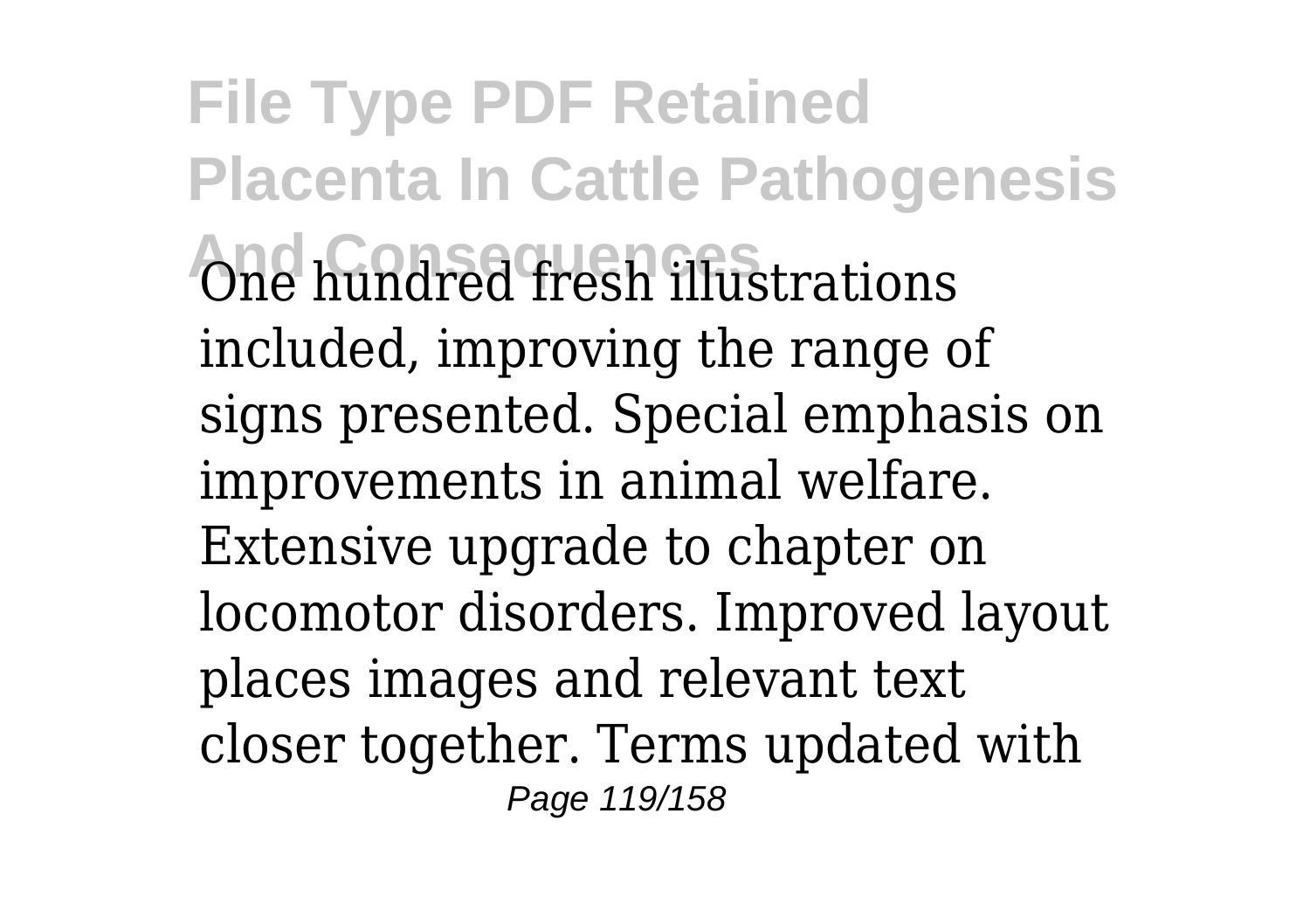One hundred fresh illustrations included, improving the range of signs presented. Special emphasis on improvements in animal welfare. Extensive upgrade to chapter on locomotor disorders. Improved layout places images and relevant text closer together. Terms updated with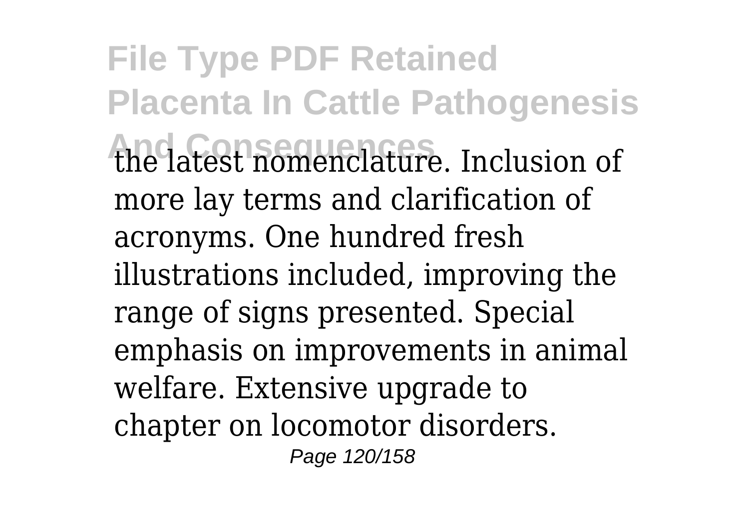the latest nomenclature. Inclusion of more lay terms and clarification of acronyms. One hundred fresh illustrations included, improving the range of signs presented. Special emphasis on improvements in animal welfare. Extensive upgrade to chapter on locomotor disorders.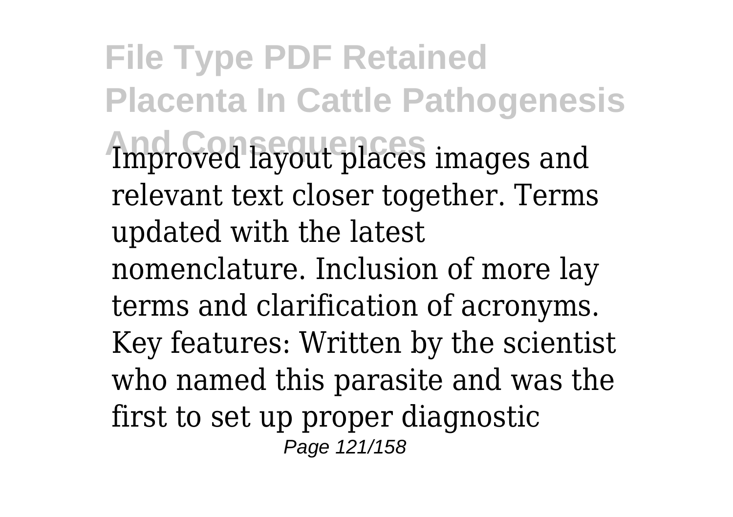Improved layout places images and relevant text closer together. Terms updated with the latest nomenclature. Inclusion of more lay terms and clarification of acronyms. Key features: Written by the scientist who named this parasite and was the first to set up proper diagnostic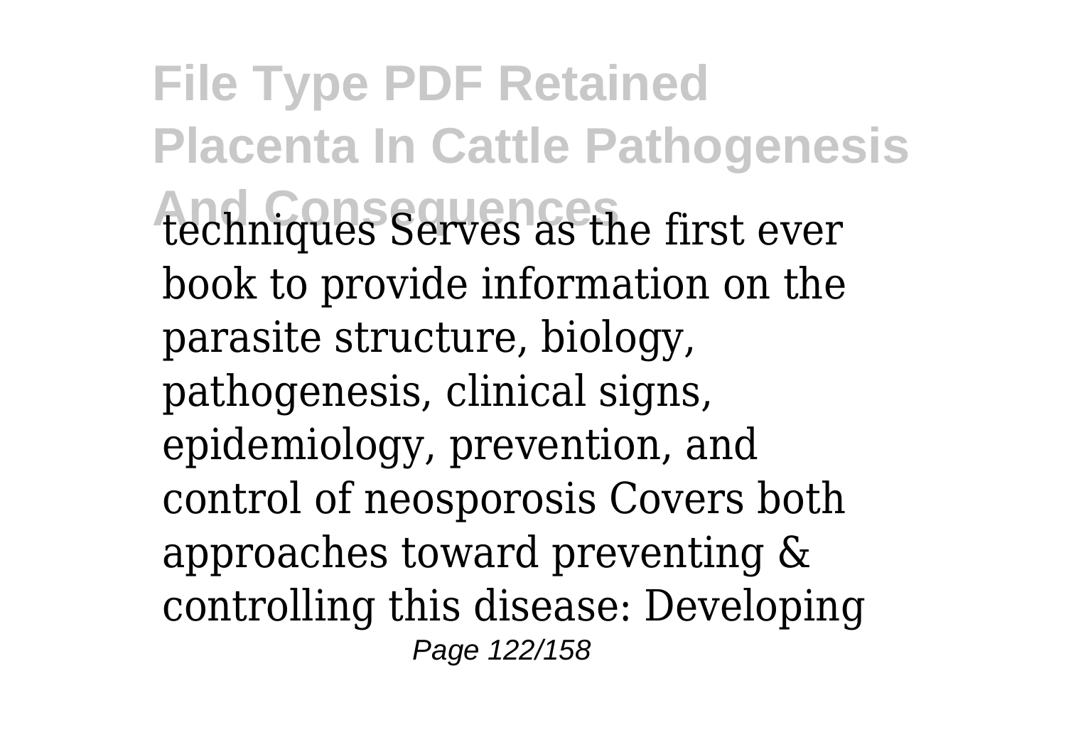techniques Serves as the first ever book to provide information on the parasite structure, biology, pathogenesis, clinical signs, epidemiology, prevention, and control of neosporosis Covers both approaches toward preventing & controlling this disease: Developing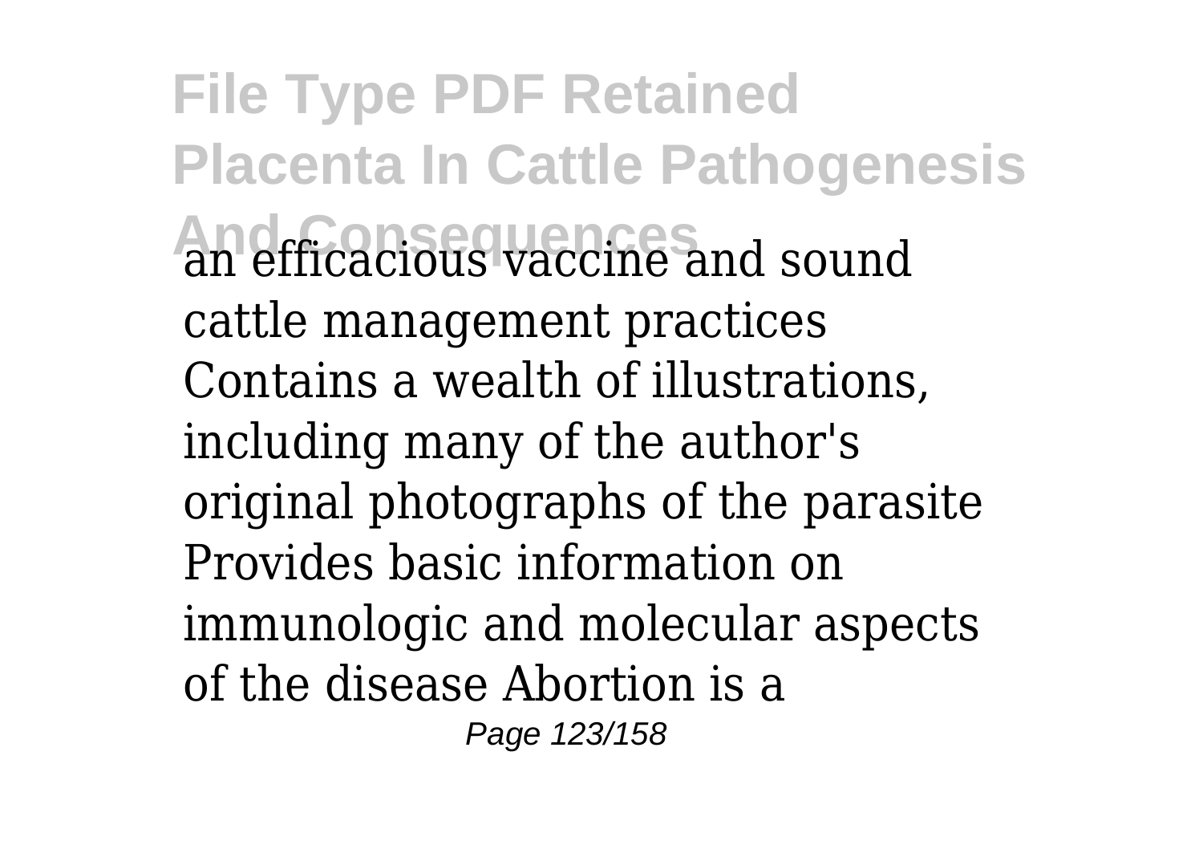an efficacious vaccine and sound cattle management practices Contains a wealth of illustrations, including many of the author's original photographs of the parasite Provides basic information on immunologic and molecular aspects of the disease Abortion is a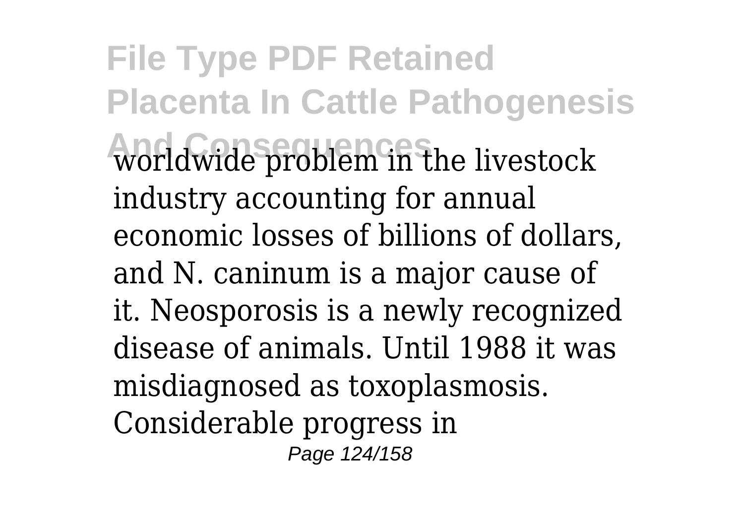worldwide problem in the livestock industry accounting for annual economic losses of billions of dollars, and N. caninum is a major cause of it. Neosporosis is a newly recognized disease of animals. Until 1988 it was misdiagnosed as toxoplasmosis. Considerable progress in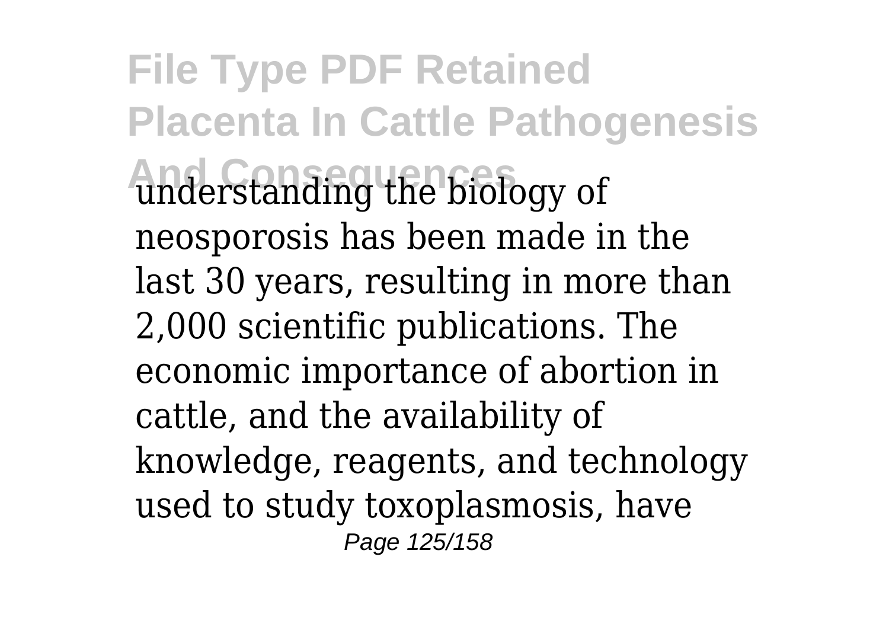understanding the biology of neosporosis has been made in the last 30 years, resulting in more than 2,000 scientific publications. The economic importance of abortion in cattle, and the availability of knowledge, reagents, and technology used to study toxoplasmosis, have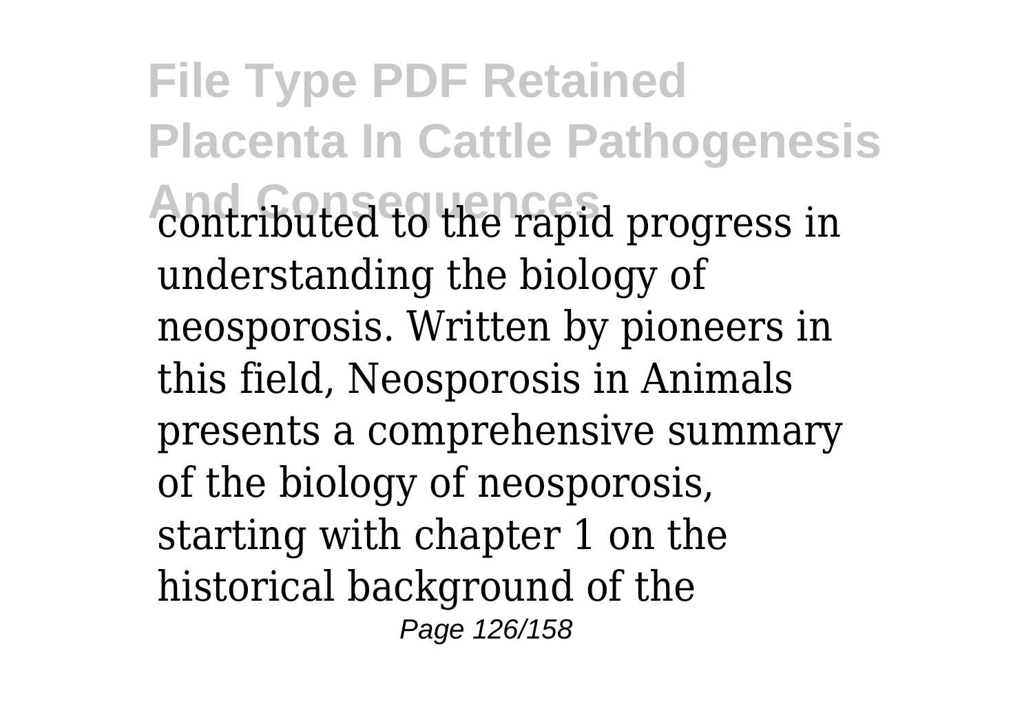contributed to the rapid progress in understanding the biology of neosporosis. Written by pioneers in this field, Neosporosis in Animals presents a comprehensive summary of the biology of neosporosis, starting with chapter 1 on the historical background of the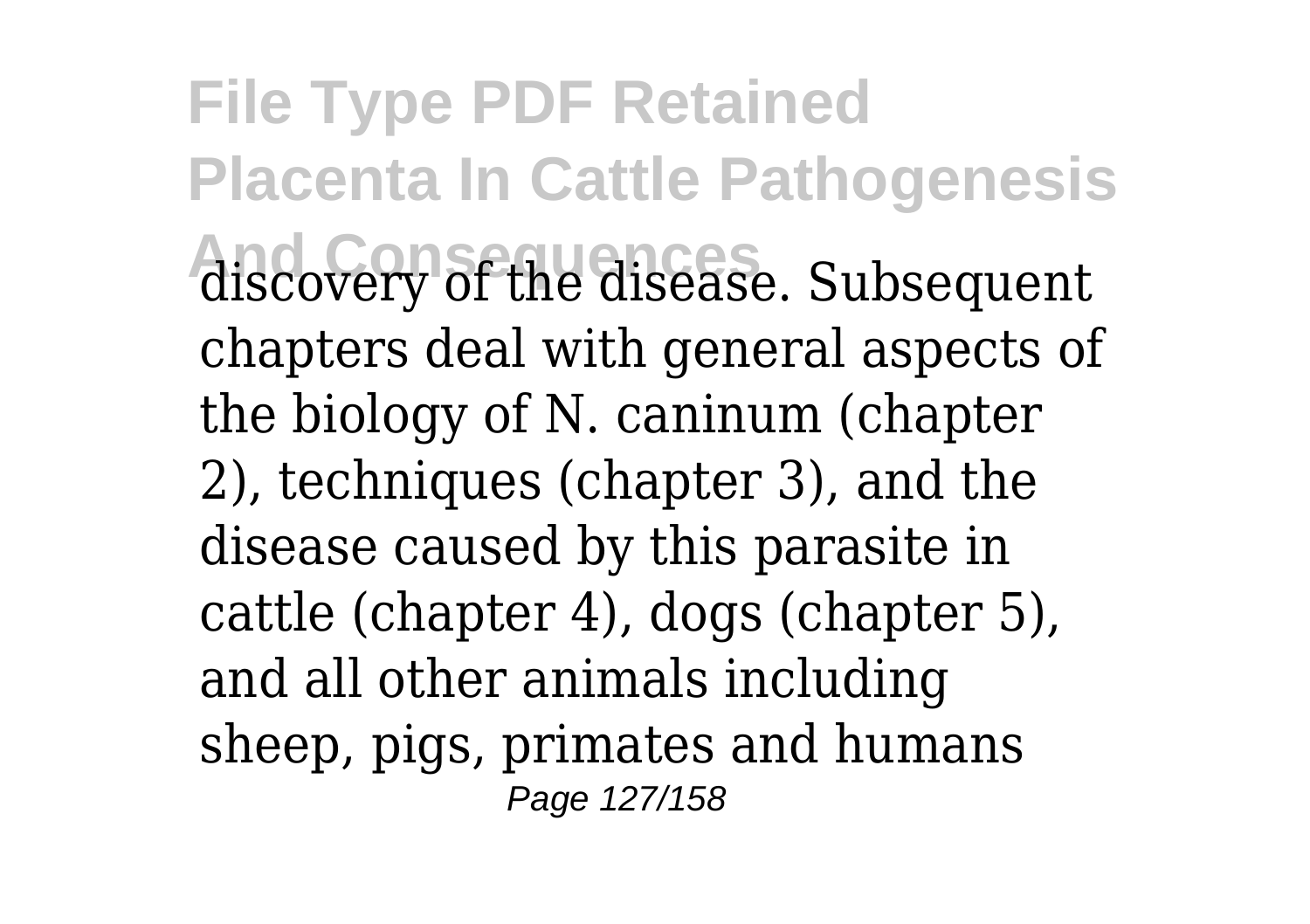discovery of the disease. Subsequent chapters deal with general aspects of the biology of N. caninum (chapter 2), techniques (chapter 3), and the disease caused by this parasite in cattle (chapter 4), dogs (chapter 5), and all other animals including sheep, pigs, primates and humans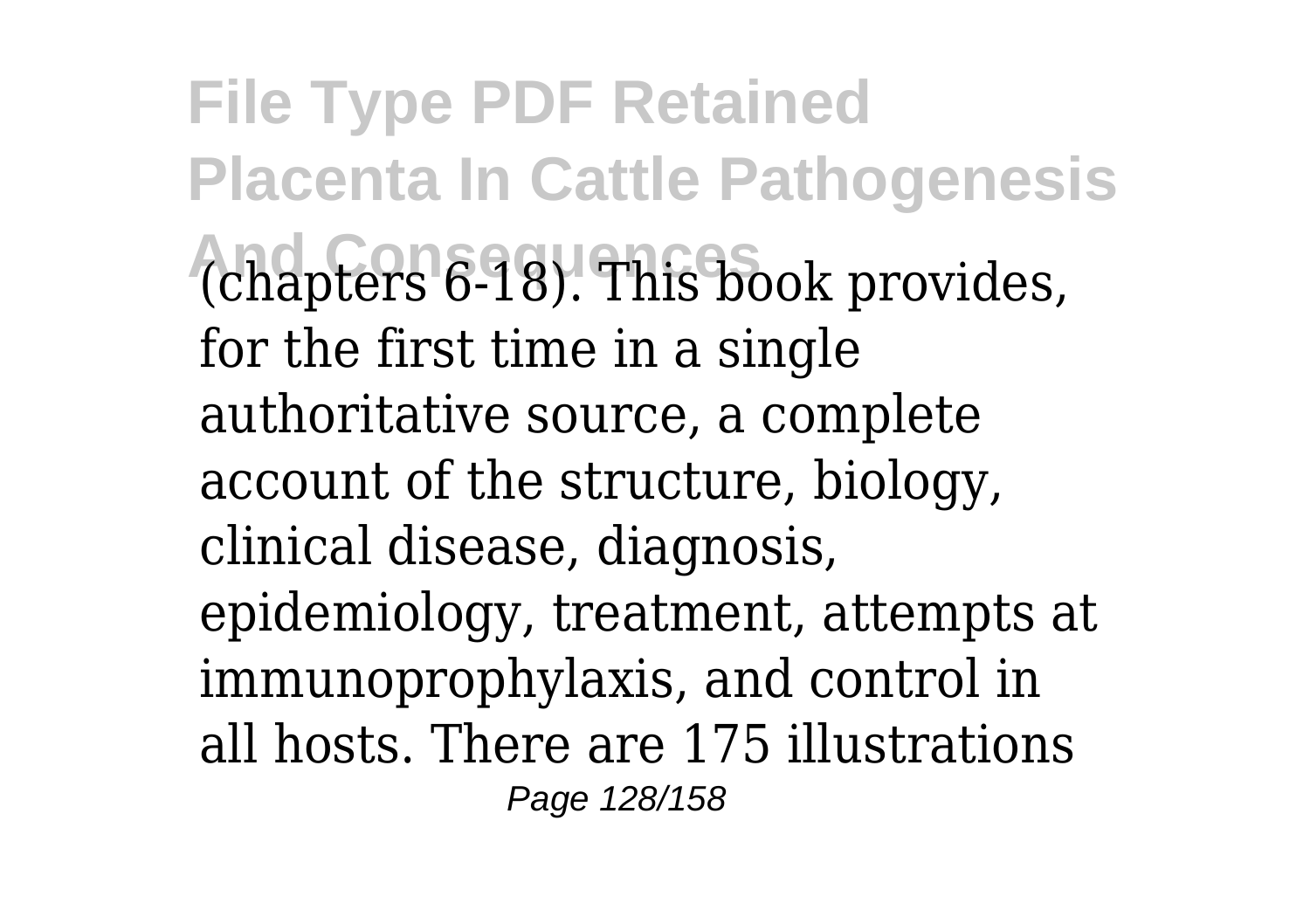(chapters 6-18). This book provides, for the first time in a single authoritative source, a complete account of the structure, biology, clinical disease, diagnosis, epidemiology, treatment, attempts at immunoprophylaxis, and control in all hosts. There are 175 illustrations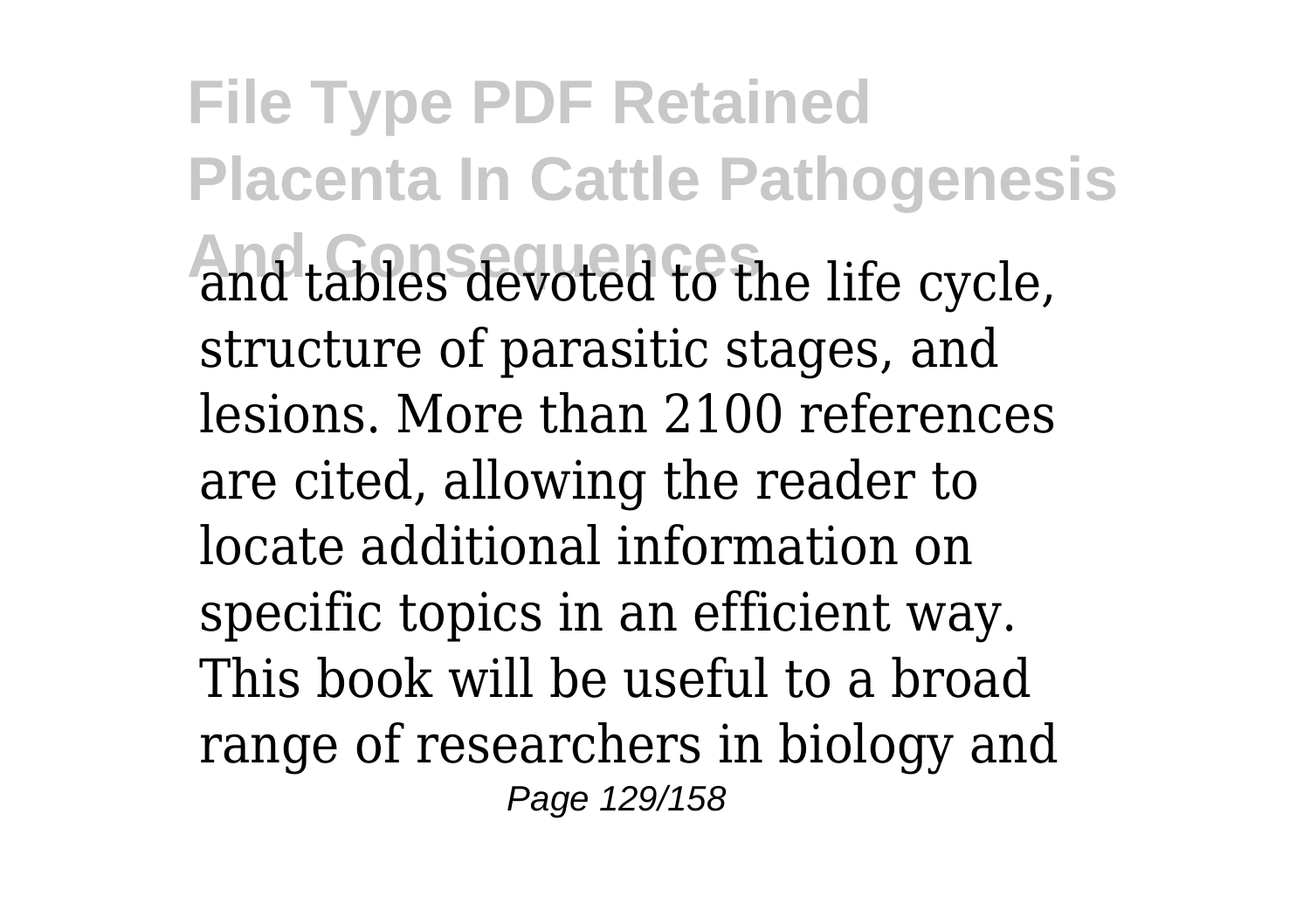and tables devoted to the life cycle, structure of parasitic stages, and lesions. More than 2100 references are cited, allowing the reader to locate additional information on specific topics in an efficient way. This book will be useful to a broad range of researchers in biology and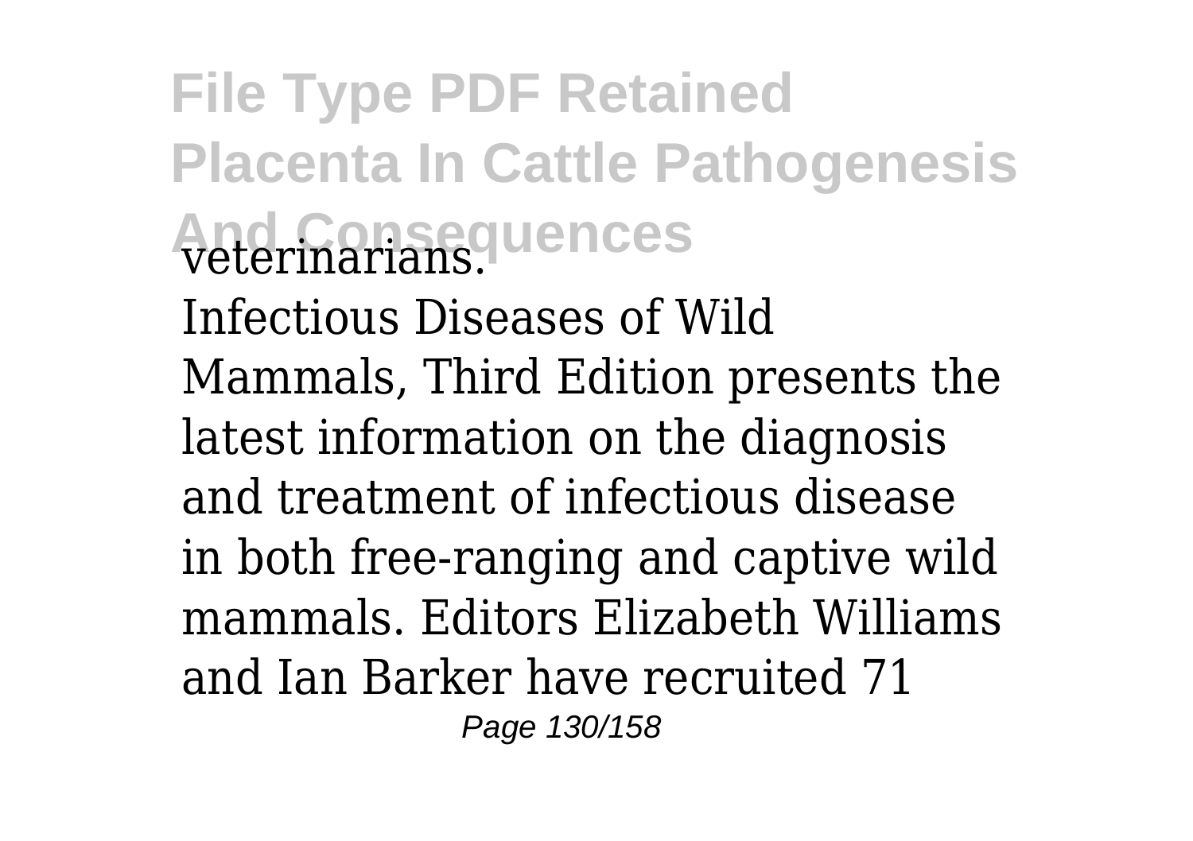veterinarians.

Infectious Diseases of Wild Mammals, Third Edition presents the latest information on the diagnosis and treatment of infectious disease in both free-ranging and captive wild mammals. Editors Elizabeth Williams and Ian Barker have recruited 71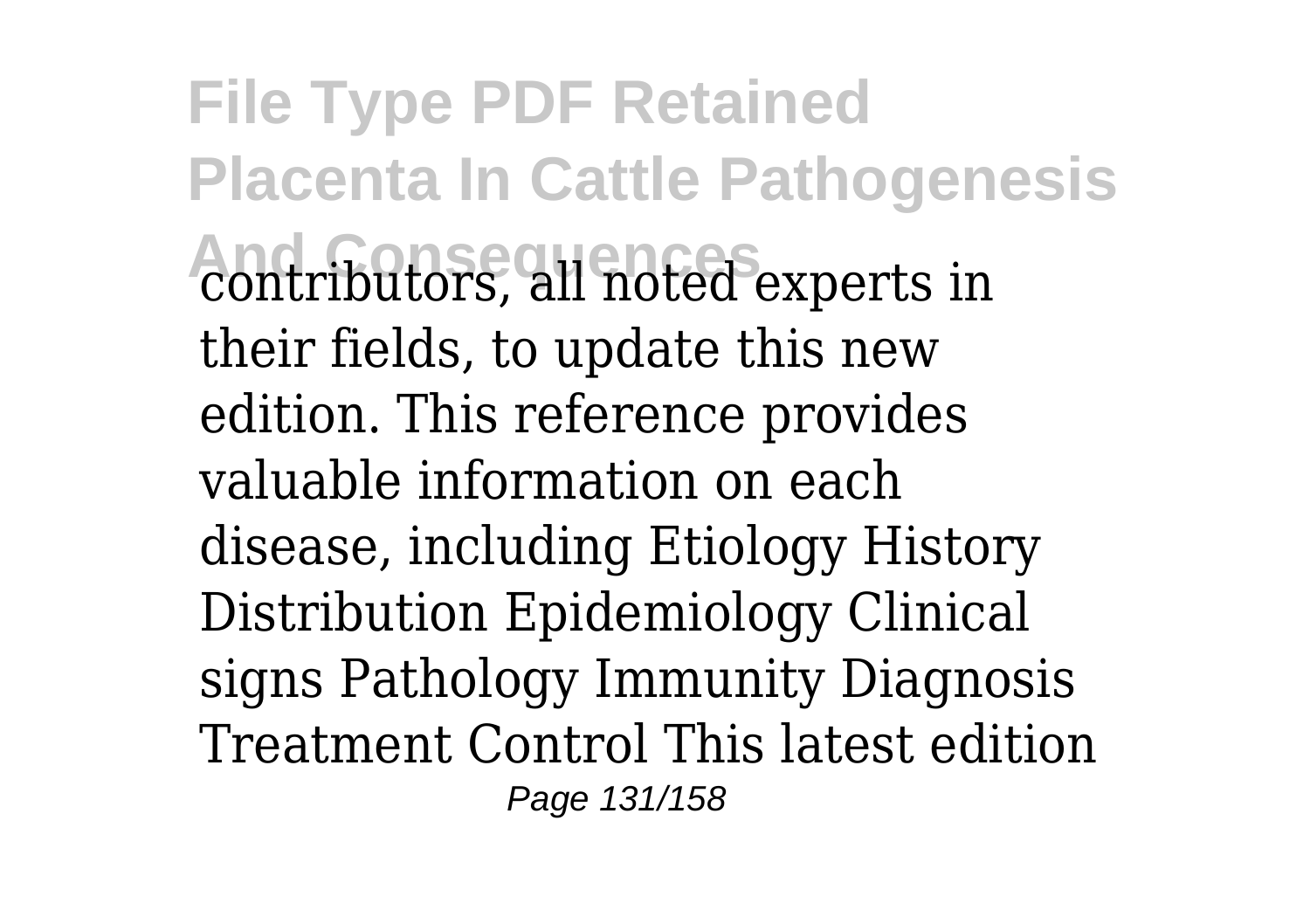contributors, all noted experts in their fields, to update this new edition. This reference provides valuable information on each disease, including Etiology History Distribution Epidemiology Clinical signs Pathology Immunity Diagnosis Treatment Control This latest edition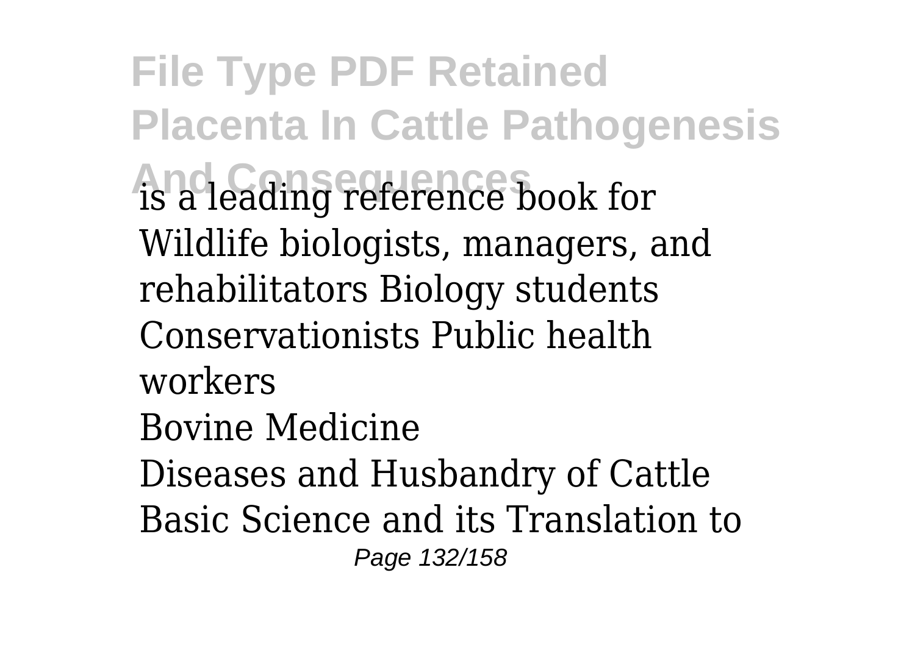is a leading reference book for Wildlife biologists, managers, and rehabilitators Biology students Conservationists Public health workers

Bovine Medicine

Diseases and Husbandry of Cattle

Basic Science and its Translation to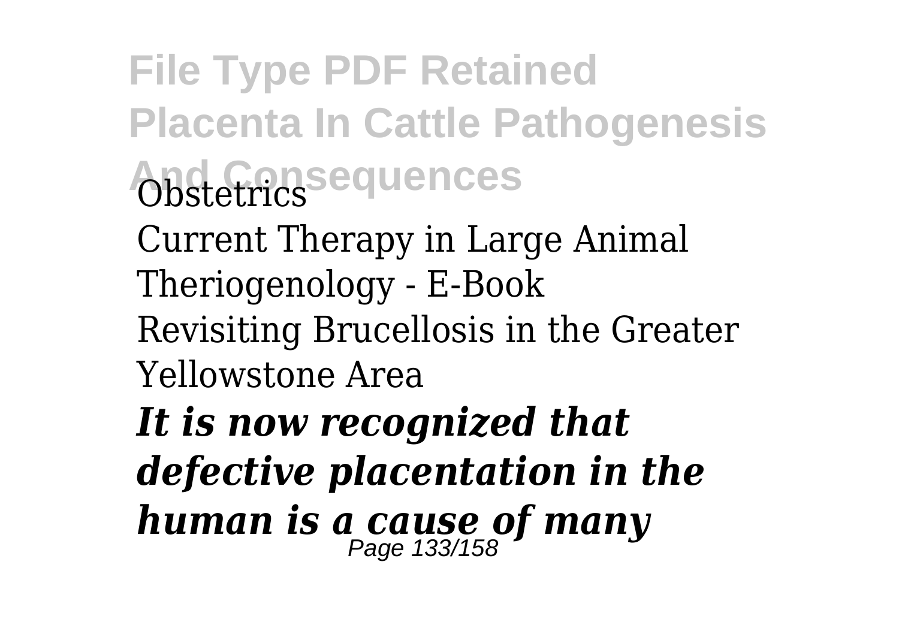Obstetrics

Current Therapy in Large Animal Theriogenology - E-Book

Revisiting Brucellosis in the Greater Yellowstone Area

***It is now recognized that defective placentation in the human is a cause of many***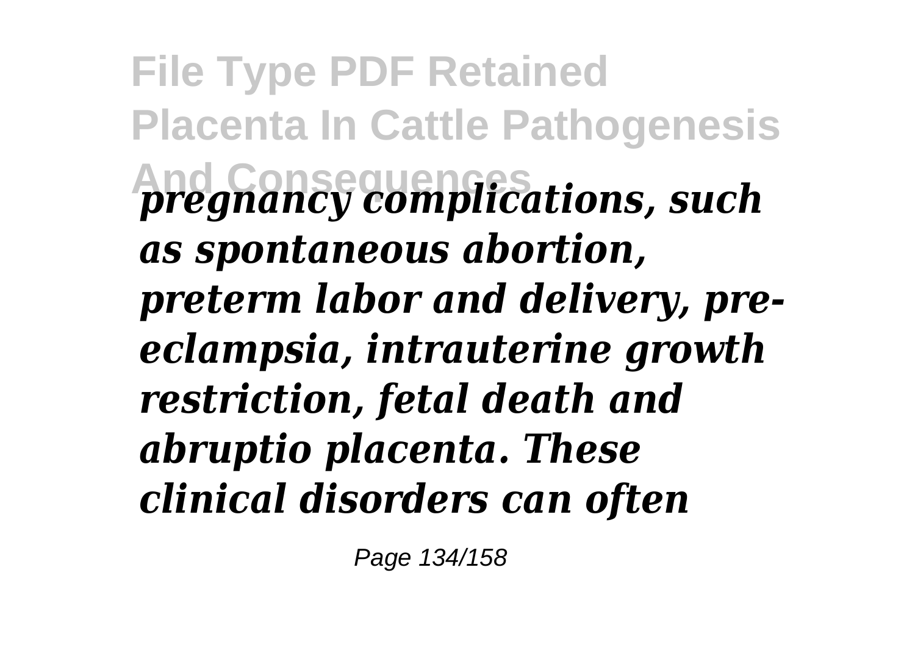*pregnancy complications, such as spontaneous abortion, preterm labor and delivery, pre-eclampsia, intrauterine growth restriction, fetal death and abruptio placenta. These clinical disorders can often*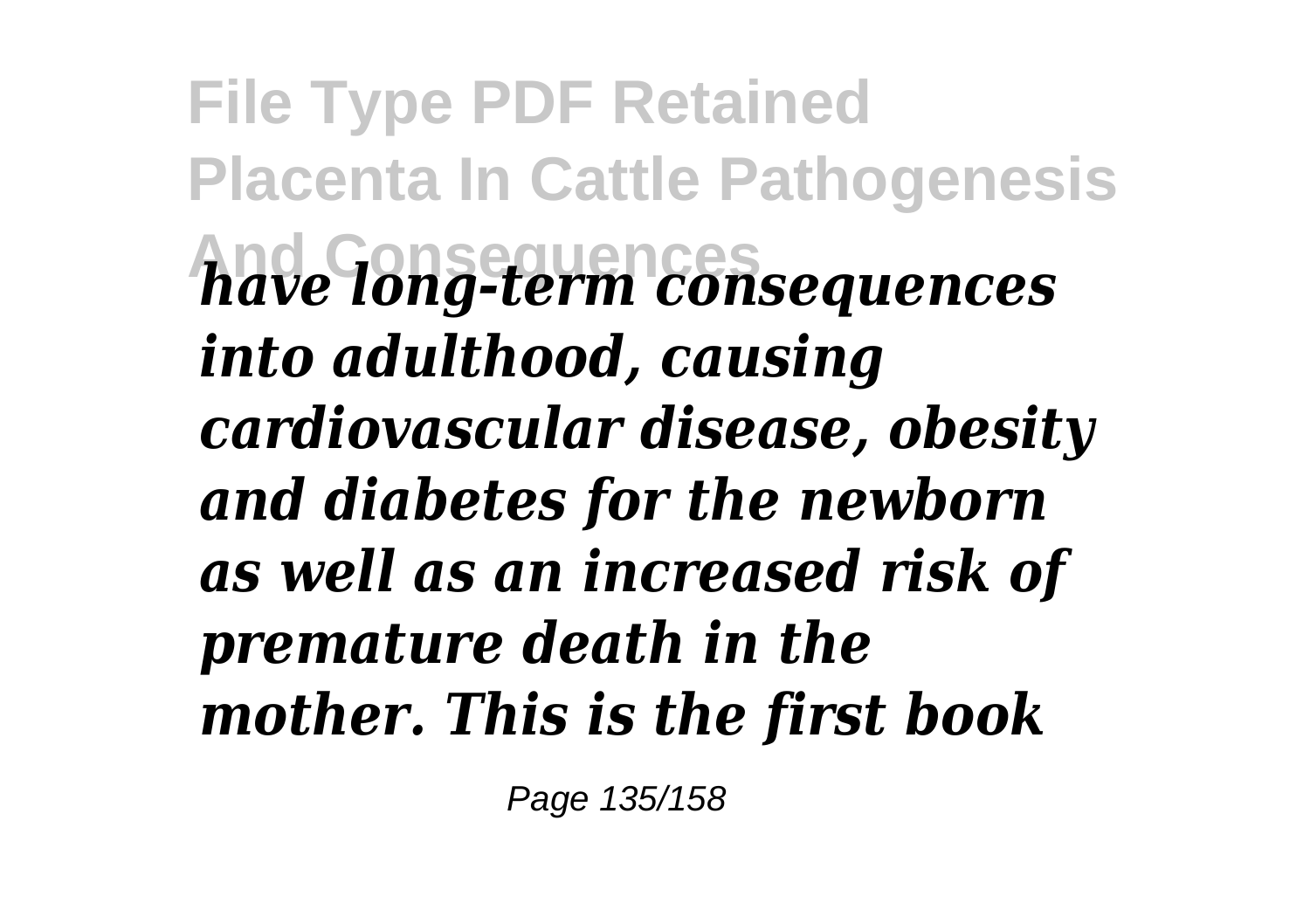*have long-term consequences into adulthood, causing cardiovascular disease, obesity and diabetes for the newborn as well as an increased risk of premature death in the mother. This is the first book*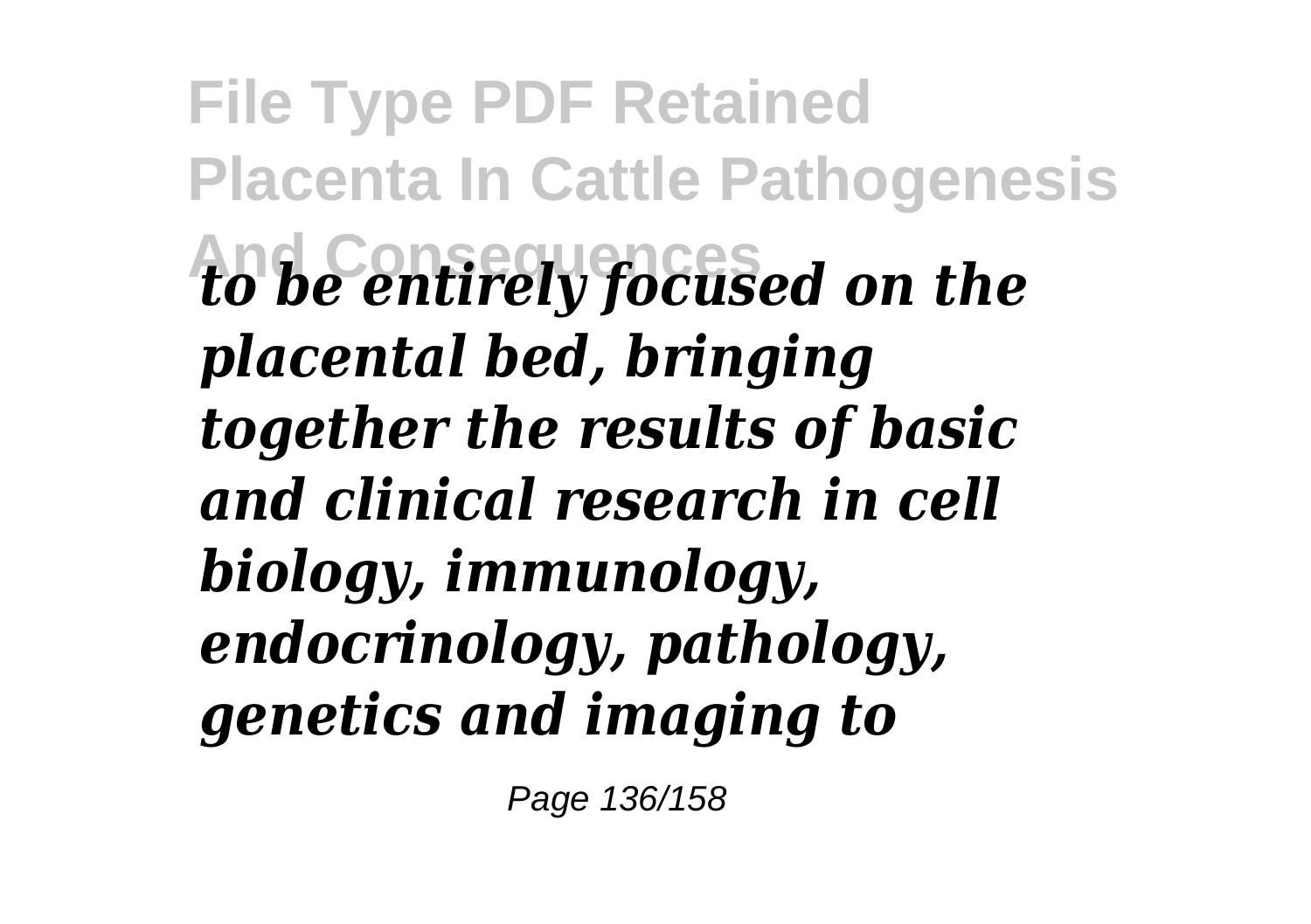*to be entirely focused on the placental bed, bringing together the results of basic and clinical research in cell biology, immunology, endocrinology, pathology, genetics and imaging to*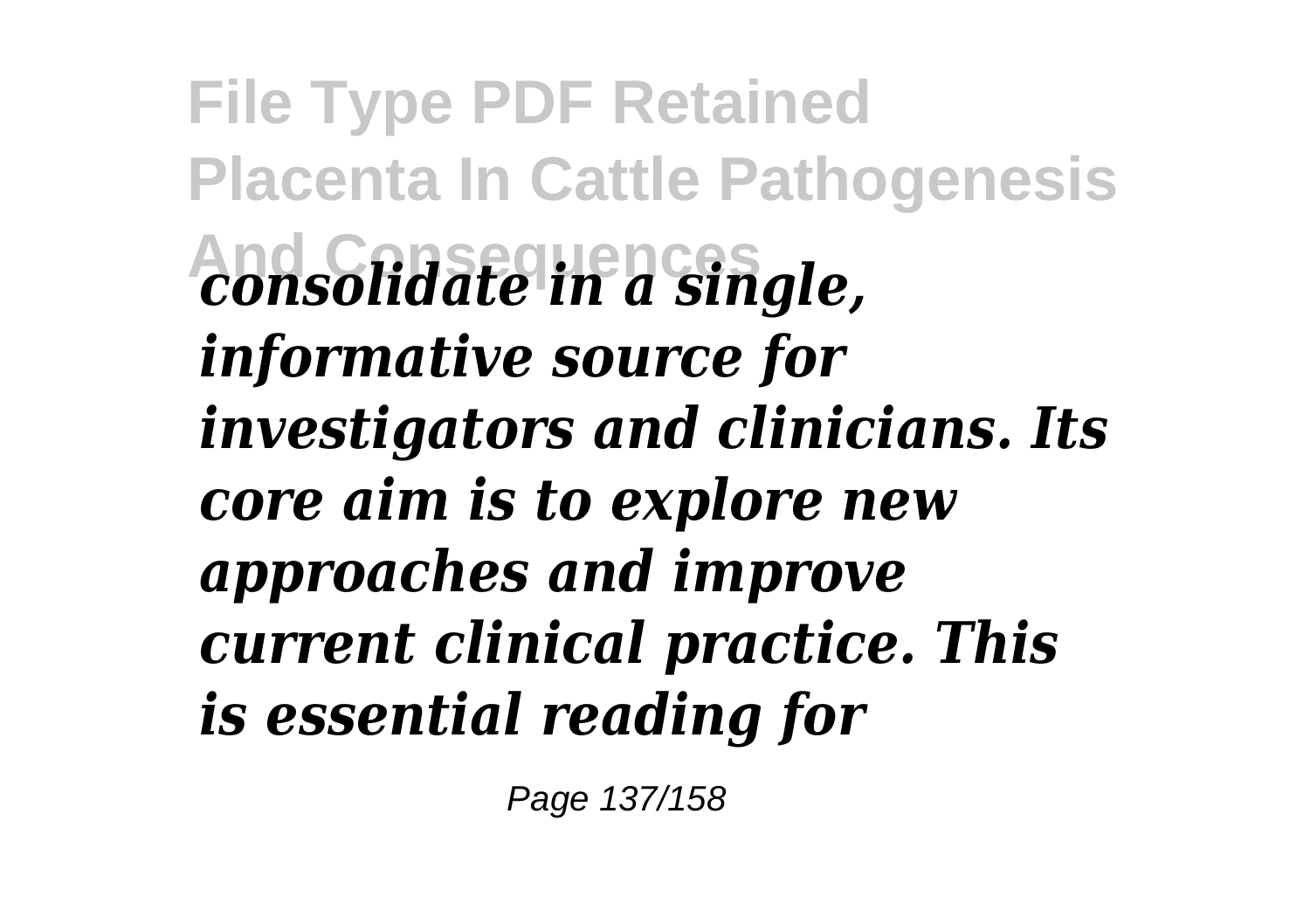*consolidate in a single, informative source for investigators and clinicians. Its core aim is to explore new approaches and improve current clinical practice. This is essential reading for*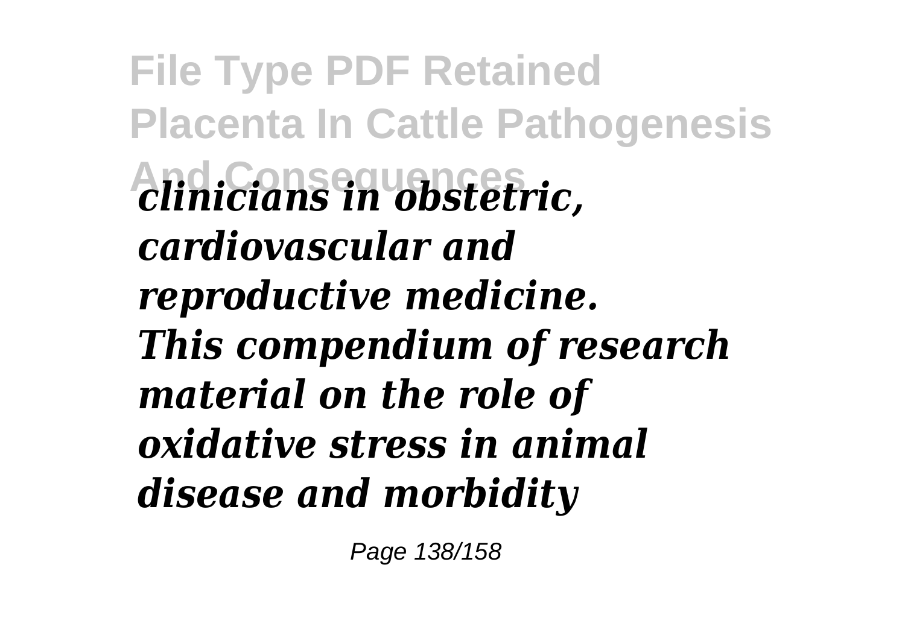*clinicians in obstetric, cardiovascular and reproductive medicine.*
*This compendium of research material on the role of oxidative stress in animal disease and morbidity*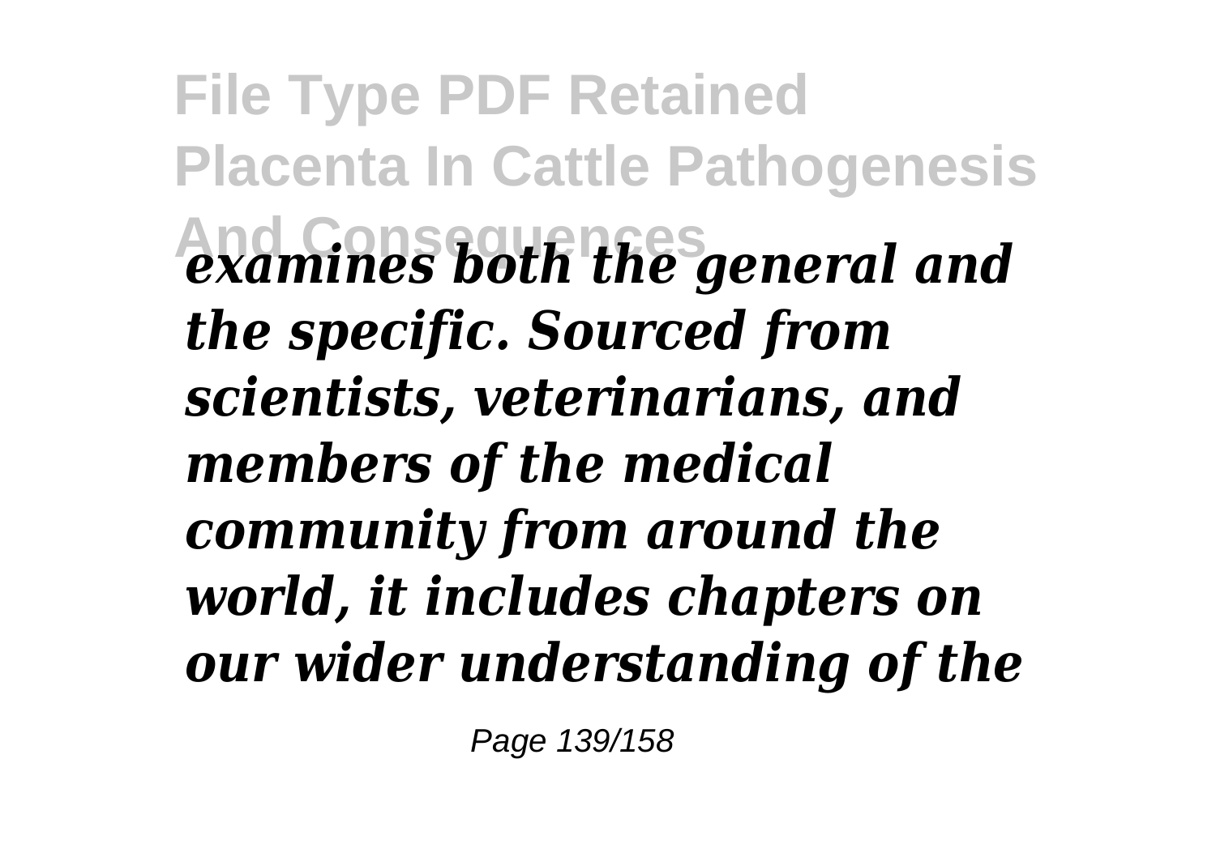*examines both the general and the specific. Sourced from scientists, veterinarians, and members of the medical community from around the world, it includes chapters on our wider understanding of the*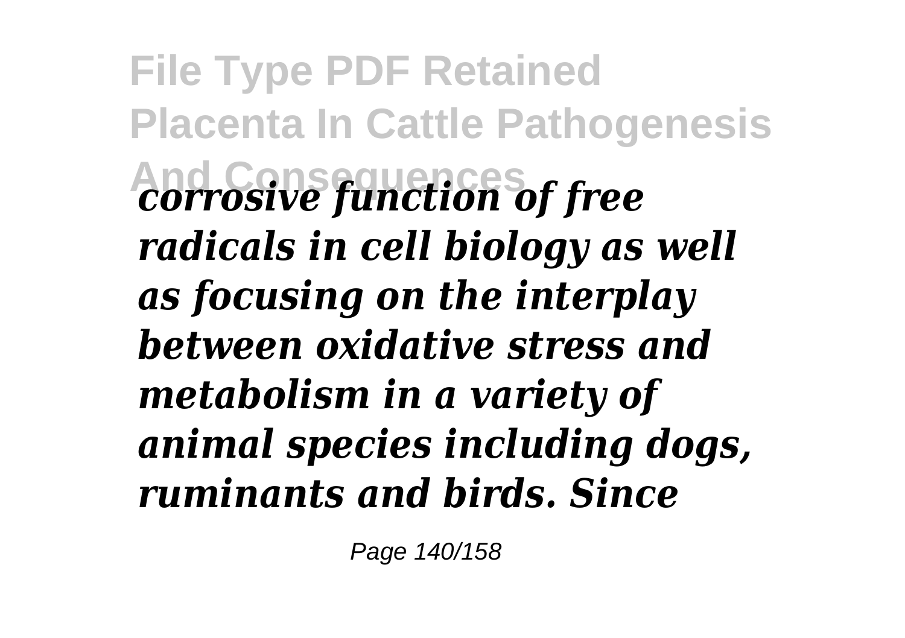*corrosive function of free radicals in cell biology as well as focusing on the interplay between oxidative stress and metabolism in a variety of animal species including dogs, ruminants and birds. Since*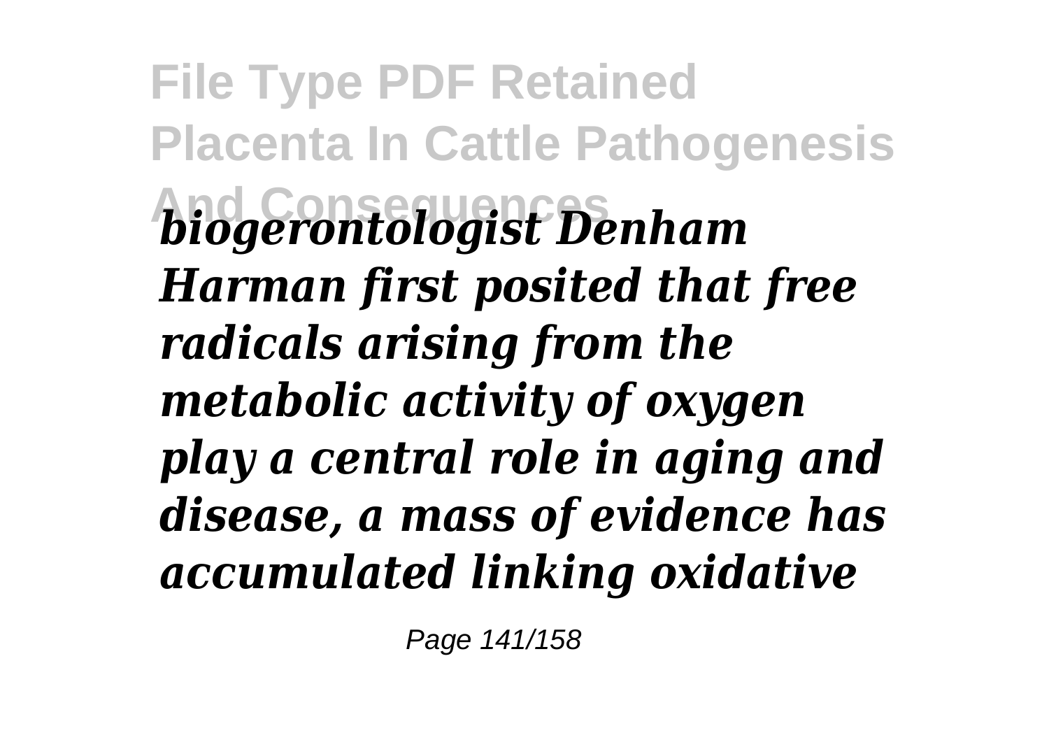*biogerontologist Denham Harman first posited that free radicals arising from the metabolic activity of oxygen play a central role in aging and disease, a mass of evidence has accumulated linking oxidative*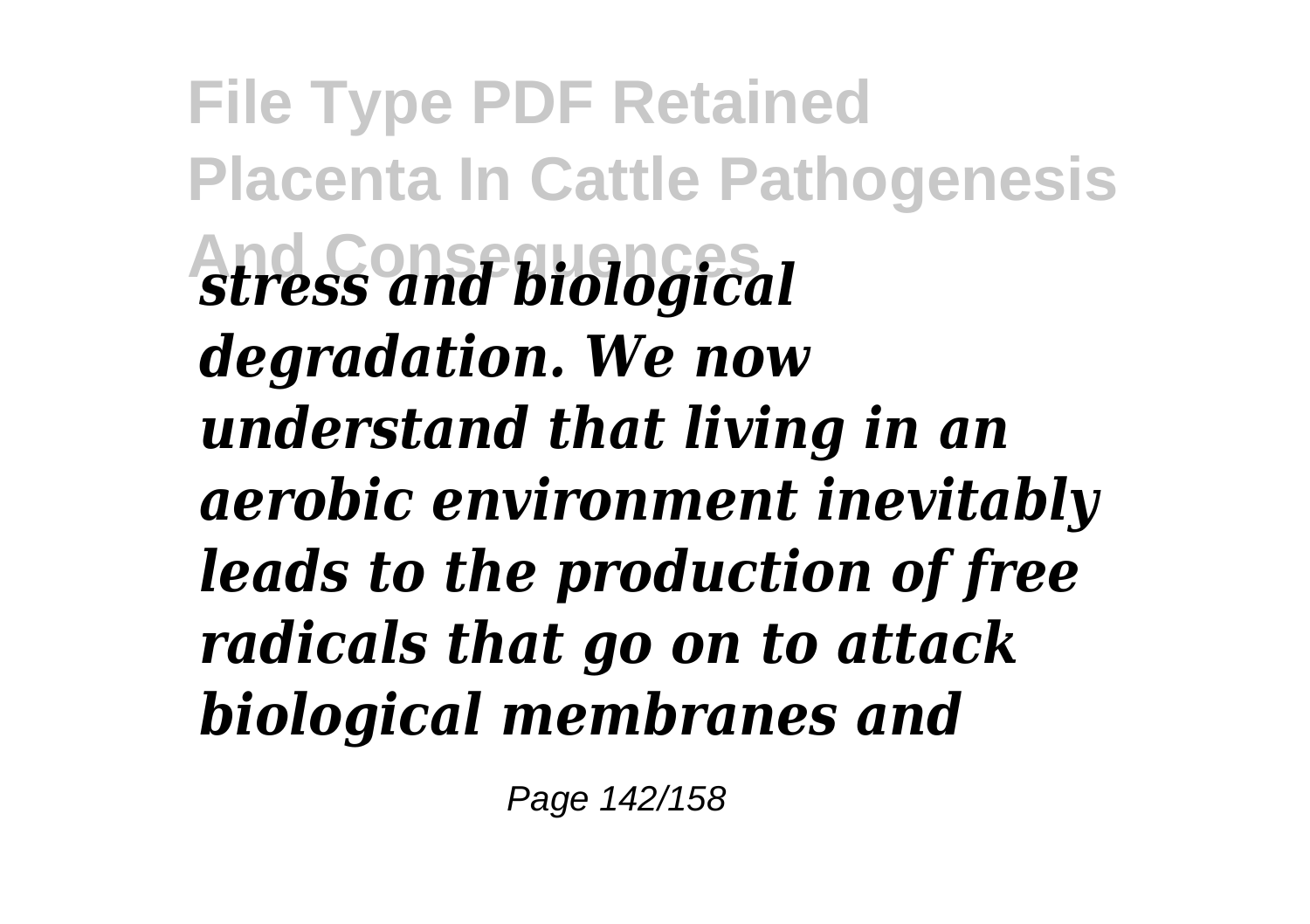*stress and biological degradation. We now understand that living in an aerobic environment inevitably leads to the production of free radicals that go on to attack biological membranes and*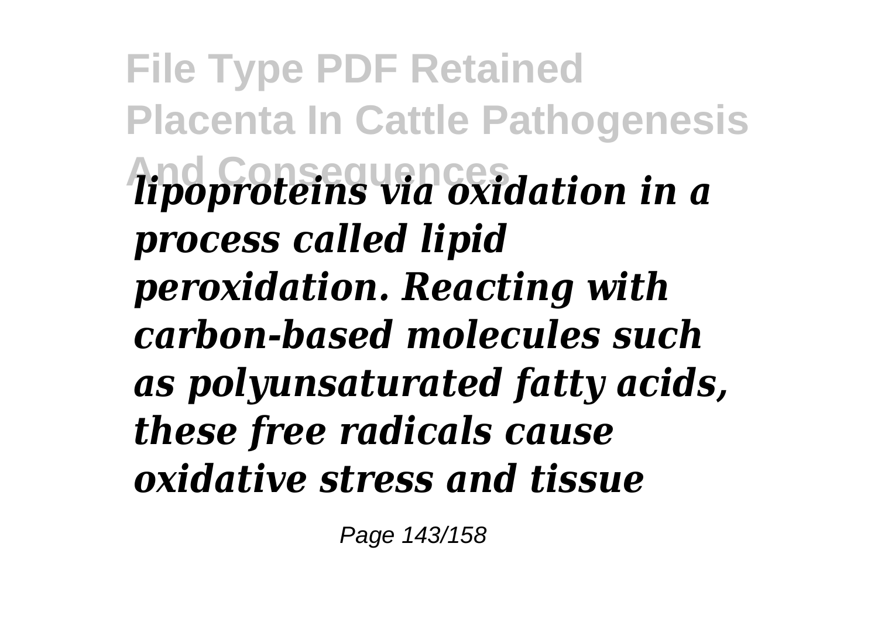*lipoproteins via oxidation in a process called lipid peroxidation. Reacting with carbon-based molecules such as polyunsaturated fatty acids, these free radicals cause oxidative stress and tissue*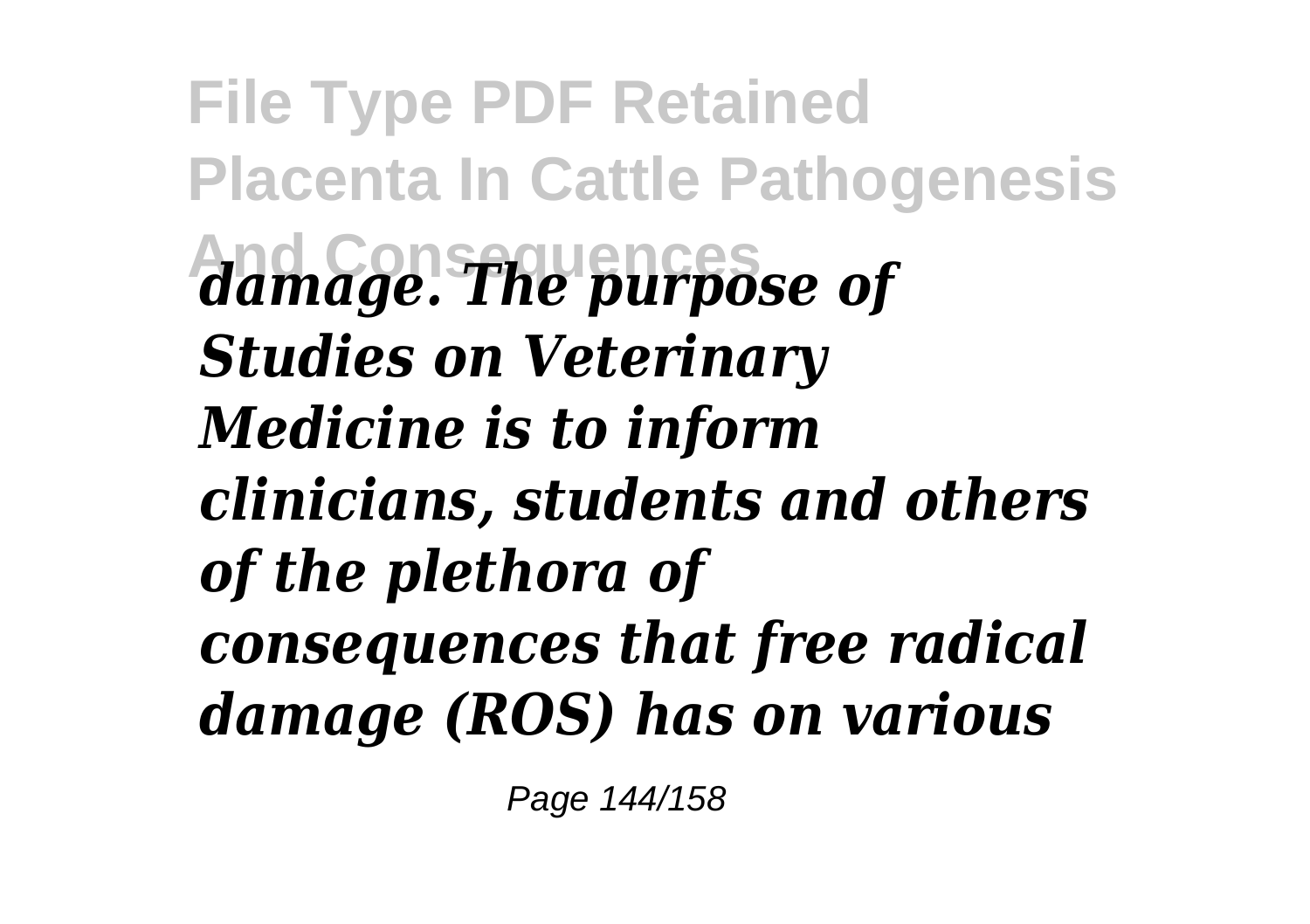*damage. The purpose of Studies on Veterinary Medicine is to inform clinicians, students and others of the plethora of consequences that free radical damage (ROS) has on various*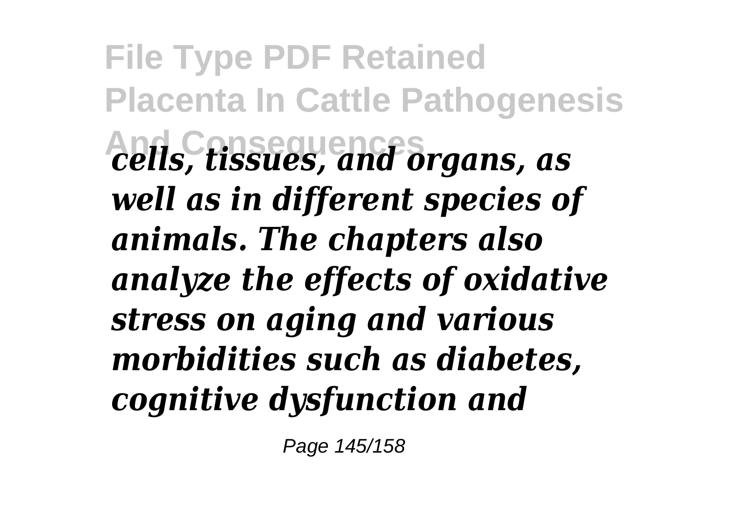*cells, tissues, and organs, as well as in different species of animals. The chapters also analyze the effects of oxidative stress on aging and various morbidities such as diabetes, cognitive dysfunction and*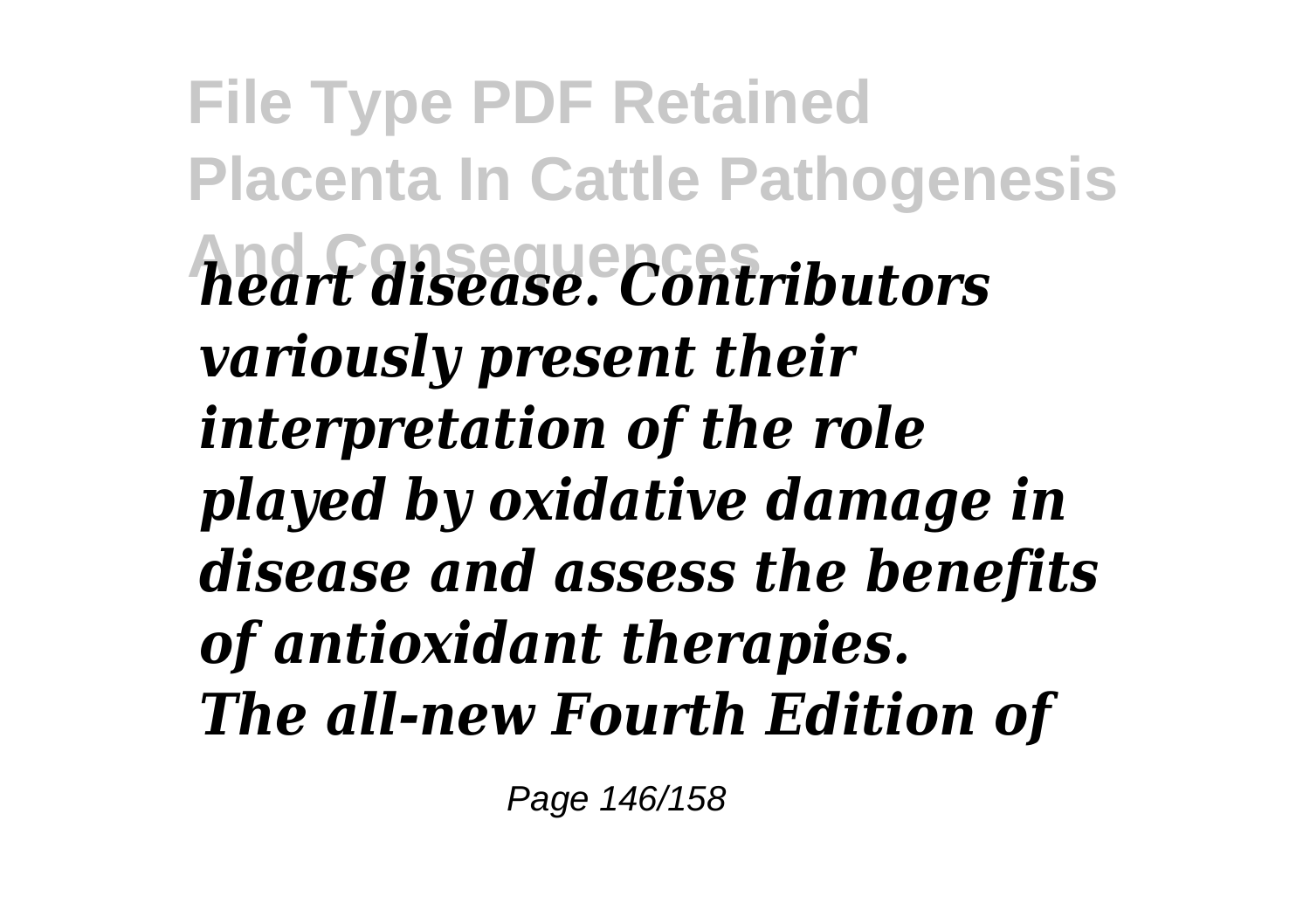*heart disease. Contributors variously present their interpretation of the role played by oxidative damage in disease and assess the benefits of antioxidant therapies.*
*The all-new Fourth Edition of*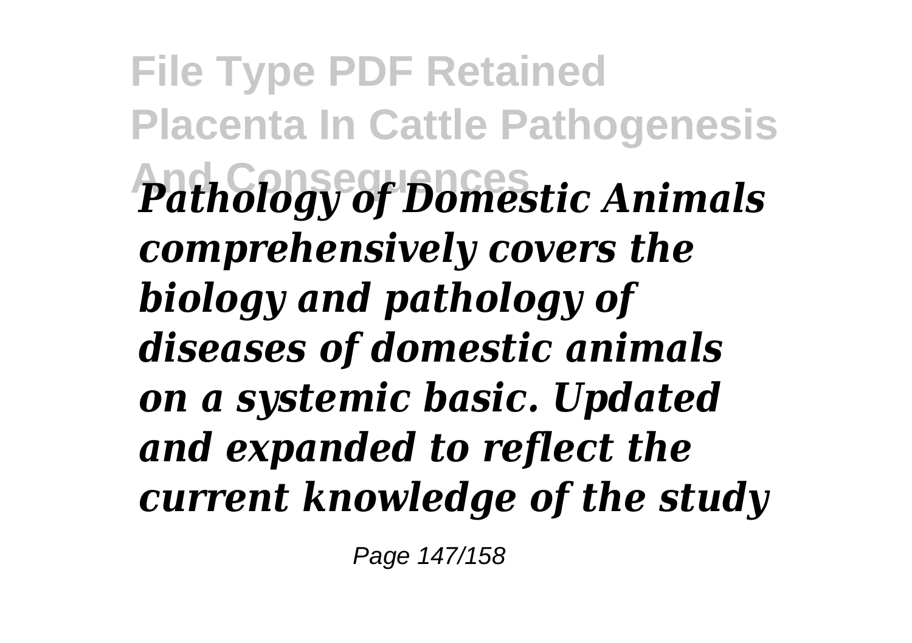*Pathology of Domestic Animals comprehensively covers the biology and pathology of diseases of domestic animals on a systemic basic. Updated and expanded to reflect the current knowledge of the study*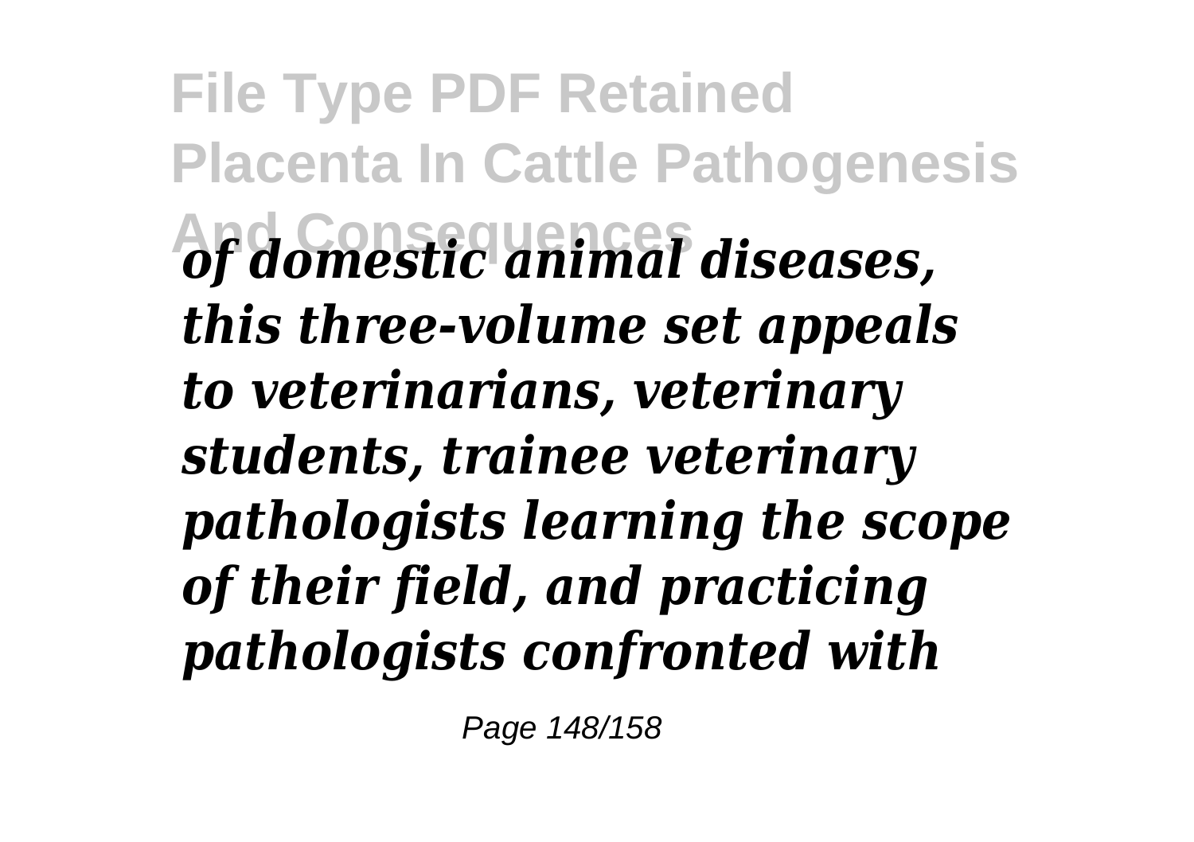*of domestic animal diseases, this three-volume set appeals to veterinarians, veterinary students, trainee veterinary pathologists learning the scope of their field, and practicing pathologists confronted with*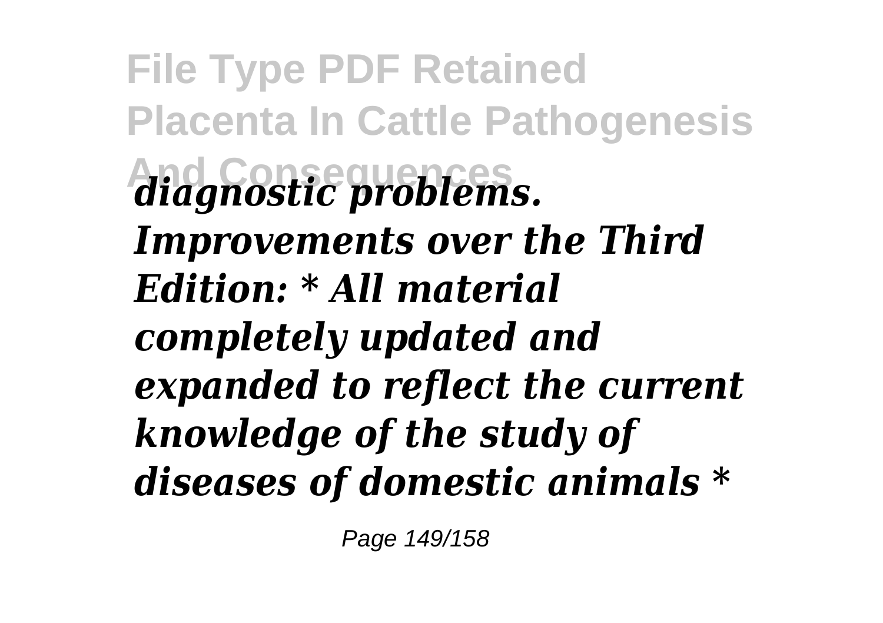*diagnostic problems. Improvements over the Third Edition: * All material completely updated and expanded to reflect the current knowledge of the study of diseases of domestic animals **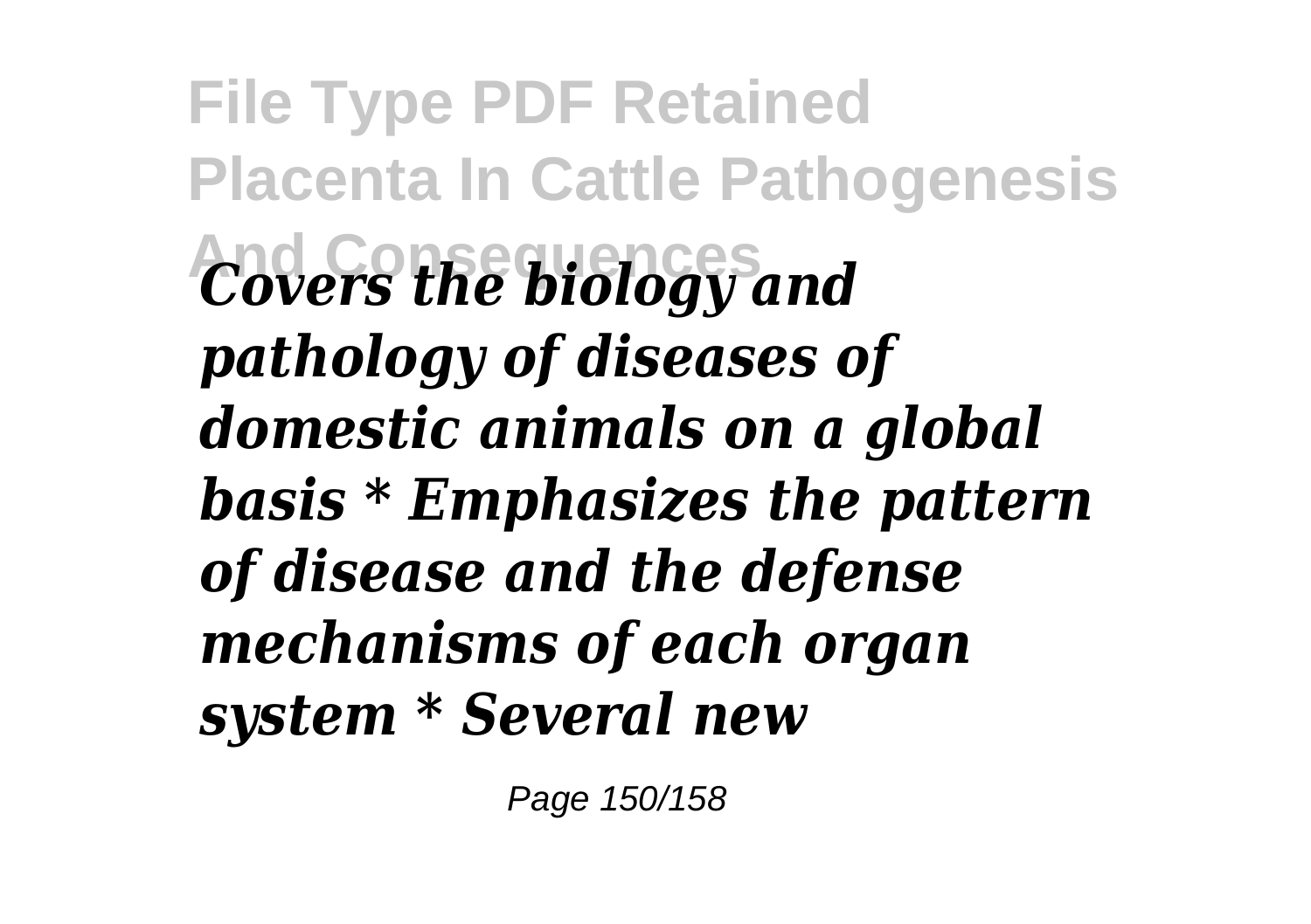*Covers the biology and pathology of diseases of domestic animals on a global basis * Emphasizes the pattern of disease and the defense mechanisms of each organ system * Several new*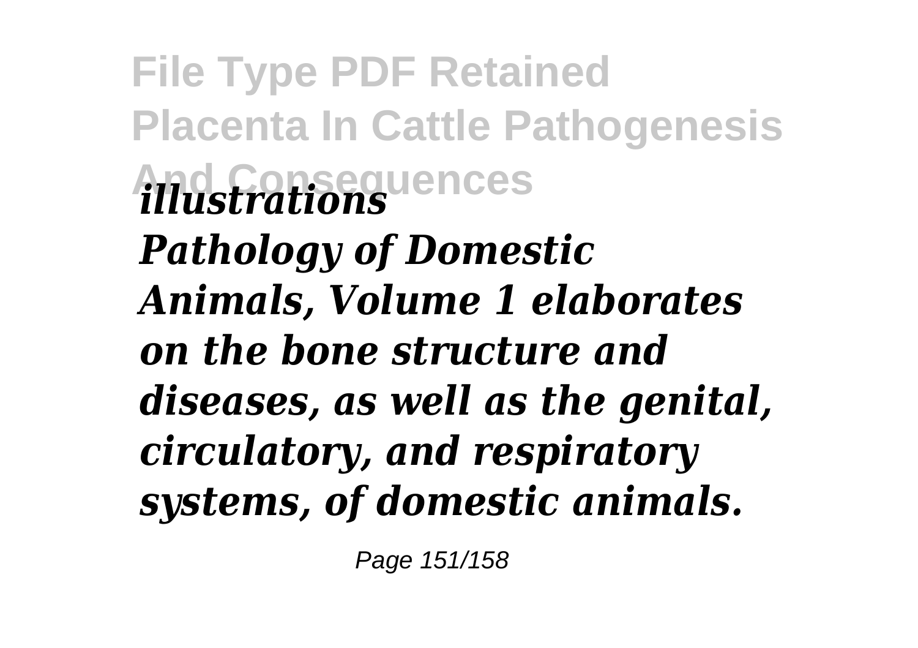*illustrations*

*Pathology of Domestic Animals, Volume 1 elaborates on the bone structure and diseases, as well as the genital, circulatory, and respiratory systems, of domestic animals.*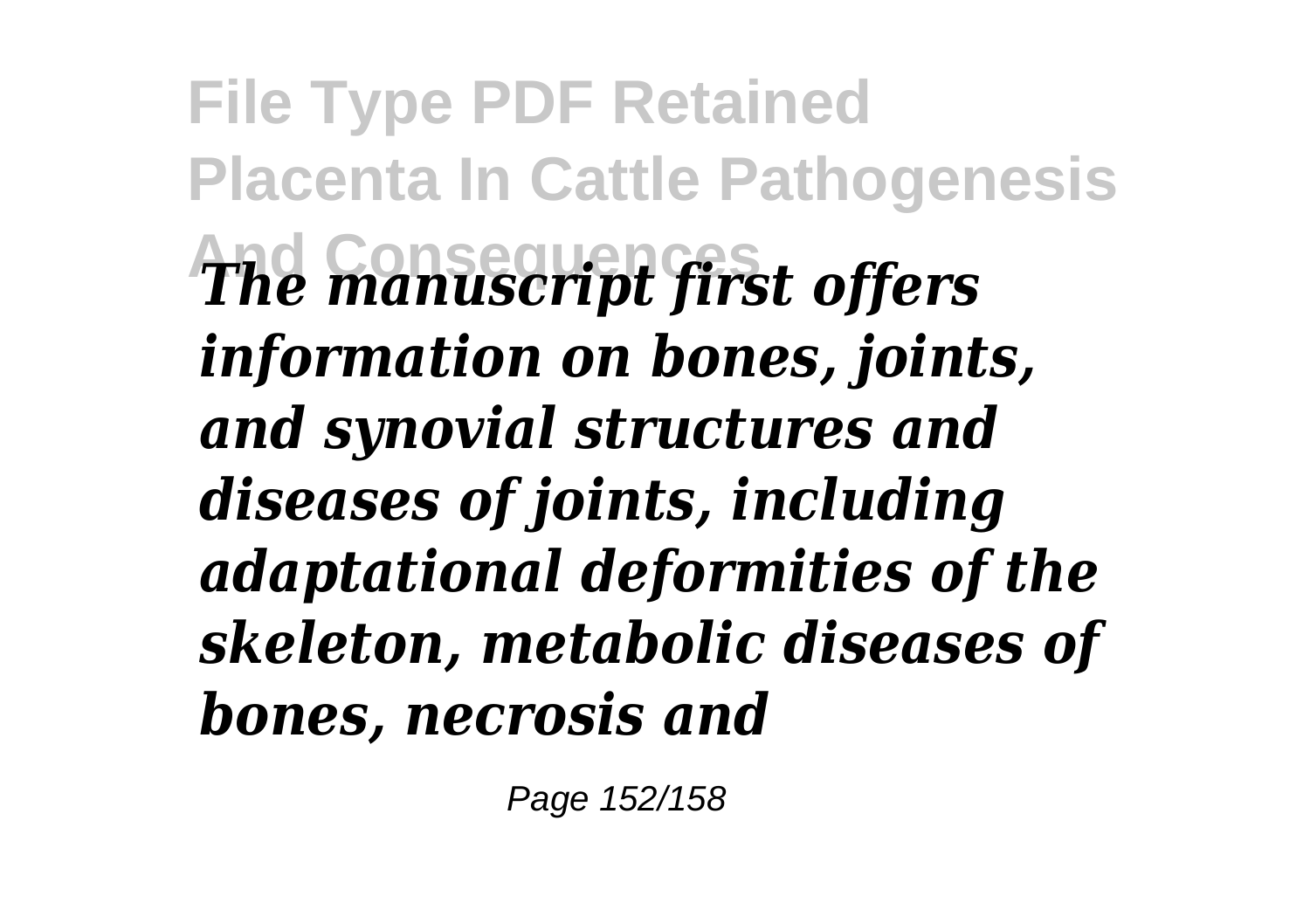*The manuscript first offers information on bones, joints, and synovial structures and diseases of joints, including adaptational deformities of the skeleton, metabolic diseases of bones, necrosis and*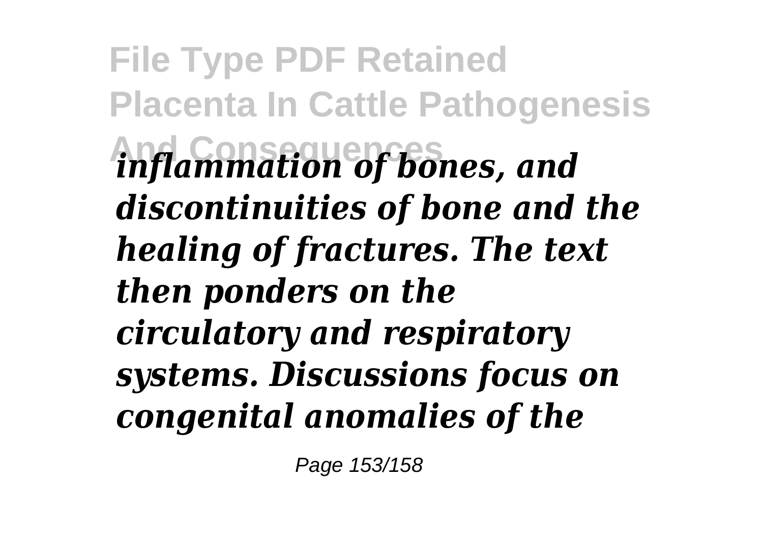*inflammation of bones, and discontinuities of bone and the healing of fractures. The text then ponders on the circulatory and respiratory systems. Discussions focus on congenital anomalies of the*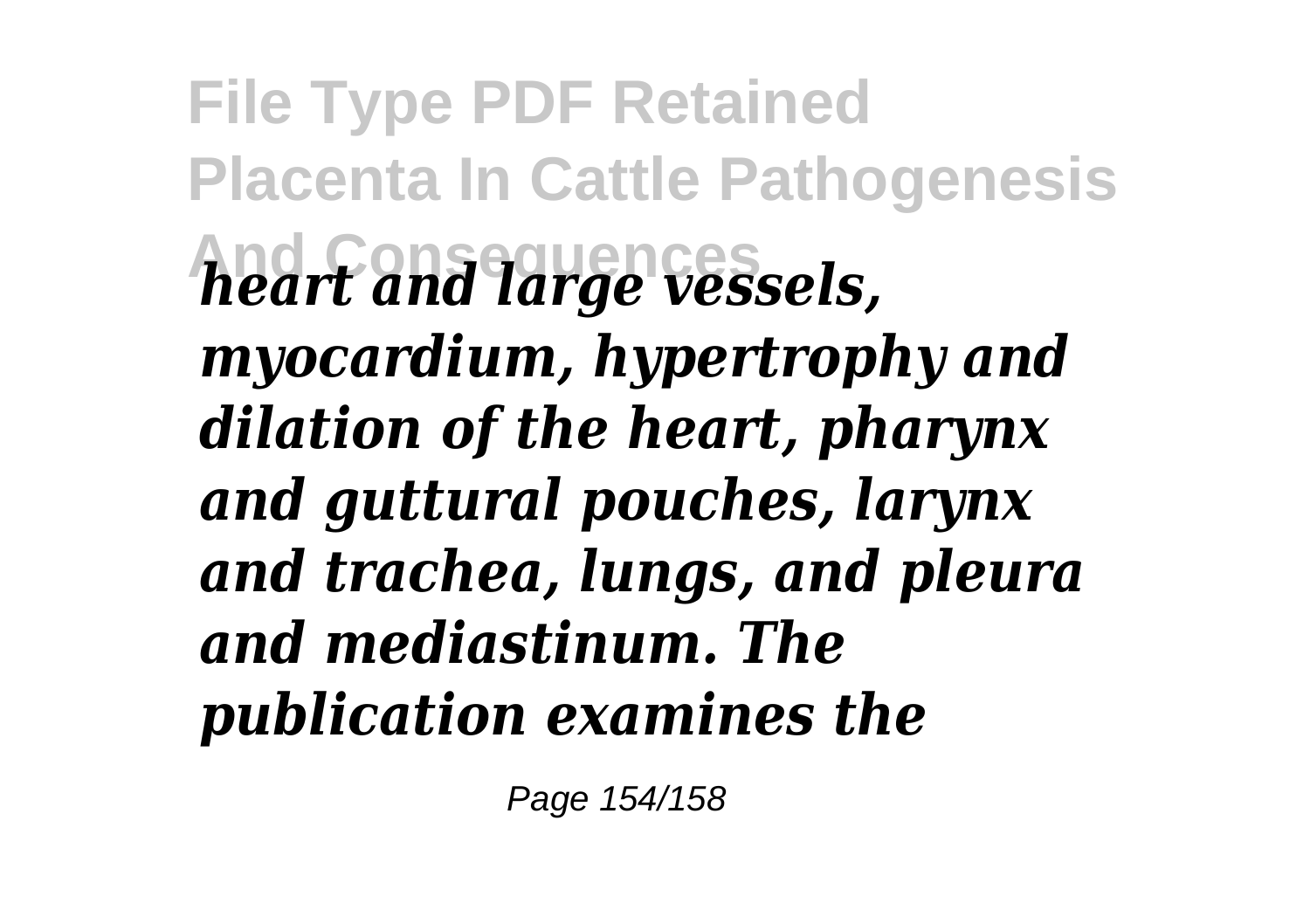*heart and large vessels, myocardium, hypertrophy and dilation of the heart, pharynx and guttural pouches, larynx and trachea, lungs, and pleura and mediastinum. The publication examines the*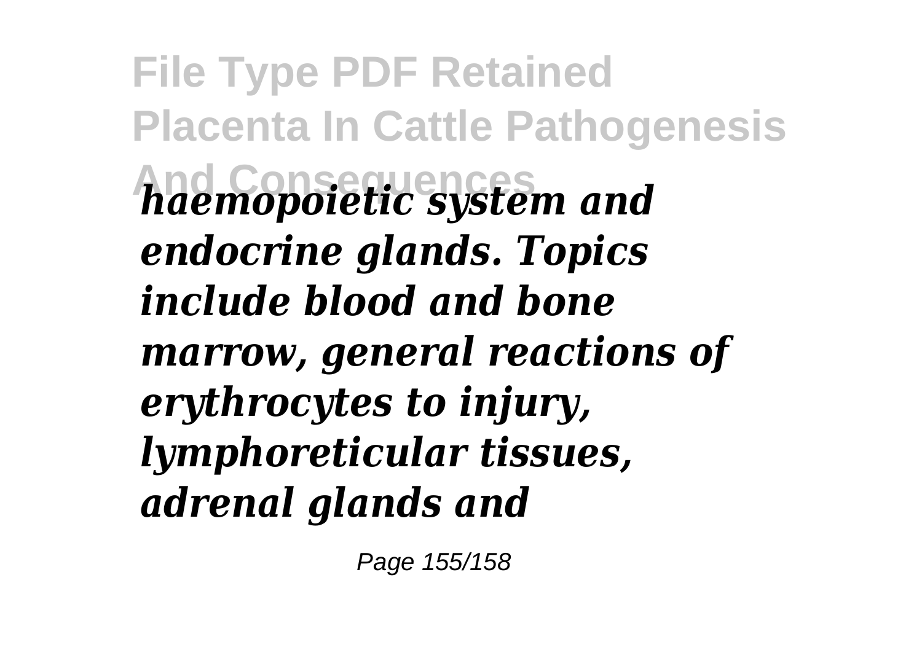*haemopoietic system and endocrine glands. Topics include blood and bone marrow, general reactions of erythrocytes to injury, lymphoreticular tissues, adrenal glands and*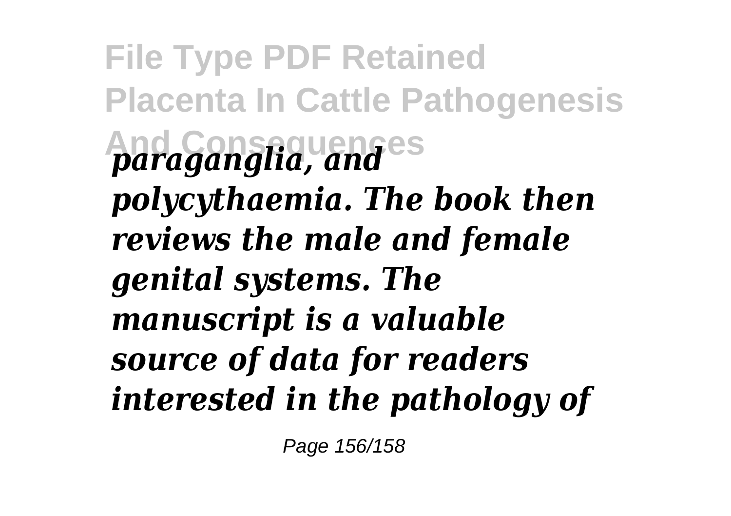*paraganglia, and polycythaemia. The book then reviews the male and female genital systems. The manuscript is a valuable source of data for readers interested in the pathology of*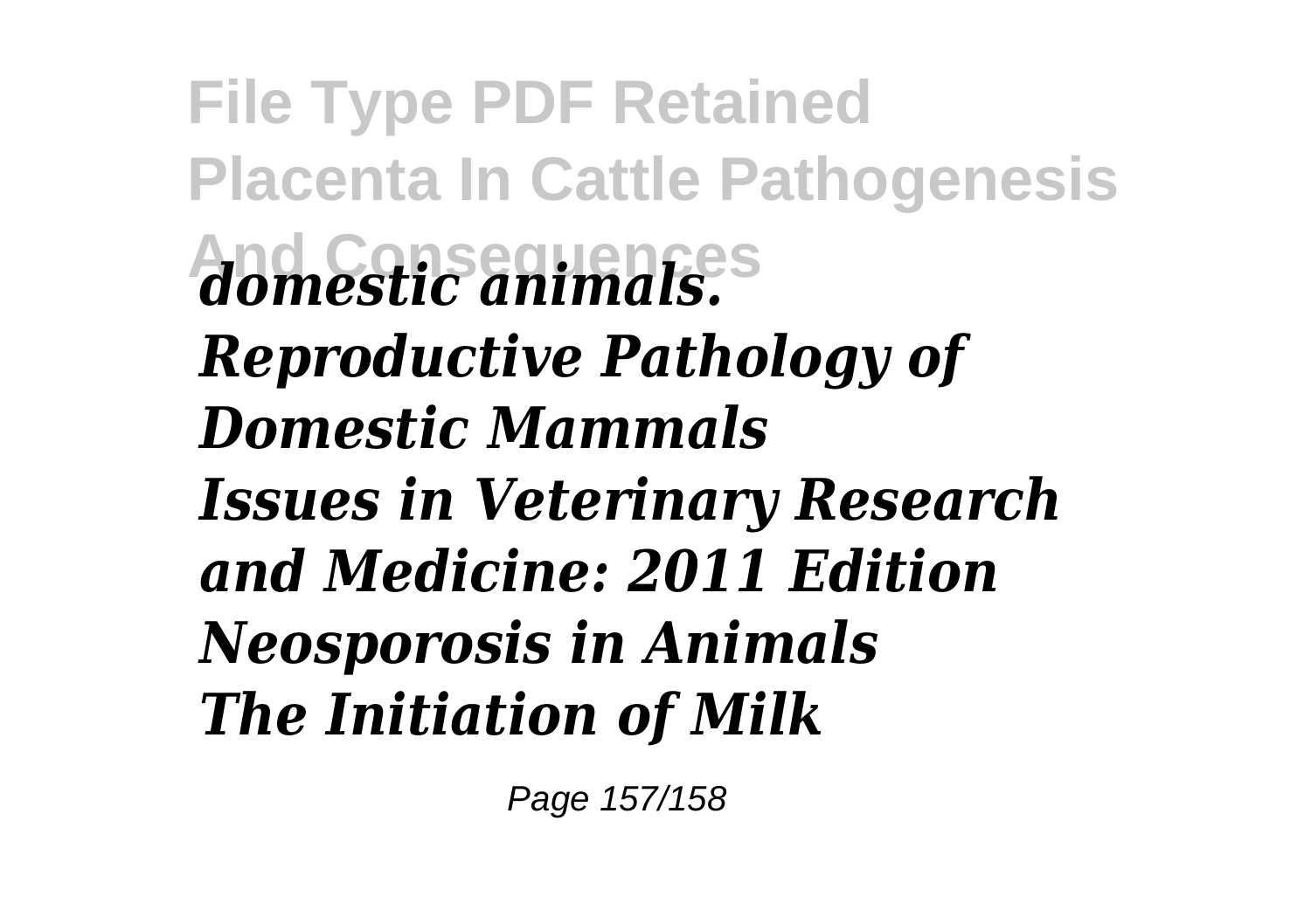*domestic animals.*
*Reproductive Pathology of Domestic Mammals*
*Issues in Veterinary Research and Medicine: 2011 Edition*
*Neosporosis in Animals*
*The Initiation of Milk*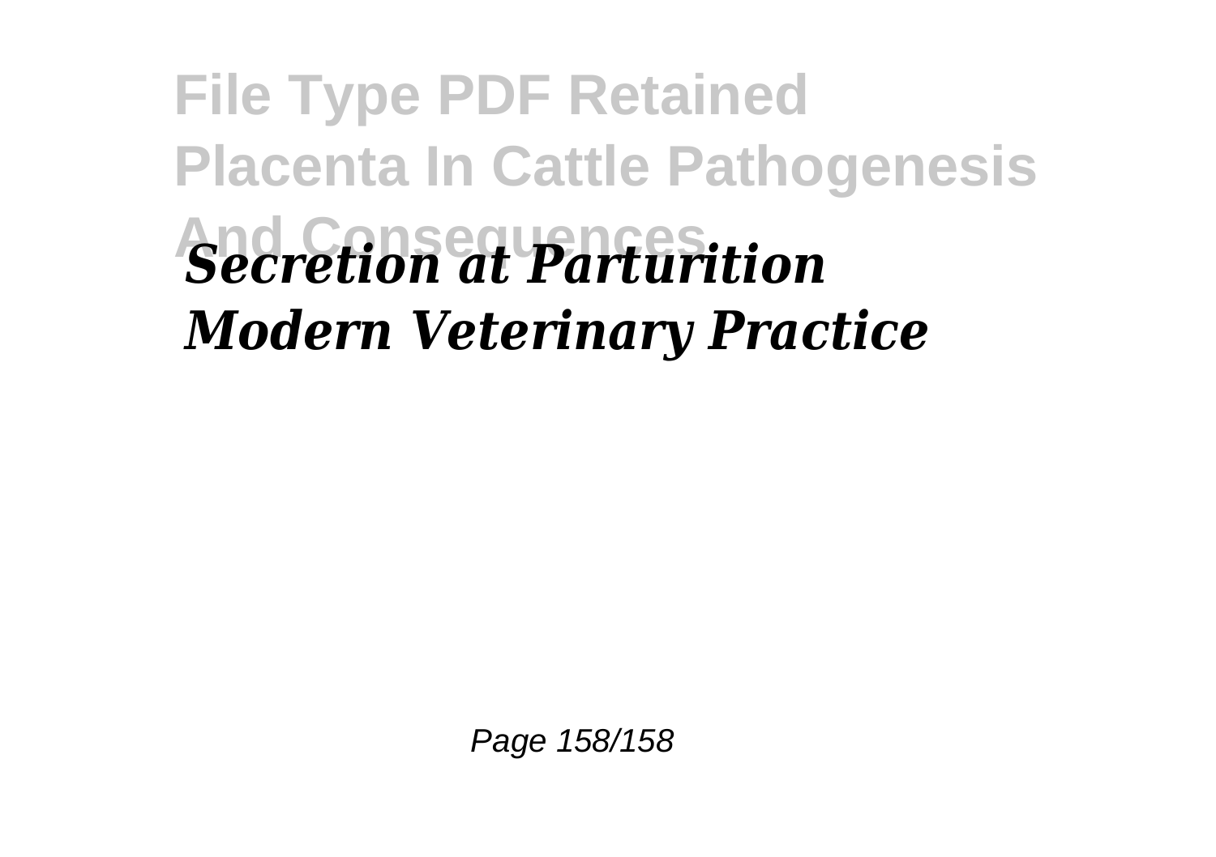*Secretion at Parturition*
*Modern Veterinary Practice*